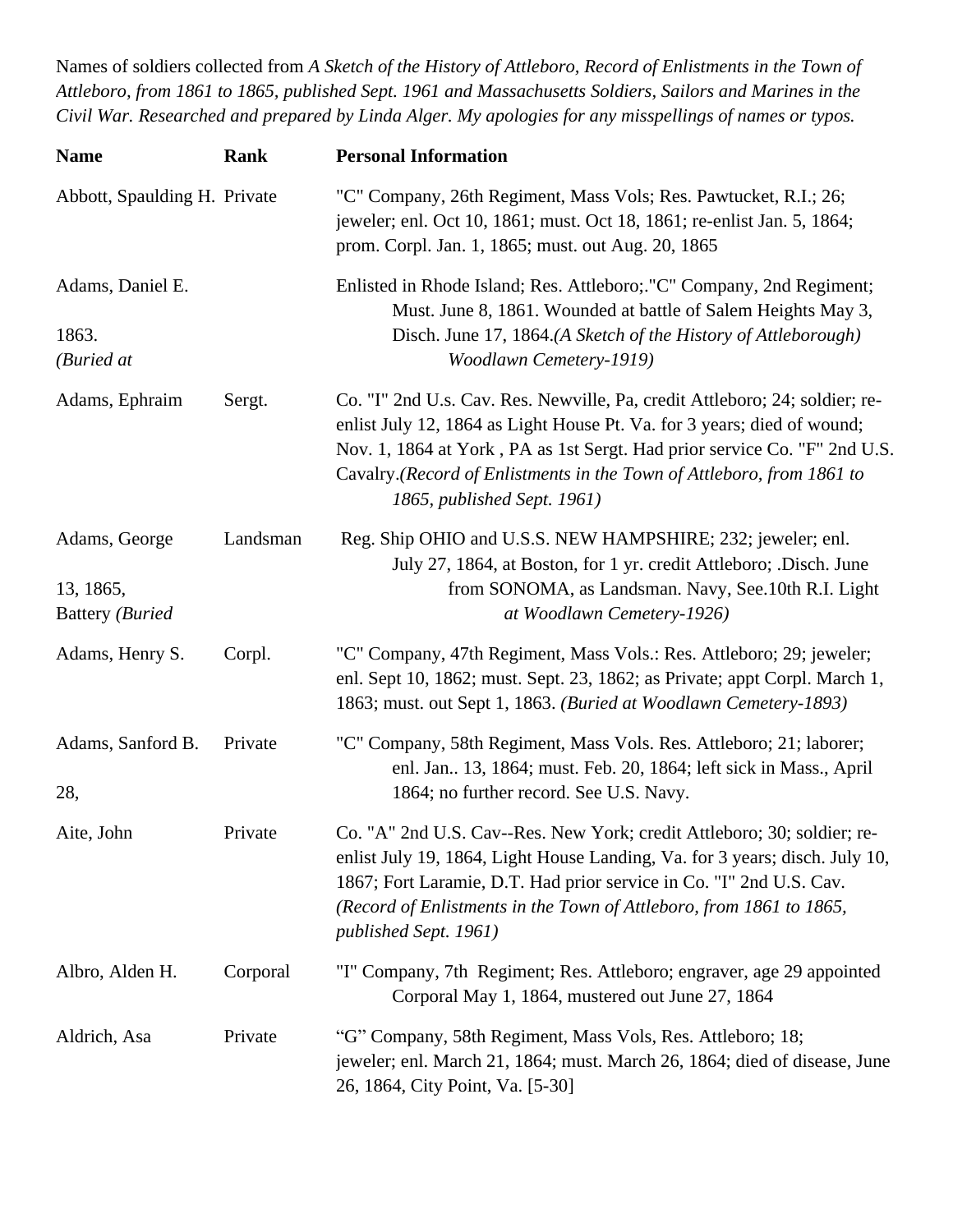Names of soldiers collected from *A Sketch of the History of Attleboro, Record of Enlistments in the Town of Attleboro, from 1861 to 1865, published Sept. 1961 and Massachusetts Soldiers, Sailors and Marines in the Civil War. Researched and prepared by Linda Alger. My apologies for any misspellings of names or typos.*

| Name | Rank | Personal Information |
|---|---|---|
| Abbott, Spaulding H. | Private | "C" Company, 26th Regiment, Mass Vols; Res. Pawtucket, R.I.; 26; jeweler; enl. Oct 10, 1861; must. Oct 18, 1861; re-enlist Jan. 5, 1864; prom. Corpl. Jan. 1, 1865; must. out Aug. 20, 1865 |
| Adams, Daniel E. 1863. *(Buried at* | | Enlisted in Rhode Island; Res. Attleboro;."C" Company, 2nd Regiment; Must. June 8, 1861. Wounded at battle of Salem Heights May 3, Disch. June 17, 1864.*(A Sketch of the History of Attleborough) Woodlawn Cemetery-1919)* |
| Adams, Ephraim | Sergt. | Co. "I" 2nd U.s. Cav. Res. Newville, Pa, credit Attleboro; 24; soldier; re-enlist July 12, 1864 as Light House Pt. Va. for 3 years; died of wound; Nov. 1, 1864 at York , PA as 1st Sergt. Had prior service Co. "F" 2nd U.S. Cavalry.*(Record of Enlistments in the Town of Attleboro, from 1861 to 1865, published Sept. 1961)* |
| Adams, George 13, 1865, Battery *(Buried* | Landsman | Reg. Ship OHIO and U.S.S. NEW HAMPSHIRE; 232; jeweler; enl. July 27, 1864, at Boston, for 1 yr. credit Attleboro; .Disch. June from SONOMA, as Landsman. Navy, See.10th R.I. Light *at Woodlawn Cemetery-1926)* |
| Adams, Henry S. | Corpl. | "C" Company, 47th Regiment, Mass Vols.: Res. Attleboro; 29; jeweler; enl. Sept 10, 1862; must. Sept. 23, 1862; as Private; appt Corpl. March 1, 1863; must. out Sept 1, 1863. *(Buried at Woodlawn Cemetery-1893)* |
| Adams, Sanford B. 28, | Private | "C" Company, 58th Regiment, Mass Vols. Res. Attleboro; 21; laborer; enl. Jan.. 13, 1864; must. Feb. 20, 1864; left sick in Mass., April 1864; no further record. See U.S. Navy. |
| Aite, John | Private | Co. "A" 2nd U.S. Cav--Res. New York; credit Attleboro; 30; soldier; re-enlist July 19, 1864, Light House Landing, Va. for 3 years; disch. July 10, 1867; Fort Laramie, D.T. Had prior service in Co. "I" 2nd U.S. Cav. *(Record of Enlistments in the Town of Attleboro, from 1861 to 1865, published Sept. 1961)* |
| Albro, Alden H. | Corporal | "I" Company, 7th Regiment; Res. Attleboro; engraver, age 29 appointed Corporal May 1, 1864, mustered out June 27, 1864 |
| Aldrich, Asa | Private | "G" Company, 58th Regiment, Mass Vols, Res. Attleboro; 18; jeweler; enl. March 21, 1864; must. March 26, 1864; died of disease, June 26, 1864, City Point, Va. [5-30] |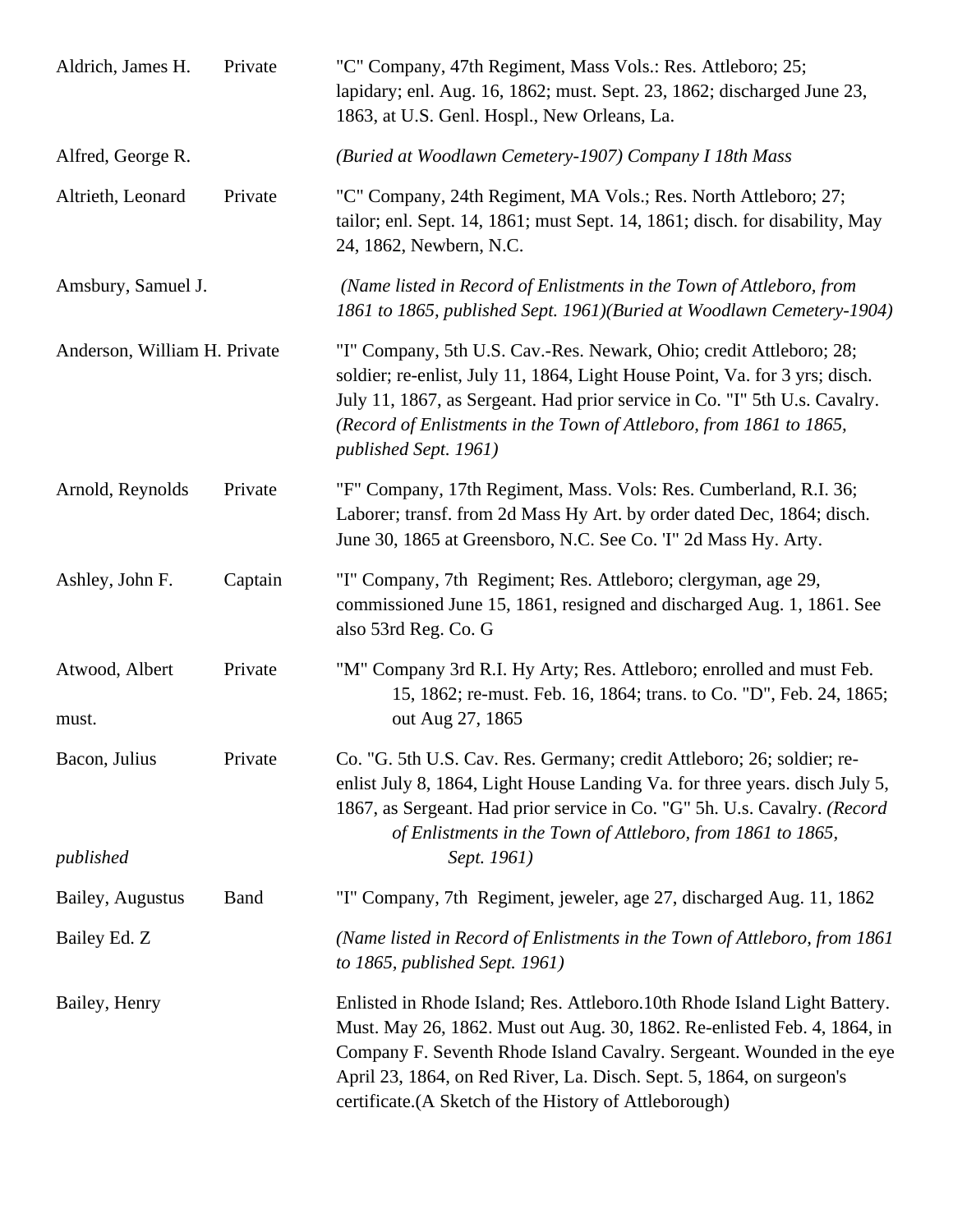| Name | Rank | Details |
|---|---|---|
| Aldrich, James H. | Private | "C" Company, 47th Regiment, Mass Vols.: Res. Attleboro; 25; lapidary; enl. Aug. 16, 1862; must. Sept. 23, 1862; discharged June 23, 1863, at U.S. Genl. Hospl., New Orleans, La. |
| Alfred, George R. | | *(Buried at Woodlawn Cemetery-1907) Company I 18th Mass* |
| Altrieth, Leonard | Private | "C" Company, 24th Regiment, MA Vols.; Res. North Attleboro; 27; tailor; enl. Sept. 14, 1861; must Sept. 14, 1861; disch. for disability, May 24, 1862, Newbern, N.C. |
| Amsbury, Samuel J. | | *(Name listed in Record of Enlistments in the Town of Attleboro, from 1861 to 1865, published Sept. 1961)(Buried at Woodlawn Cemetery-1904)* |
| Anderson, William H. | Private | "I" Company, 5th U.S. Cav.-Res. Newark, Ohio; credit Attleboro; 28; soldier; re-enlist, July 11, 1864, Light House Point, Va. for 3 yrs; disch. July 11, 1867, as Sergeant. Had prior service in Co. "I" 5th U.s. Cavalry. *(Record of Enlistments in the Town of Attleboro, from 1861 to 1865, published Sept. 1961)* |
| Arnold, Reynolds | Private | "F" Company, 17th Regiment, Mass. Vols: Res. Cumberland, R.I. 36; Laborer; transf. from 2d Mass Hy Art. by order dated Dec, 1864; disch. June 30, 1865 at Greensboro, N.C. See Co. 'I" 2d Mass Hy. Arty. |
| Ashley, John F. | Captain | "I" Company, 7th Regiment; Res. Attleboro; clergyman, age 29, commissioned June 15, 1861, resigned and discharged Aug. 1, 1861. See also 53rd Reg. Co. G |
| Atwood, Albert | Private | "M" Company 3rd R.I. Hy Arty; Res. Attleboro; enrolled and must Feb. 15, 1862; re-must. Feb. 16, 1864; trans. to Co. "D", Feb. 24, 1865; must. out Aug 27, 1865 |
| Bacon, Julius | Private | Co. "G. 5th U.S. Cav. Res. Germany; credit Attleboro; 26; soldier; re-enlist July 8, 1864, Light House Landing Va. for three years. disch July 5, 1867, as Sergeant. Had prior service in Co. "G" 5h. U.s. Cavalry. *(Record of Enlistments in the Town of Attleboro, from 1861 to 1865, published Sept. 1961)* |
| Bailey, Augustus | Band | "I" Company, 7th Regiment, jeweler, age 27, discharged Aug. 11, 1862 |
| Bailey Ed. Z | | *(Name listed in Record of Enlistments in the Town of Attleboro, from 1861 to 1865, published Sept. 1961)* |
| Bailey, Henry | | Enlisted in Rhode Island; Res. Attleboro.10th Rhode Island Light Battery. Must. May 26, 1862. Must out Aug. 30, 1862. Re-enlisted Feb. 4, 1864, in Company F. Seventh Rhode Island Cavalry. Sergeant. Wounded in the eye April 23, 1864, on Red River, La. Disch. Sept. 5, 1864, on surgeon's certificate.(A Sketch of the History of Attleborough) |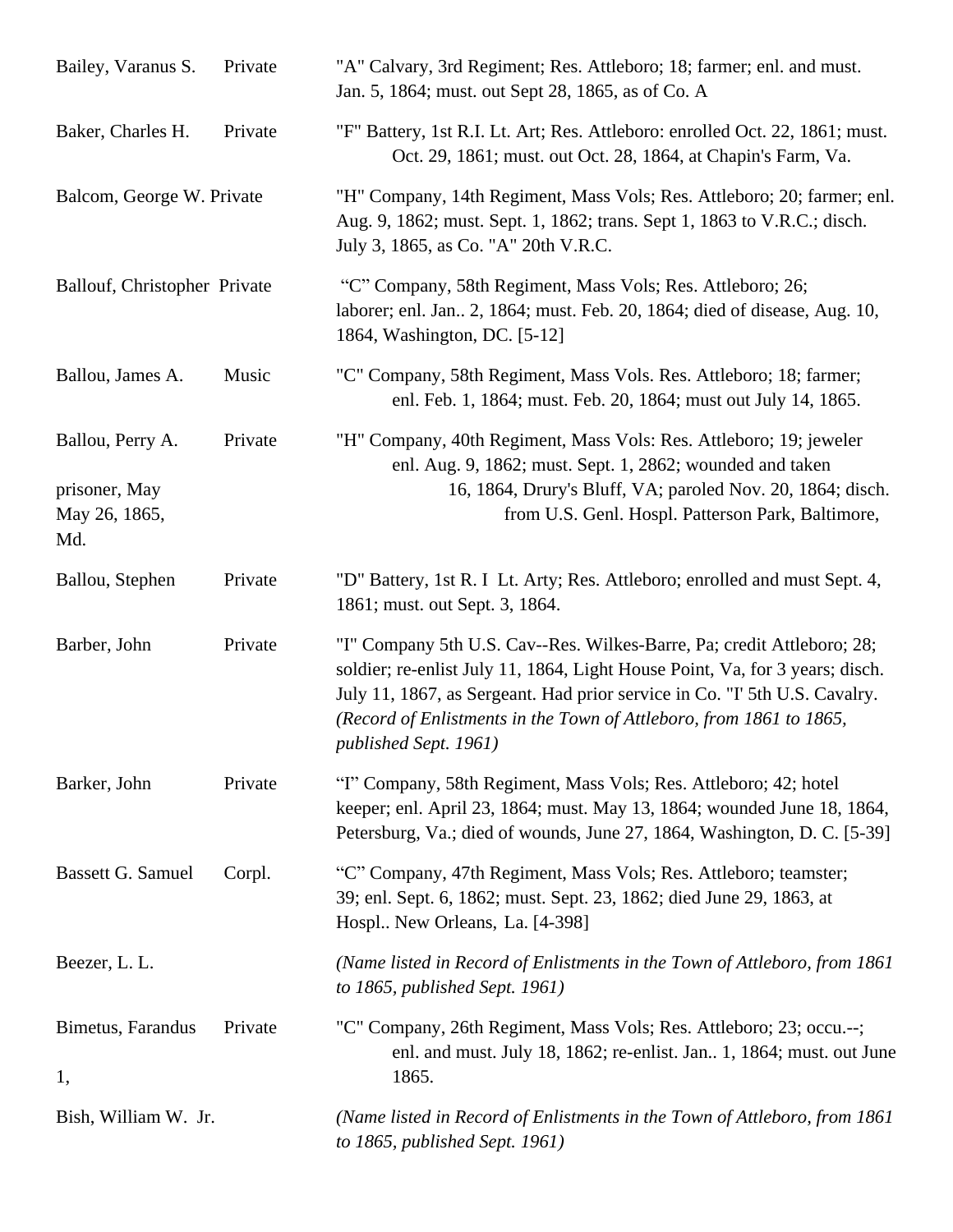| | | |
|---|---|---|
| Bailey, Varanus S. | Private | "A" Calvary, 3rd Regiment; Res. Attleboro; 18; farmer; enl. and must. Jan. 5, 1864; must. out Sept 28, 1865, as of Co. A |
| Baker, Charles H. | Private | "F" Battery, 1st R.I. Lt. Art; Res. Attleboro: enrolled Oct. 22, 1861; must. Oct. 29, 1861; must. out Oct. 28, 1864, at Chapin's Farm, Va. |
| Balcom, George W. | Private | "H" Company, 14th Regiment, Mass Vols; Res. Attleboro; 20; farmer; enl. Aug. 9, 1862; must. Sept. 1, 1862; trans. Sept 1, 1863 to V.R.C.; disch. July 3, 1865, as Co. "A" 20th V.R.C. |
| Ballouf, Christopher | Private | "C" Company, 58th Regiment, Mass Vols; Res. Attleboro; 26; laborer; enl. Jan.. 2, 1864; must. Feb. 20, 1864; died of disease, Aug. 10, 1864, Washington, DC. [5-12] |
| Ballou, James A. | Music | "C" Company, 58th Regiment, Mass Vols. Res. Attleboro; 18; farmer; enl. Feb. 1, 1864; must. Feb. 20, 1864; must out July 14, 1865. |
| Ballou, Perry A. | Private | "H" Company, 40th Regiment, Mass Vols: Res. Attleboro; 19; jeweler enl. Aug. 9, 1862; must. Sept. 1, 2862; wounded and taken prisoner, May 16, 1864, Drury's Bluff, VA; paroled Nov. 20, 1864; disch. May 26, 1865, from U.S. Genl. Hospl. Patterson Park, Baltimore, Md. |
| Ballou, Stephen | Private | "D" Battery, 1st R. I Lt. Arty; Res. Attleboro; enrolled and must Sept. 4, 1861; must. out Sept. 3, 1864. |
| Barber, John | Private | "I" Company 5th U.S. Cav--Res. Wilkes-Barre, Pa; credit Attleboro; 28; soldier; re-enlist July 11, 1864, Light House Point, Va, for 3 years; disch. July 11, 1867, as Sergeant. Had prior service in Co. "I' 5th U.S. Cavalry. *(Record of Enlistments in the Town of Attleboro, from 1861 to 1865, published Sept. 1961)* |
| Barker, John | Private | "I" Company, 58th Regiment, Mass Vols; Res. Attleboro; 42; hotel keeper; enl. April 23, 1864; must. May 13, 1864; wounded June 18, 1864, Petersburg, Va.; died of wounds, June 27, 1864, Washington, D. C. [5-39] |
| Bassett G. Samuel | Corpl. | "C" Company, 47th Regiment, Mass Vols; Res. Attleboro; teamster; 39; enl. Sept. 6, 1862; must. Sept. 23, 1862; died June 29, 1863, at Hospl.. New Orleans, La. [4-398] |
| Beezer, L. L. | | *(Name listed in Record of Enlistments in the Town of Attleboro, from 1861 to 1865, published Sept. 1961)* |
| Bimetus, Farandus | Private | "C" Company, 26th Regiment, Mass Vols; Res. Attleboro; 23; occu.--; enl. and must. July 18, 1862; re-enlist. Jan.. 1, 1864; must. out June 1, 1865. |
| Bish, William W. Jr. | | *(Name listed in Record of Enlistments in the Town of Attleboro, from 1861 to 1865, published Sept. 1961)* |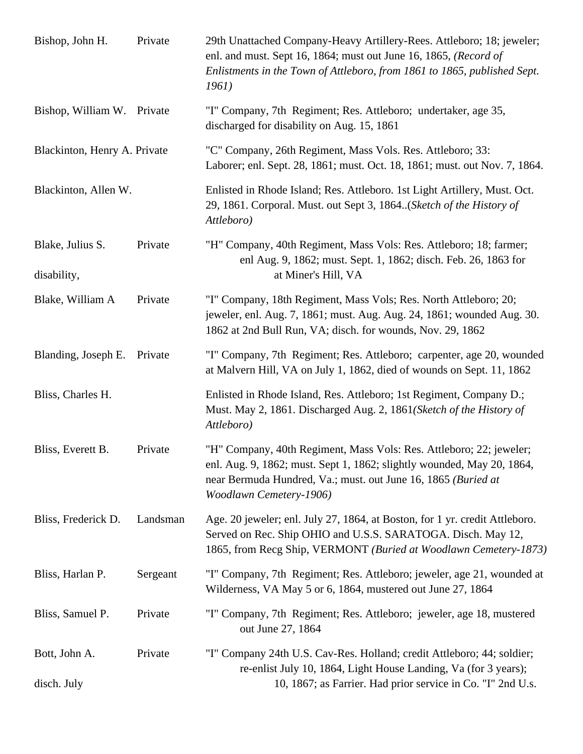| | | |
|---|---|---|
| Bishop, John H. | Private | 29th Unattached Company-Heavy Artillery-Rees. Attleboro; 18; jeweler; enl. and must. Sept 16, 1864; must out June 16, 1865, *(Record of Enlistments in the Town of Attleboro, from 1861 to 1865, published Sept. 1961)* |
| Bishop, William W. | Private | "I" Company, 7th Regiment; Res. Attleboro; undertaker, age 35, discharged for disability on Aug. 15, 1861 |
| Blackinton, Henry A. | Private | "C" Company, 26th Regiment, Mass Vols. Res. Attleboro; 33: Laborer; enl. Sept. 28, 1861; must. Oct. 18, 1861; must. out Nov. 7, 1864. |
| Blackinton, Allen W. | | Enlisted in Rhode Island; Res. Attleboro. 1st Light Artillery, Must. Oct. 29, 1861. Corporal. Must. out Sept 3, 1864..*(Sketch of the History of Attleboro)* |
| Blake, Julius S. | Private | "H" Company, 40th Regiment, Mass Vols: Res. Attleboro; 18; farmer; enl Aug. 9, 1862; must. Sept. 1, 1862; disch. Feb. 26, 1863 for disability, at Miner's Hill, VA |
| Blake, William A | Private | "I" Company, 18th Regiment, Mass Vols; Res. North Attleboro; 20; jeweler, enl. Aug. 7, 1861; must. Aug. Aug. 24, 1861; wounded Aug. 30. 1862 at 2nd Bull Run, VA; disch. for wounds, Nov. 29, 1862 |
| Blanding, Joseph E. | Private | "I" Company, 7th Regiment; Res. Attleboro; carpenter, age 20, wounded at Malvern Hill, VA on July 1, 1862, died of wounds on Sept. 11, 1862 |
| Bliss, Charles H. | | Enlisted in Rhode Island, Res. Attleboro; 1st Regiment, Company D.; Must. May 2, 1861. Discharged Aug. 2, 1861*(Sketch of the History of Attleboro)* |
| Bliss, Everett B. | Private | "H" Company, 40th Regiment, Mass Vols: Res. Attleboro; 22; jeweler; enl. Aug. 9, 1862; must. Sept 1, 1862; slightly wounded, May 20, 1864, near Bermuda Hundred, Va.; must. out June 16, 1865 *(Buried at Woodlawn Cemetery-1906)* |
| Bliss, Frederick D. | Landsman | Age. 20 jeweler; enl. July 27, 1864, at Boston, for 1 yr. credit Attleboro. Served on Rec. Ship OHIO and U.S.S. SARATOGA. Disch. May 12, 1865, from Recg Ship, VERMONT *(Buried at Woodlawn Cemetery-1873)* |
| Bliss, Harlan P. | Sergeant | "I" Company, 7th Regiment; Res. Attleboro; jeweler, age 21, wounded at Wilderness, VA May 5 or 6, 1864, mustered out June 27, 1864 |
| Bliss, Samuel P. | Private | "I" Company, 7th Regiment; Res. Attleboro; jeweler, age 18, mustered out June 27, 1864 |
| Bott, John A. | Private | "I" Company 24th U.S. Cav-Res. Holland; credit Attleboro; 44; soldier; re-enlist July 10, 1864, Light House Landing, Va (for 3 years); disch. July 10, 1867; as Farrier. Had prior service in Co. "I" 2nd U.s. |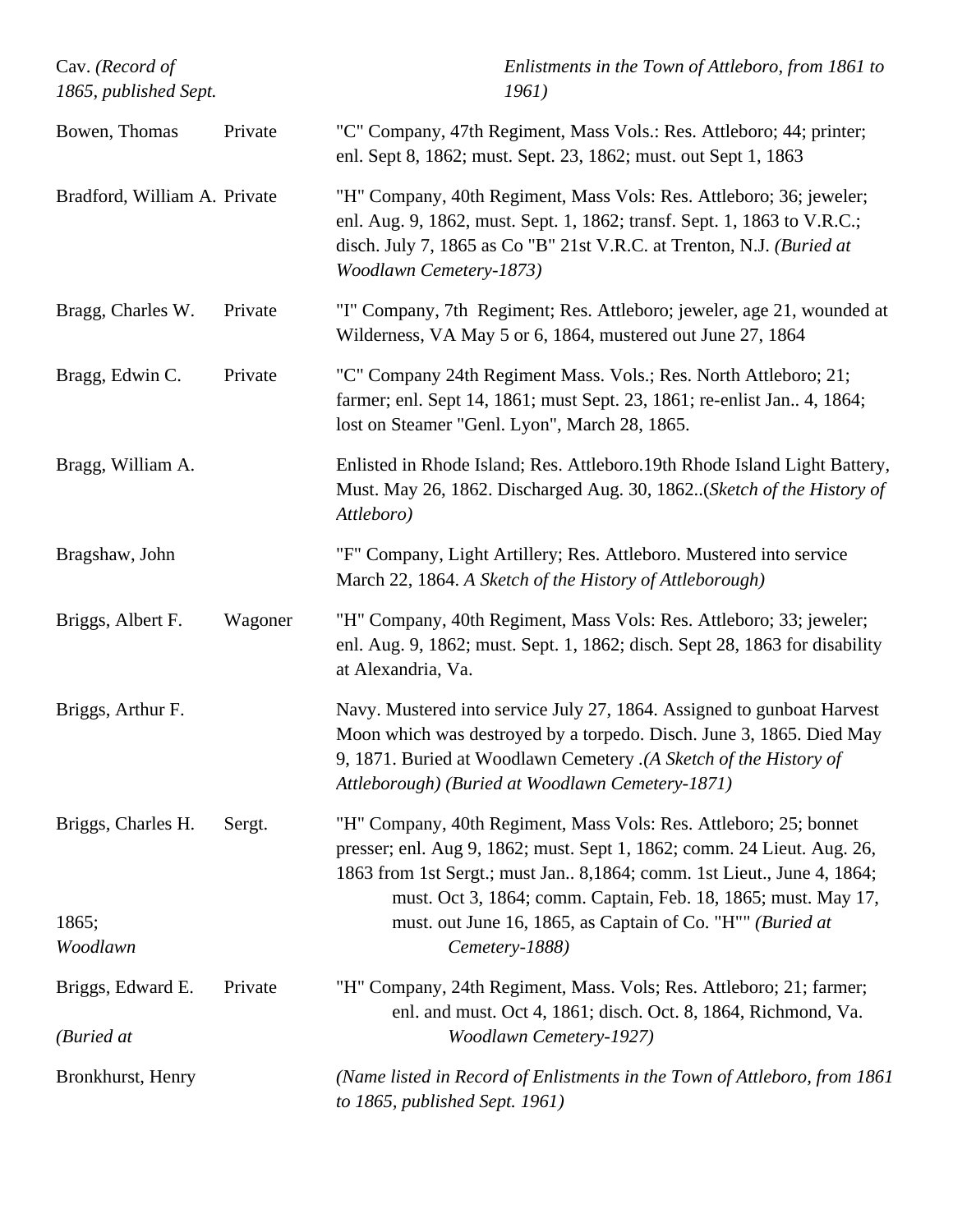Cav. *(Record of 1865, published Sept.* *Enlistments in the Town of Attleboro, from 1861 to 1961)*

| | | |
|---|---|---|
| Bowen, Thomas | Private | "C" Company, 47th Regiment, Mass Vols.: Res. Attleboro; 44; printer; enl. Sept 8, 1862; must. Sept. 23, 1862; must. out Sept 1, 1863 |
| Bradford, William A. | Private | "H" Company, 40th Regiment, Mass Vols: Res. Attleboro; 36; jeweler; enl. Aug. 9, 1862, must. Sept. 1, 1862; transf. Sept. 1, 1863 to V.R.C.; disch. July 7, 1865 as Co "B" 21st V.R.C. at Trenton, N.J. *(Buried at Woodlawn Cemetery-1873)* |
| Bragg, Charles W. | Private | "I" Company, 7th Regiment; Res. Attleboro; jeweler, age 21, wounded at Wilderness, VA May 5 or 6, 1864, mustered out June 27, 1864 |
| Bragg, Edwin C. | Private | "C" Company 24th Regiment Mass. Vols.; Res. North Attleboro; 21; farmer; enl. Sept 14, 1861; must Sept. 23, 1861; re-enlist Jan.. 4, 1864; lost on Steamer "Genl. Lyon", March 28, 1865. |
| Bragg, William A. | | Enlisted in Rhode Island; Res. Attleboro.19th Rhode Island Light Battery, Must. May 26, 1862. Discharged Aug. 30, 1862..*(Sketch of the History of Attleboro)* |
| Bragshaw, John | | "F" Company, Light Artillery; Res. Attleboro. Mustered into service March 22, 1864. *A Sketch of the History of Attleborough)* |
| Briggs, Albert F. | Wagoner | "H" Company, 40th Regiment, Mass Vols: Res. Attleboro; 33; jeweler; enl. Aug. 9, 1862; must. Sept. 1, 1862; disch. Sept 28, 1863 for disability at Alexandria, Va. |
| Briggs, Arthur F. | | Navy. Mustered into service July 27, 1864. Assigned to gunboat Harvest Moon which was destroyed by a torpedo. Disch. June 3, 1865. Died May 9, 1871. Buried at Woodlawn Cemetery .*(A Sketch of the History of Attleborough) (Buried at Woodlawn Cemetery-1871)* |
| Briggs, Charles H. | Sergt. | "H" Company, 40th Regiment, Mass Vols: Res. Attleboro; 25; bonnet presser; enl. Aug 9, 1862; must. Sept 1, 1862; comm. 24 Lieut. Aug. 26, 1863 from 1st Sergt.; must Jan.. 8,1864; comm. 1st Lieut., June 4, 1864; must. Oct 3, 1864; comm. Captain, Feb. 18, 1865; must. May 17, 1865; must. out June 16, 1865, as Captain of Co. "H"" *(Buried at Woodlawn Cemetery-1888)* |
| Briggs, Edward E. | Private | "H" Company, 24th Regiment, Mass. Vols; Res. Attleboro; 21; farmer; enl. and must. Oct 4, 1861; disch. Oct. 8, 1864, Richmond, Va. *(Buried at Woodlawn Cemetery-1927)* |
| Bronkhurst, Henry | | *(Name listed in Record of Enlistments in the Town of Attleboro, from 1861 to 1865, published Sept. 1961)* |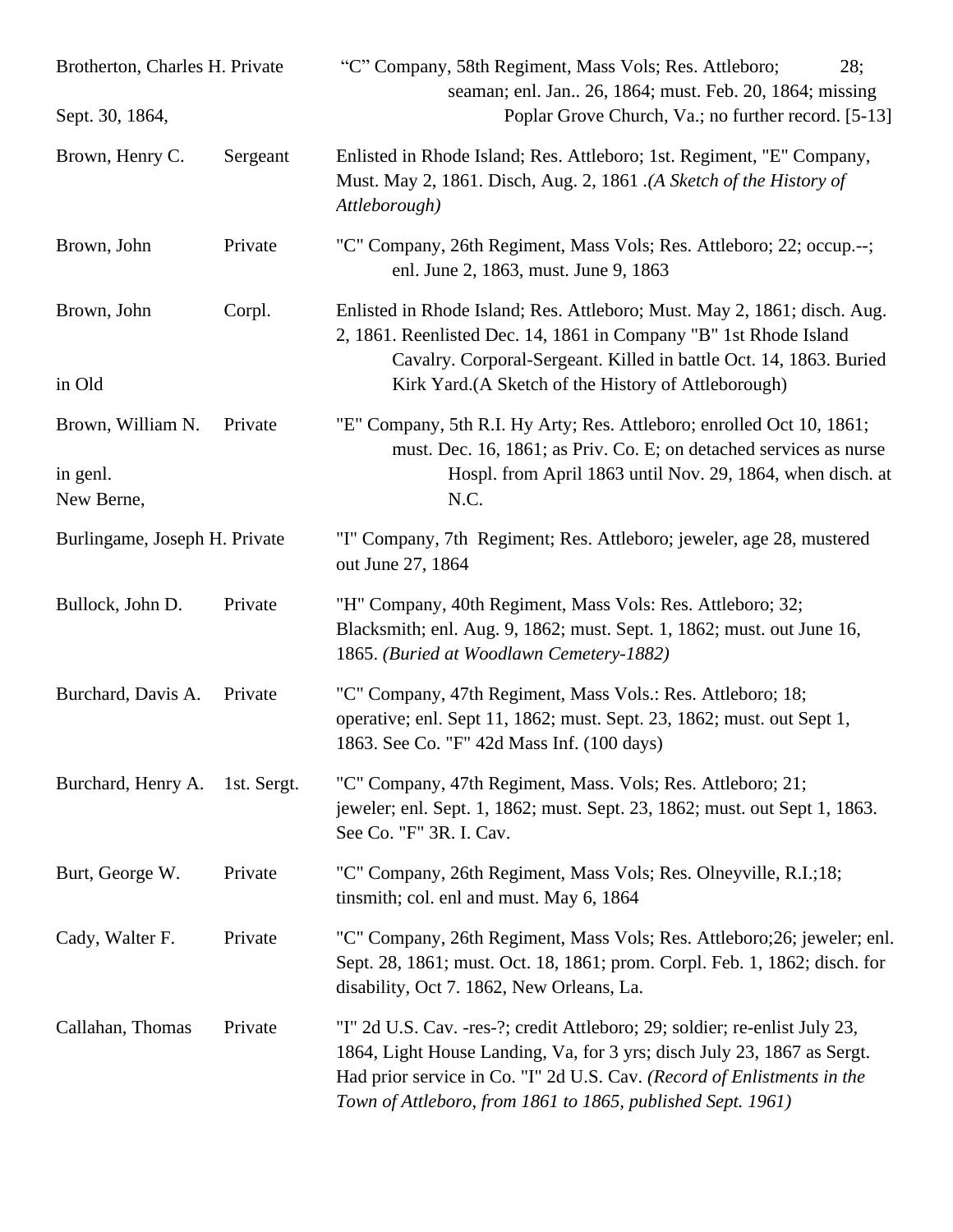| | | |
|---|---|---|
| Brotherton, Charles H. | Private | "C" Company, 58th Regiment, Mass Vols; Res. Attleboro; 28; seaman; enl. Jan.. 26, 1864; must. Feb. 20, 1864; missing Sept. 30, 1864, Poplar Grove Church, Va.; no further record. [5-13] |
| Brown, Henry C. | Sergeant | Enlisted in Rhode Island; Res. Attleboro; 1st. Regiment, "E" Company, Must. May 2, 1861. Disch, Aug. 2, 1861 .*(A Sketch of the History of Attleborough)* |
| Brown, John | Private | "C" Company, 26th Regiment, Mass Vols; Res. Attleboro; 22; occup.--; enl. June 2, 1863, must. June 9, 1863 |
| Brown, John | Corpl. | Enlisted in Rhode Island; Res. Attleboro; Must. May 2, 1861; disch. Aug. 2, 1861. Reenlisted Dec. 14, 1861 in Company "B" 1st Rhode Island Cavalry. Corporal-Sergeant. Killed in battle Oct. 14, 1863. Buried in Old Kirk Yard.(A Sketch of the History of Attleborough) |
| Brown, William N. | Private | "E" Company, 5th R.I. Hy Arty; Res. Attleboro; enrolled Oct 10, 1861; must. Dec. 16, 1861; as Priv. Co. E; on detached services as nurse in genl. Hospl. from April 1863 until Nov. 29, 1864, when disch. at New Berne, N.C. |
| Burlingame, Joseph H. | Private | "I" Company, 7th Regiment; Res. Attleboro; jeweler, age 28, mustered out June 27, 1864 |
| Bullock, John D. | Private | "H" Company, 40th Regiment, Mass Vols: Res. Attleboro; 32; Blacksmith; enl. Aug. 9, 1862; must. Sept. 1, 1862; must. out June 16, 1865. *(Buried at Woodlawn Cemetery-1882)* |
| Burchard, Davis A. | Private | "C" Company, 47th Regiment, Mass Vols.: Res. Attleboro; 18; operative; enl. Sept 11, 1862; must. Sept. 23, 1862; must. out Sept 1, 1863. See Co. "F" 42d Mass Inf. (100 days) |
| Burchard, Henry A. | 1st. Sergt. | "C" Company, 47th Regiment, Mass. Vols; Res. Attleboro; 21; jeweler; enl. Sept. 1, 1862; must. Sept. 23, 1862; must. out Sept 1, 1863. See Co. "F" 3R. I. Cav. |
| Burt, George W. | Private | "C" Company, 26th Regiment, Mass Vols; Res. Olneyville, R.I.;18; tinsmith; col. enl and must. May 6, 1864 |
| Cady, Walter F. | Private | "C" Company, 26th Regiment, Mass Vols; Res. Attleboro;26; jeweler; enl. Sept. 28, 1861; must. Oct. 18, 1861; prom. Corpl. Feb. 1, 1862; disch. for disability, Oct 7. 1862, New Orleans, La. |
| Callahan, Thomas | Private | "I" 2d U.S. Cav. -res-?; credit Attleboro; 29; soldier; re-enlist July 23, 1864, Light House Landing, Va, for 3 yrs; disch July 23, 1867 as Sergt. Had prior service in Co. "I" 2d U.S. Cav. *(Record of Enlistments in the Town of Attleboro, from 1861 to 1865, published Sept. 1961)* |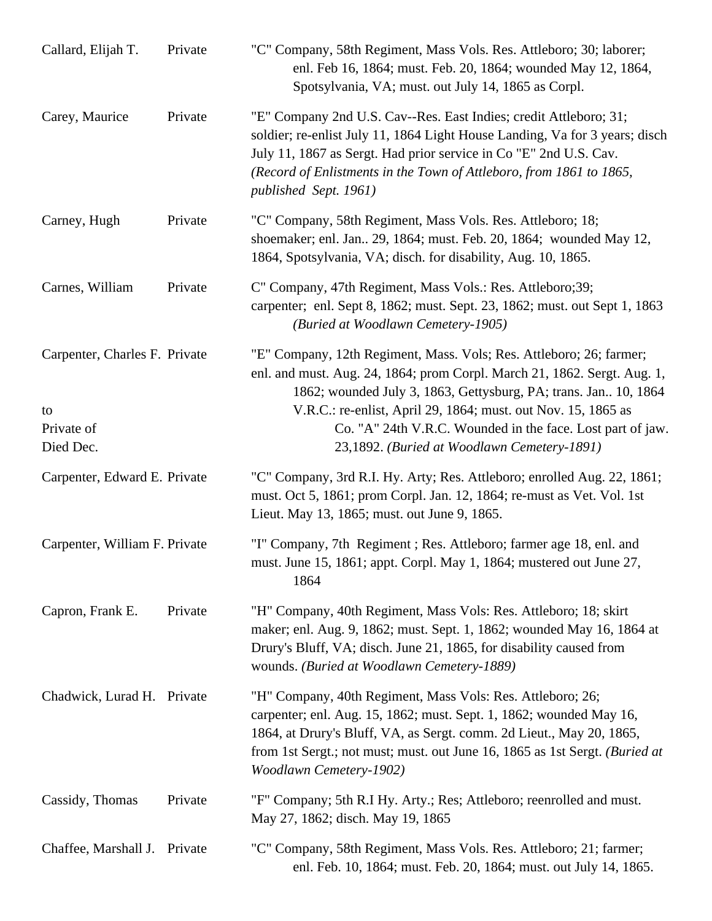| | | |
|---|---|---|
| Callard, Elijah T. | Private | "C" Company, 58th Regiment, Mass Vols. Res. Attleboro; 30; laborer; enl. Feb 16, 1864; must. Feb. 20, 1864; wounded May 12, 1864, Spotsylvania, VA; must. out July 14, 1865 as Corpl. |
| Carey, Maurice | Private | "E" Company 2nd U.S. Cav--Res. East Indies; credit Attleboro; 31; soldier; re-enlist July 11, 1864 Light House Landing, Va for 3 years; disch July 11, 1867 as Sergt. Had prior service in Co "E" 2nd U.S. Cav. *(Record of Enlistments in the Town of Attleboro, from 1861 to 1865, published Sept. 1961)* |
| Carney, Hugh | Private | "C" Company, 58th Regiment, Mass Vols. Res. Attleboro; 18; shoemaker; enl. Jan.. 29, 1864; must. Feb. 20, 1864; wounded May 12, 1864, Spotsylvania, VA; disch. for disability, Aug. 10, 1865. |
| Carnes, William | Private | C" Company, 47th Regiment, Mass Vols.: Res. Attleboro;39; carpenter; enl. Sept 8, 1862; must. Sept. 23, 1862; must. out Sept 1, 1863 *(Buried at Woodlawn Cemetery-1905)* |
| Carpenter, Charles F. to Private of Died Dec. | Private | "E" Company, 12th Regiment, Mass. Vols; Res. Attleboro; 26; farmer; enl. and must. Aug. 24, 1864; prom Corpl. March 21, 1862. Sergt. Aug. 1, 1862; wounded July 3, 1863, Gettysburg, PA; trans. Jan.. 10, 1864 V.R.C.: re-enlist, April 29, 1864; must. out Nov. 15, 1865 as Co. "A" 24th V.R.C. Wounded in the face. Lost part of jaw. 23,1892. *(Buried at Woodlawn Cemetery-1891)* |
| Carpenter, Edward E. | Private | "C" Company, 3rd R.I. Hy. Arty; Res. Attleboro; enrolled Aug. 22, 1861; must. Oct 5, 1861; prom Corpl. Jan. 12, 1864; re-must as Vet. Vol. 1st Lieut. May 13, 1865; must. out June 9, 1865. |
| Carpenter, William F. | Private | "I" Company, 7th Regiment ; Res. Attleboro; farmer age 18, enl. and must. June 15, 1861; appt. Corpl. May 1, 1864; mustered out June 27, 1864 |
| Capron, Frank E. | Private | "H" Company, 40th Regiment, Mass Vols: Res. Attleboro; 18; skirt maker; enl. Aug. 9, 1862; must. Sept. 1, 1862; wounded May 16, 1864 at Drury's Bluff, VA; disch. June 21, 1865, for disability caused from wounds. *(Buried at Woodlawn Cemetery-1889)* |
| Chadwick, Lurad H. | Private | "H" Company, 40th Regiment, Mass Vols: Res. Attleboro; 26; carpenter; enl. Aug. 15, 1862; must. Sept. 1, 1862; wounded May 16, 1864, at Drury's Bluff, VA, as Sergt. comm. 2d Lieut., May 20, 1865, from 1st Sergt.; not must; must. out June 16, 1865 as 1st Sergt. *(Buried at Woodlawn Cemetery-1902)* |
| Cassidy, Thomas | Private | "F" Company; 5th R.I Hy. Arty.; Res; Attleboro; reenrolled and must. May 27, 1862; disch. May 19, 1865 |
| Chaffee, Marshall J. | Private | "C" Company, 58th Regiment, Mass Vols. Res. Attleboro; 21; farmer; enl. Feb. 10, 1864; must. Feb. 20, 1864; must. out July 14, 1865. |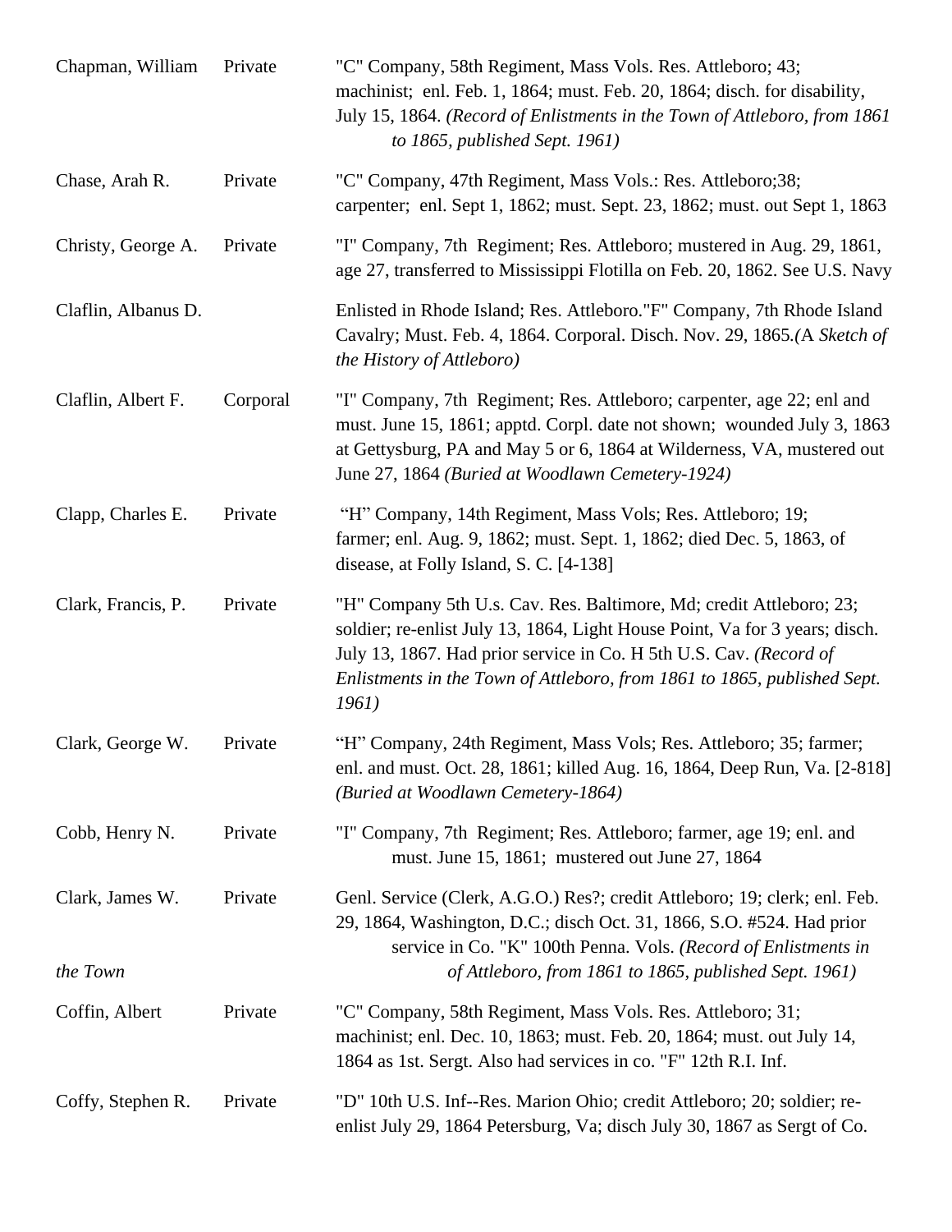| | | |
|---|---|---|
| Chapman, William | Private | "C" Company, 58th Regiment, Mass Vols. Res. Attleboro; 43; machinist; enl. Feb. 1, 1864; must. Feb. 20, 1864; disch. for disability, July 15, 1864. *(Record of Enlistments in the Town of Attleboro, from 1861 to 1865, published Sept. 1961)* |
| Chase, Arah R. | Private | "C" Company, 47th Regiment, Mass Vols.: Res. Attleboro;38; carpenter; enl. Sept 1, 1862; must. Sept. 23, 1862; must. out Sept 1, 1863 |
| Christy, George A. | Private | "I" Company, 7th Regiment; Res. Attleboro; mustered in Aug. 29, 1861, age 27, transferred to Mississippi Flotilla on Feb. 20, 1862. See U.S. Navy |
| Claflin, Albanus D. | | Enlisted in Rhode Island; Res. Attleboro."F" Company, 7th Rhode Island Cavalry; Must. Feb. 4, 1864. Corporal. Disch. Nov. 29, 1865.*(A Sketch of the History of Attleboro)* |
| Claflin, Albert F. | Corporal | "I" Company, 7th Regiment; Res. Attleboro; carpenter, age 22; enl and must. June 15, 1861; apptd. Corpl. date not shown; wounded July 3, 1863 at Gettysburg, PA and May 5 or 6, 1864 at Wilderness, VA, mustered out June 27, 1864 *(Buried at Woodlawn Cemetery-1924)* |
| Clapp, Charles E. | Private | "H" Company, 14th Regiment, Mass Vols; Res. Attleboro; 19; farmer; enl. Aug. 9, 1862; must. Sept. 1, 1862; died Dec. 5, 1863, of disease, at Folly Island, S. C. [4-138] |
| Clark, Francis, P. | Private | "H" Company 5th U.s. Cav. Res. Baltimore, Md; credit Attleboro; 23; soldier; re-enlist July 13, 1864, Light House Point, Va for 3 years; disch. July 13, 1867. Had prior service in Co. H 5th U.S. Cav. *(Record of Enlistments in the Town of Attleboro, from 1861 to 1865, published Sept. 1961)* |
| Clark, George W. | Private | "H" Company, 24th Regiment, Mass Vols; Res. Attleboro; 35; farmer; enl. and must. Oct. 28, 1861; killed Aug. 16, 1864, Deep Run, Va. [2-818] *(Buried at Woodlawn Cemetery-1864)* |
| Cobb, Henry N. | Private | "I" Company, 7th Regiment; Res. Attleboro; farmer, age 19; enl. and must. June 15, 1861; mustered out June 27, 1864 |
| Clark, James W. | Private | Genl. Service (Clerk, A.G.O.) Res?; credit Attleboro; 19; clerk; enl. Feb. 29, 1864, Washington, D.C.; disch Oct. 31, 1866, S.O. #524. Had prior service in Co. "K" 100th Penna. Vols. *(Record of Enlistments in the Town of Attleboro, from 1861 to 1865, published Sept. 1961)* |
| Coffin, Albert | Private | "C" Company, 58th Regiment, Mass Vols. Res. Attleboro; 31; machinist; enl. Dec. 10, 1863; must. Feb. 20, 1864; must. out July 14, 1864 as 1st. Sergt. Also had services in co. "F" 12th R.I. Inf. |
| Coffy, Stephen R. | Private | "D" 10th U.S. Inf--Res. Marion Ohio; credit Attleboro; 20; soldier; re-enlist July 29, 1864 Petersburg, Va; disch July 30, 1867 as Sergt of Co. |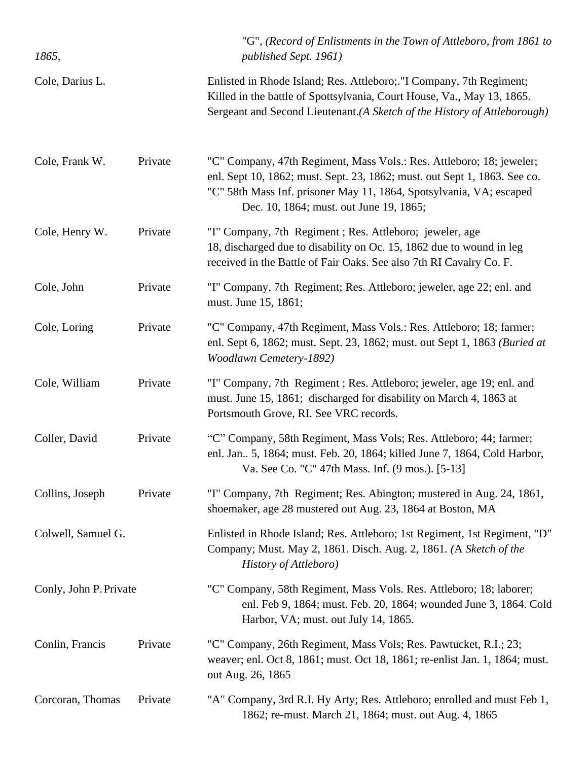| | | |
|---|---|---|
| *1865,* | | "G", *(Record of Enlistments in the Town of Attleboro, from 1861 to published Sept. 1961)* |
| Cole, Darius L. | | Enlisted in Rhode Island; Res. Attleboro;."I Company, 7th Regiment; Killed in the battle of Spottsylvania, Court House, Va., May 13, 1865. Sergeant and Second Lieutenant.*(A Sketch of the History of Attleborough)* |
| Cole, Frank W. | Private | "C" Company, 47th Regiment, Mass Vols.: Res. Attleboro; 18; jeweler; enl. Sept 10, 1862; must. Sept. 23, 1862; must. out Sept 1, 1863. See co. "C" 58th Mass Inf. prisoner May 11, 1864, Spotsylvania, VA; escaped Dec. 10, 1864; must. out June 19, 1865; |
| Cole, Henry W. | Private | "I" Company, 7th Regiment ; Res. Attleboro; jeweler, age 18, discharged due to disability on Oc. 15, 1862 due to wound in leg received in the Battle of Fair Oaks. See also 7th RI Cavalry Co. F. |
| Cole, John | Private | "I" Company, 7th Regiment; Res. Attleboro; jeweler, age 22; enl. and must. June 15, 1861; |
| Cole, Loring | Private | "C" Company, 47th Regiment, Mass Vols.: Res. Attleboro; 18; farmer; enl. Sept 6, 1862; must. Sept. 23, 1862; must. out Sept 1, 1863 *(Buried at Woodlawn Cemetery-1892)* |
| Cole, William | Private | "I" Company, 7th Regiment ; Res. Attleboro; jeweler, age 19; enl. and must. June 15, 1861; discharged for disability on March 4, 1863 at Portsmouth Grove, RI. See VRC records. |
| Coller, David | Private | "C" Company, 58th Regiment, Mass Vols; Res. Attleboro; 44; farmer; enl. Jan.. 5, 1864; must. Feb. 20, 1864; killed June 7, 1864, Cold Harbor, Va. See Co. "C" 47th Mass. Inf. (9 mos.). [5-13] |
| Collins, Joseph | Private | "I" Company, 7th Regiment; Res. Abington; mustered in Aug. 24, 1861, shoemaker, age 28 mustered out Aug. 23, 1864 at Boston, MA |
| Colwell, Samuel G. | | Enlisted in Rhode Island; Res. Attleboro; 1st Regiment, 1st Regiment, "D" Company; Must. May 2, 1861. Disch. Aug. 2, 1861. *(A Sketch of the History of Attleboro)* |
| Conly, John P. | Private | "C" Company, 58th Regiment, Mass Vols. Res. Attleboro; 18; laborer; enl. Feb 9, 1864; must. Feb. 20, 1864; wounded June 3, 1864. Cold Harbor, VA; must. out July 14, 1865. |
| Conlin, Francis | Private | "C" Company, 26th Regiment, Mass Vols; Res. Pawtucket, R.I.; 23; weaver; enl. Oct 8, 1861; must. Oct 18, 1861; re-enlist Jan. 1, 1864; must. out Aug. 26, 1865 |
| Corcoran, Thomas | Private | "A" Company, 3rd R.I. Hy Arty; Res. Attleboro; enrolled and must Feb 1, 1862; re-must. March 21, 1864; must. out Aug. 4, 1865 |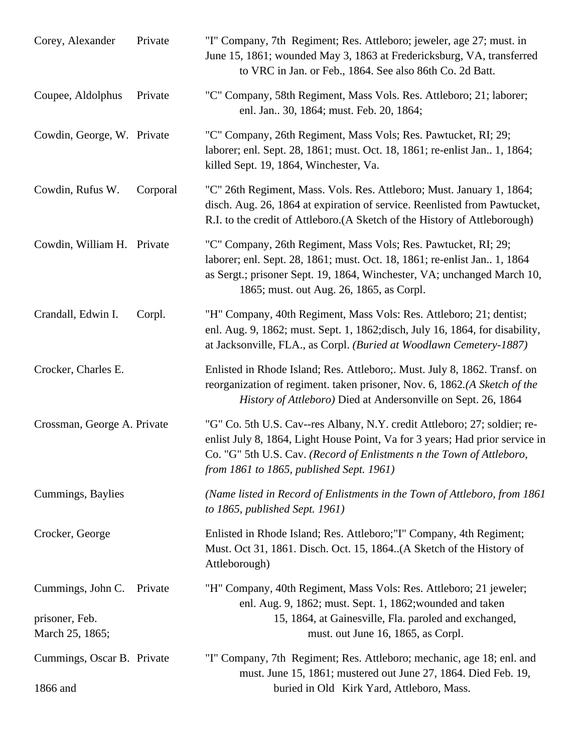| | | |
|---|---|---|
| Corey, Alexander | Private | "I" Company, 7th Regiment; Res. Attleboro; jeweler, age 27; must. in June 15, 1861; wounded May 3, 1863 at Fredericksburg, VA, transferred to VRC in Jan. or Feb., 1864. See also 86th Co. 2d Batt. |
| Coupee, Aldolphus | Private | "C" Company, 58th Regiment, Mass Vols. Res. Attleboro; 21; laborer; enl. Jan.. 30, 1864; must. Feb. 20, 1864; |
| Cowdin, George, W. | Private | "C" Company, 26th Regiment, Mass Vols; Res. Pawtucket, RI; 29; laborer; enl. Sept. 28, 1861; must. Oct. 18, 1861; re-enlist Jan.. 1, 1864; killed Sept. 19, 1864, Winchester, Va. |
| Cowdin, Rufus W. | Corporal | "C" 26th Regiment, Mass. Vols. Res. Attleboro; Must. January 1, 1864; disch. Aug. 26, 1864 at expiration of service. Reenlisted from Pawtucket, R.I. to the credit of Attleboro.(A Sketch of the History of Attleborough) |
| Cowdin, William H. | Private | "C" Company, 26th Regiment, Mass Vols; Res. Pawtucket, RI; 29; laborer; enl. Sept. 28, 1861; must. Oct. 18, 1861; re-enlist Jan.. 1, 1864 as Sergt.; prisoner Sept. 19, 1864, Winchester, VA; unchanged March 10, 1865; must. out Aug. 26, 1865, as Corpl. |
| Crandall, Edwin I. | Corpl. | "H" Company, 40th Regiment, Mass Vols: Res. Attleboro; 21; dentist; enl. Aug. 9, 1862; must. Sept. 1, 1862;disch, July 16, 1864, for disability, at Jacksonville, FLA., as Corpl. *(Buried at Woodlawn Cemetery-1887)* |
| Crocker, Charles E. | | Enlisted in Rhode Island; Res. Attleboro;. Must. July 8, 1862. Transf. on reorganization of regiment. taken prisoner, Nov. 6, 1862.*(A Sketch of the History of Attleboro)* Died at Andersonville on Sept. 26, 1864 |
| Crossman, George A. | Private | "G" Co. 5th U.S. Cav--res Albany, N.Y. credit Attleboro; 27; soldier; re-enlist July 8, 1864, Light House Point, Va for 3 years; Had prior service in Co. "G" 5th U.S. Cav. *(Record of Enlistments n the Town of Attleboro, from 1861 to 1865, published Sept. 1961)* |
| Cummings, Baylies | | *(Name listed in Record of Enlistments in the Town of Attleboro, from 1861 to 1865, published Sept. 1961)* |
| Crocker, George | | Enlisted in Rhode Island; Res. Attleboro;"I" Company, 4th Regiment; Must. Oct 31, 1861. Disch. Oct. 15, 1864..(A Sketch of the History of Attleborough) |
| Cummings, John C. | Private | "H" Company, 40th Regiment, Mass Vols: Res. Attleboro; 21 jeweler; enl. Aug. 9, 1862; must. Sept. 1, 1862;wounded and taken prisoner, Feb. 15, 1864, at Gainesville, Fla. paroled and exchanged, March 25, 1865; must. out June 16, 1865, as Corpl. |
| Cummings, Oscar B. | Private | "I" Company, 7th Regiment; Res. Attleboro; mechanic, age 18; enl. and must. June 15, 1861; mustered out June 27, 1864. Died Feb. 19, 1866 and buried in Old Kirk Yard, Attleboro, Mass. |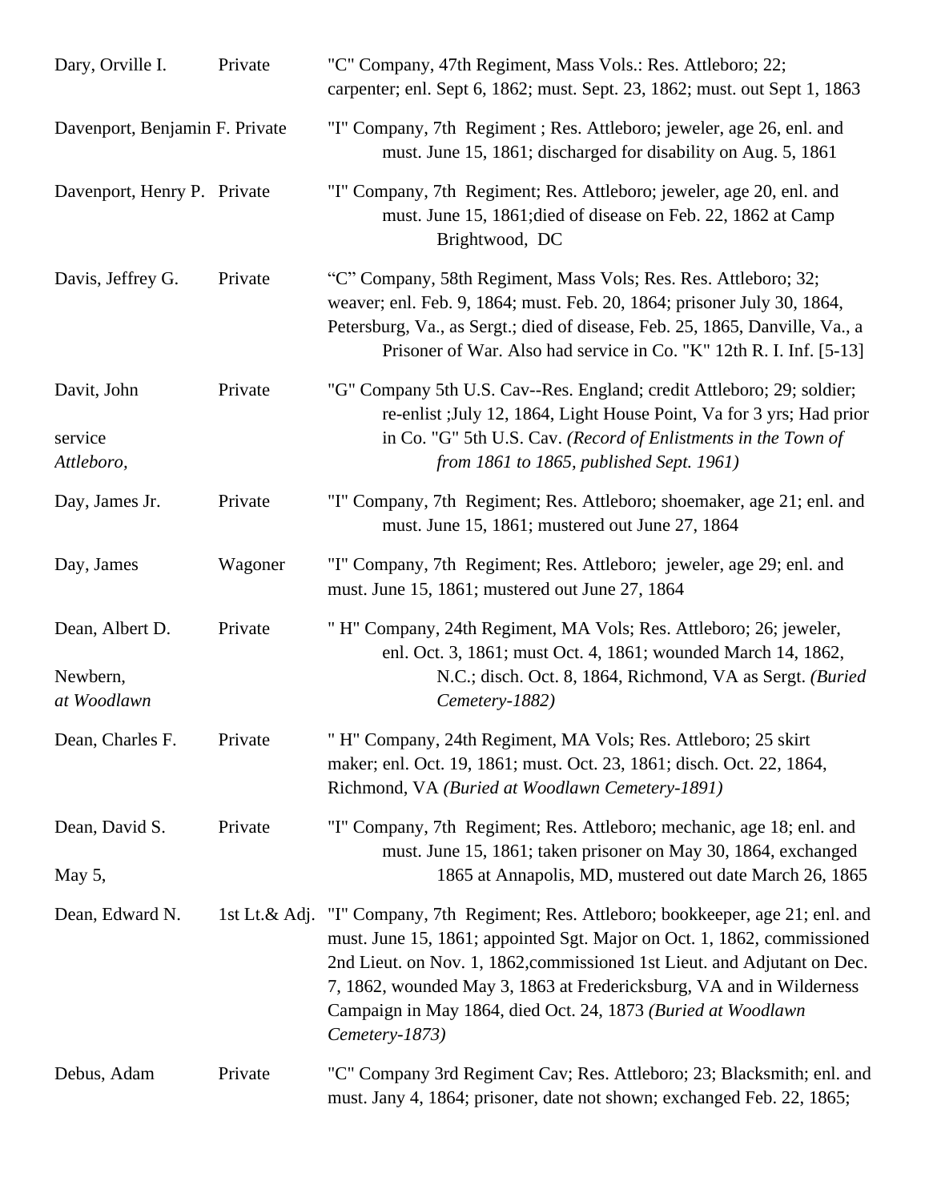| Name | Rank | Details |
|---|---|---|
| Dary, Orville I. | Private | "C" Company, 47th Regiment, Mass Vols.: Res. Attleboro; 22; carpenter; enl. Sept 6, 1862; must. Sept. 23, 1862; must. out Sept 1, 1863 |
| Davenport, Benjamin F. | Private | "I" Company, 7th Regiment ; Res. Attleboro; jeweler, age 26, enl. and must. June 15, 1861; discharged for disability on Aug. 5, 1861 |
| Davenport, Henry P. | Private | "I" Company, 7th Regiment; Res. Attleboro; jeweler, age 20, enl. and must. June 15, 1861;died of disease on Feb. 22, 1862 at Camp Brightwood, DC |
| Davis, Jeffrey G. | Private | "C" Company, 58th Regiment, Mass Vols; Res. Res. Attleboro; 32; weaver; enl. Feb. 9, 1864; must. Feb. 20, 1864; prisoner July 30, 1864, Petersburg, Va., as Sergt.; died of disease, Feb. 25, 1865, Danville, Va., a Prisoner of War. Also had service in Co. "K" 12th R. I. Inf. [5-13] |
| Davit, John | Private | "G" Company 5th U.S. Cav--Res. England; credit Attleboro; 29; soldier; re-enlist ;July 12, 1864, Light House Point, Va for 3 yrs; Had prior service in Co. "G" 5th U.S. Cav. *(Record of Enlistments in the Town of Attleboro, from 1861 to 1865, published Sept. 1961)* |
| Day, James Jr. | Private | "I" Company, 7th Regiment; Res. Attleboro; shoemaker, age 21; enl. and must. June 15, 1861; mustered out June 27, 1864 |
| Day, James | Wagoner | "I" Company, 7th Regiment; Res. Attleboro; jeweler, age 29; enl. and must. June 15, 1861; mustered out June 27, 1864 |
| Dean, Albert D. | Private | " H" Company, 24th Regiment, MA Vols; Res. Attleboro; 26; jeweler, enl. Oct. 3, 1861; must Oct. 4, 1861; wounded March 14, 1862, Newbern, N.C.; disch. Oct. 8, 1864, Richmond, VA as Sergt. *(Buried at Woodlawn Cemetery-1882)* |
| Dean, Charles F. | Private | " H" Company, 24th Regiment, MA Vols; Res. Attleboro; 25 skirt maker; enl. Oct. 19, 1861; must. Oct. 23, 1861; disch. Oct. 22, 1864, Richmond, VA *(Buried at Woodlawn Cemetery-1891)* |
| Dean, David S. | Private | "I" Company, 7th Regiment; Res. Attleboro; mechanic, age 18; enl. and must. June 15, 1861; taken prisoner on May 30, 1864, exchanged May 5, 1865 at Annapolis, MD, mustered out date March 26, 1865 |
| Dean, Edward N. | 1st Lt.& Adj. | "I" Company, 7th Regiment; Res. Attleboro; bookkeeper, age 21; enl. and must. June 15, 1861; appointed Sgt. Major on Oct. 1, 1862, commissioned 2nd Lieut. on Nov. 1, 1862,commissioned 1st Lieut. and Adjutant on Dec. 7, 1862, wounded May 3, 1863 at Fredericksburg, VA and in Wilderness Campaign in May 1864, died Oct. 24, 1873 *(Buried at Woodlawn Cemetery-1873)* |
| Debus, Adam | Private | "C" Company 3rd Regiment Cav; Res. Attleboro; 23; Blacksmith; enl. and must. Jany 4, 1864; prisoner, date not shown; exchanged Feb. 22, 1865; |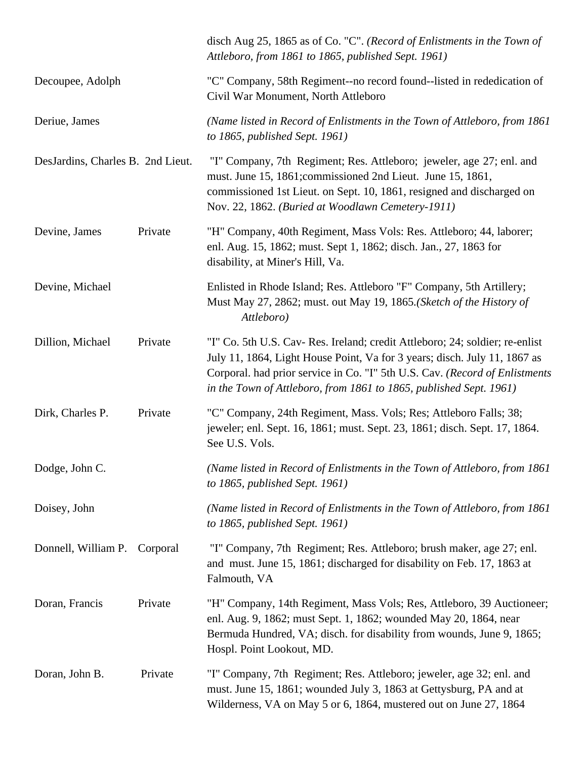| | | |
|---|---|---|
| | | disch Aug 25, 1865 as of Co. "C". *(Record of Enlistments in the Town of Attleboro, from 1861 to 1865, published Sept. 1961)* |
| Decoupee, Adolph | | "C" Company, 58th Regiment--no record found--listed in rededication of Civil War Monument, North Attleboro |
| Deriue, James | | *(Name listed in Record of Enlistments in the Town of Attleboro, from 1861 to 1865, published Sept. 1961)* |
| DesJardins, Charles B. | 2nd Lieut. | "I" Company, 7th Regiment; Res. Attleboro; jeweler, age 27; enl. and must. June 15, 1861;commissioned 2nd Lieut. June 15, 1861, commissioned 1st Lieut. on Sept. 10, 1861, resigned and discharged on Nov. 22, 1862. *(Buried at Woodlawn Cemetery-1911)* |
| Devine, James | Private | "H" Company, 40th Regiment, Mass Vols: Res. Attleboro; 44, laborer; enl. Aug. 15, 1862; must. Sept 1, 1862; disch. Jan., 27, 1863 for disability, at Miner's Hill, Va. |
| Devine, Michael | | Enlisted in Rhode Island; Res. Attleboro "F" Company, 5th Artillery; Must May 27, 2862; must. out May 19, 1865.*(Sketch of the History of Attleboro)* |
| Dillion, Michael | Private | "I" Co. 5th U.S. Cav- Res. Ireland; credit Attleboro; 24; soldier; re-enlist July 11, 1864, Light House Point, Va for 3 years; disch. July 11, 1867 as Corporal. had prior service in Co. "I" 5th U.S. Cav. *(Record of Enlistments in the Town of Attleboro, from 1861 to 1865, published Sept. 1961)* |
| Dirk, Charles P. | Private | "C" Company, 24th Regiment, Mass. Vols; Res; Attleboro Falls; 38; jeweler; enl. Sept. 16, 1861; must. Sept. 23, 1861; disch. Sept. 17, 1864. See U.S. Vols. |
| Dodge, John C. | | *(Name listed in Record of Enlistments in the Town of Attleboro, from 1861 to 1865, published Sept. 1961)* |
| Doisey, John | | *(Name listed in Record of Enlistments in the Town of Attleboro, from 1861 to 1865, published Sept. 1961)* |
| Donnell, William P. | Corporal | "I" Company, 7th Regiment; Res. Attleboro; brush maker, age 27; enl. and must. June 15, 1861; discharged for disability on Feb. 17, 1863 at Falmouth, VA |
| Doran, Francis | Private | "H" Company, 14th Regiment, Mass Vols; Res, Attleboro, 39 Auctioneer; enl. Aug. 9, 1862; must Sept. 1, 1862; wounded May 20, 1864, near Bermuda Hundred, VA; disch. for disability from wounds, June 9, 1865; Hospl. Point Lookout, MD. |
| Doran, John B. | Private | "I" Company, 7th Regiment; Res. Attleboro; jeweler, age 32; enl. and must. June 15, 1861; wounded July 3, 1863 at Gettysburg, PA and at Wilderness, VA on May 5 or 6, 1864, mustered out on June 27, 1864 |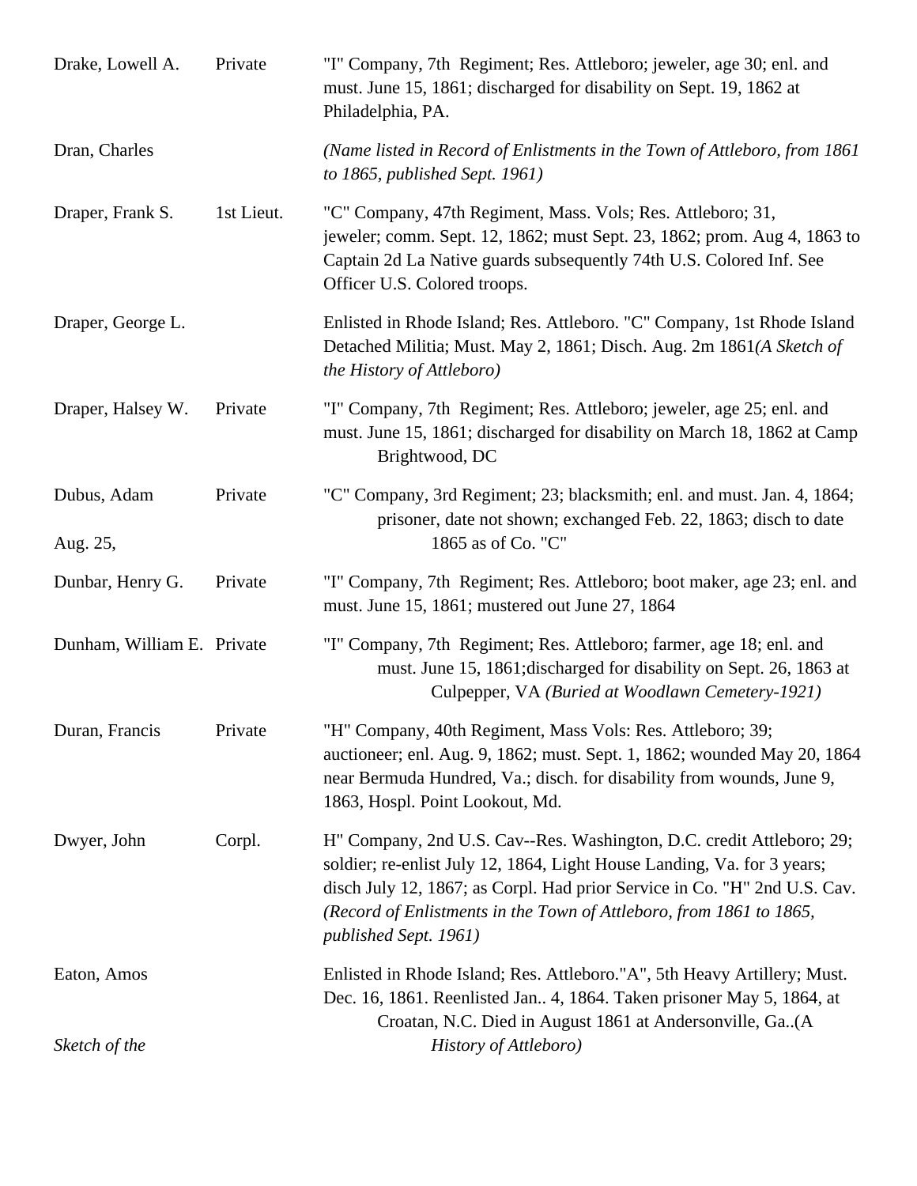| | | |
|---|---|---|
| Drake, Lowell A. | Private | "I" Company, 7th Regiment; Res. Attleboro; jeweler, age 30; enl. and must. June 15, 1861; discharged for disability on Sept. 19, 1862 at Philadelphia, PA. |
| Dran, Charles | | *(Name listed in Record of Enlistments in the Town of Attleboro, from 1861 to 1865, published Sept. 1961)* |
| Draper, Frank S. | 1st Lieut. | "C" Company, 47th Regiment, Mass. Vols; Res. Attleboro; 31, jeweler; comm. Sept. 12, 1862; must Sept. 23, 1862; prom. Aug 4, 1863 to Captain 2d La Native guards subsequently 74th U.S. Colored Inf. See Officer U.S. Colored troops. |
| Draper, George L. | | Enlisted in Rhode Island; Res. Attleboro. "C" Company, 1st Rhode Island Detached Militia; Must. May 2, 1861; Disch. Aug. 2m 1861*(A Sketch of the History of Attleboro)* |
| Draper, Halsey W. | Private | "I" Company, 7th Regiment; Res. Attleboro; jeweler, age 25; enl. and must. June 15, 1861; discharged for disability on March 18, 1862 at Camp Brightwood, DC |
| Dubus, Adam | Private | "C" Company, 3rd Regiment; 23; blacksmith; enl. and must. Jan. 4, 1864; prisoner, date not shown; exchanged Feb. 22, 1863; disch to date Aug. 25, 1865 as of Co. "C" |
| Dunbar, Henry G. | Private | "I" Company, 7th Regiment; Res. Attleboro; boot maker, age 23; enl. and must. June 15, 1861; mustered out June 27, 1864 |
| Dunham, William E. | Private | "I" Company, 7th Regiment; Res. Attleboro; farmer, age 18; enl. and must. June 15, 1861;discharged for disability on Sept. 26, 1863 at Culpepper, VA *(Buried at Woodlawn Cemetery-1921)* |
| Duran, Francis | Private | "H" Company, 40th Regiment, Mass Vols: Res. Attleboro; 39; auctioneer; enl. Aug. 9, 1862; must. Sept. 1, 1862; wounded May 20, 1864 near Bermuda Hundred, Va.; disch. for disability from wounds, June 9, 1863, Hospl. Point Lookout, Md. |
| Dwyer, John | Corpl. | H" Company, 2nd U.S. Cav--Res. Washington, D.C. credit Attleboro; 29; soldier; re-enlist July 12, 1864, Light House Landing, Va. for 3 years; disch July 12, 1867; as Corpl. Had prior Service in Co. "H" 2nd U.S. Cav. *(Record of Enlistments in the Town of Attleboro, from 1861 to 1865, published Sept. 1961)* |
| Eaton, Amos | | Enlisted in Rhode Island; Res. Attleboro."A", 5th Heavy Artillery; Must. Dec. 16, 1861. Reenlisted Jan.. 4, 1864. Taken prisoner May 5, 1864, at Croatan, N.C. Died in August 1861 at Andersonville, Ga..*(A Sketch of the History of Attleboro)* |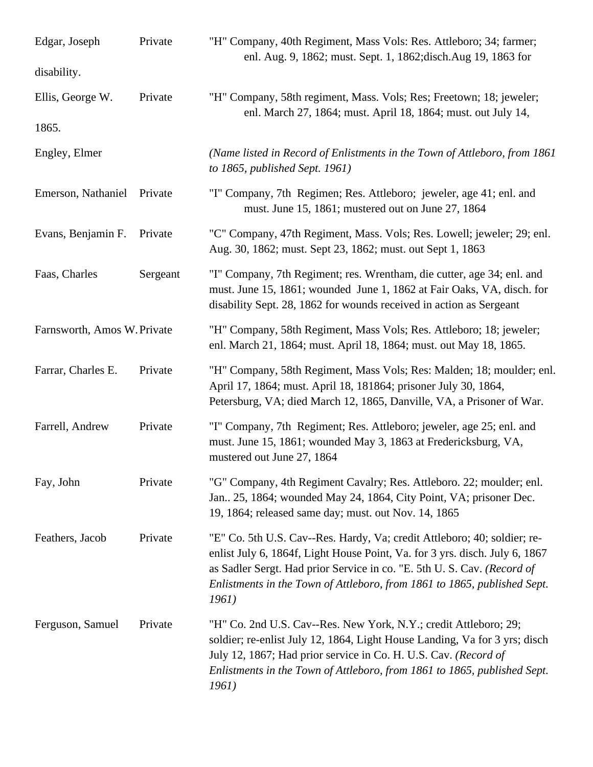| | | |
|---|---|---|
| Edgar, Joseph | Private | "H" Company, 40th Regiment, Mass Vols: Res. Attleboro; 34; farmer; enl. Aug. 9, 1862; must. Sept. 1, 1862;disch.Aug 19, 1863 for disability. |
| Ellis, George W. | Private | "H" Company, 58th regiment, Mass. Vols; Res; Freetown; 18; jeweler; enl. March 27, 1864; must. April 18, 1864; must. out July 14, 1865. |
| Engley, Elmer | | *(Name listed in Record of Enlistments in the Town of Attleboro, from 1861 to 1865, published Sept. 1961)* |
| Emerson, Nathaniel | Private | "I" Company, 7th Regimen; Res. Attleboro; jeweler, age 41; enl. and must. June 15, 1861; mustered out on June 27, 1864 |
| Evans, Benjamin F. | Private | "C" Company, 47th Regiment, Mass. Vols; Res. Lowell; jeweler; 29; enl. Aug. 30, 1862; must. Sept 23, 1862; must. out Sept 1, 1863 |
| Faas, Charles | Sergeant | "I" Company, 7th Regiment; res. Wrentham, die cutter, age 34; enl. and must. June 15, 1861; wounded June 1, 1862 at Fair Oaks, VA, disch. for disability Sept. 28, 1862 for wounds received in action as Sergeant |
| Farnsworth, Amos W. | Private | "H" Company, 58th Regiment, Mass Vols; Res. Attleboro; 18; jeweler; enl. March 21, 1864; must. April 18, 1864; must. out May 18, 1865. |
| Farrar, Charles E. | Private | "H" Company, 58th Regiment, Mass Vols; Res: Malden; 18; moulder; enl. April 17, 1864; must. April 18, 181864; prisoner July 30, 1864, Petersburg, VA; died March 12, 1865, Danville, VA, a Prisoner of War. |
| Farrell, Andrew | Private | "I" Company, 7th Regiment; Res. Attleboro; jeweler, age 25; enl. and must. June 15, 1861; wounded May 3, 1863 at Fredericksburg, VA, mustered out June 27, 1864 |
| Fay, John | Private | "G" Company, 4th Regiment Cavalry; Res. Attleboro. 22; moulder; enl. Jan.. 25, 1864; wounded May 24, 1864, City Point, VA; prisoner Dec. 19, 1864; released same day; must. out Nov. 14, 1865 |
| Feathers, Jacob | Private | "E" Co. 5th U.S. Cav--Res. Hardy, Va; credit Attleboro; 40; soldier; re-enlist July 6, 1864f, Light House Point, Va. for 3 yrs. disch. July 6, 1867 as Sadler Sergt. Had prior Service in co. "E. 5th U. S. Cav. *(Record of Enlistments in the Town of Attleboro, from 1861 to 1865, published Sept. 1961)* |
| Ferguson, Samuel | Private | "H" Co. 2nd U.S. Cav--Res. New York, N.Y.; credit Attleboro; 29; soldier; re-enlist July 12, 1864, Light House Landing, Va for 3 yrs; disch July 12, 1867; Had prior service in Co. H. U.S. Cav. *(Record of Enlistments in the Town of Attleboro, from 1861 to 1865, published Sept. 1961)* |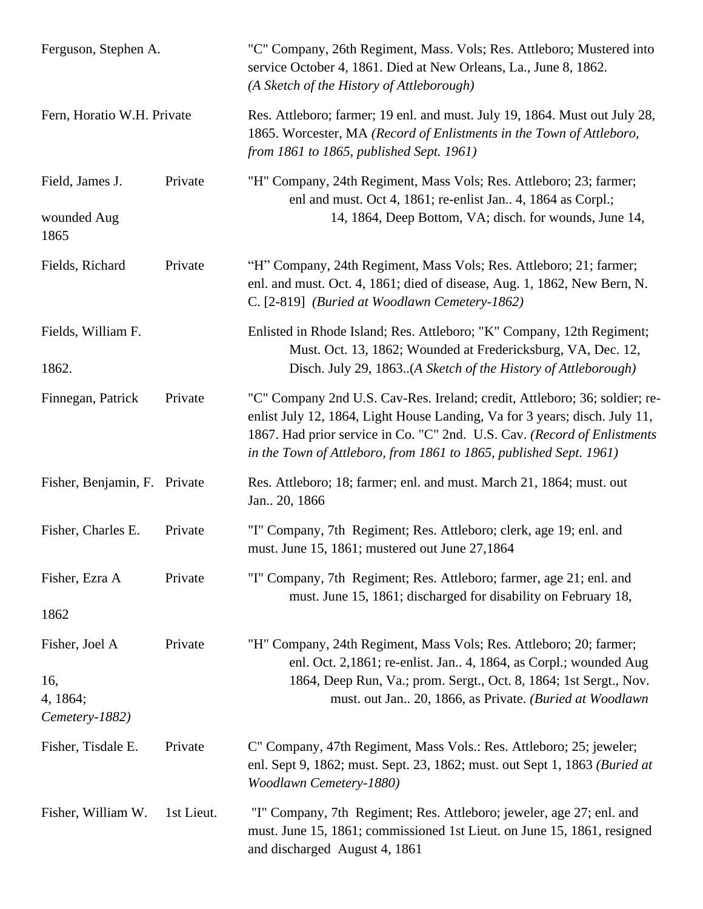| | | |
|---|---|---|
| Ferguson, Stephen A. | | "C" Company, 26th Regiment, Mass. Vols; Res. Attleboro; Mustered into service October 4, 1861. Died at New Orleans, La., June 8, 1862. *(A Sketch of the History of Attleborough)* |
| Fern, Horatio W.H. Private | | Res. Attleboro; farmer; 19 enl. and must. July 19, 1864. Must out July 28, 1865. Worcester, MA *(Record of Enlistments in the Town of Attleboro, from 1861 to 1865, published Sept. 1961)* |
| Field, James J. wounded Aug 1865 | Private | "H" Company, 24th Regiment, Mass Vols; Res. Attleboro; 23; farmer; enl and must. Oct 4, 1861; re-enlist Jan.. 4, 1864 as Corpl.; 14, 1864, Deep Bottom, VA; disch. for wounds, June 14, |
| Fields, Richard | Private | "H" Company, 24th Regiment, Mass Vols; Res. Attleboro; 21; farmer; enl. and must. Oct. 4, 1861; died of disease, Aug. 1, 1862, New Bern, N. C. [2-819] *(Buried at Woodlawn Cemetery-1862)* |
| Fields, William F. 1862. | | Enlisted in Rhode Island; Res. Attleboro; "K" Company, 12th Regiment; Must. Oct. 13, 1862; Wounded at Fredericksburg, VA, Dec. 12, Disch. July 29, 1863..*(A Sketch of the History of Attleborough)* |
| Finnegan, Patrick | Private | "C" Company 2nd U.S. Cav-Res. Ireland; credit, Attleboro; 36; soldier; re-enlist July 12, 1864, Light House Landing, Va for 3 years; disch. July 11, 1867. Had prior service in Co. "C" 2nd. U.S. Cav. *(Record of Enlistments in the Town of Attleboro, from 1861 to 1865, published Sept. 1961)* |
| Fisher, Benjamin, F. | Private | Res. Attleboro; 18; farmer; enl. and must. March 21, 1864; must. out Jan.. 20, 1866 |
| Fisher, Charles E. | Private | "I" Company, 7th Regiment; Res. Attleboro; clerk, age 19; enl. and must. June 15, 1861; mustered out June 27,1864 |
| Fisher, Ezra A 1862 | Private | "I" Company, 7th Regiment; Res. Attleboro; farmer, age 21; enl. and must. June 15, 1861; discharged for disability on February 18, |
| Fisher, Joel A 16, 4, 1864; *Cemetery-1882)* | Private | "H" Company, 24th Regiment, Mass Vols; Res. Attleboro; 20; farmer; enl. Oct. 2,1861; re-enlist. Jan.. 4, 1864, as Corpl.; wounded Aug 1864, Deep Run, Va.; prom. Sergt., Oct. 8, 1864; 1st Sergt., Nov. must. out Jan.. 20, 1866, as Private. *(Buried at Woodlawn* |
| Fisher, Tisdale E. | Private | C" Company, 47th Regiment, Mass Vols.: Res. Attleboro; 25; jeweler; enl. Sept 9, 1862; must. Sept. 23, 1862; must. out Sept 1, 1863 *(Buried at Woodlawn Cemetery-1880)* |
| Fisher, William W. | 1st Lieut. | "I" Company, 7th Regiment; Res. Attleboro; jeweler, age 27; enl. and must. June 15, 1861; commissioned 1st Lieut. on June 15, 1861, resigned and discharged August 4, 1861 |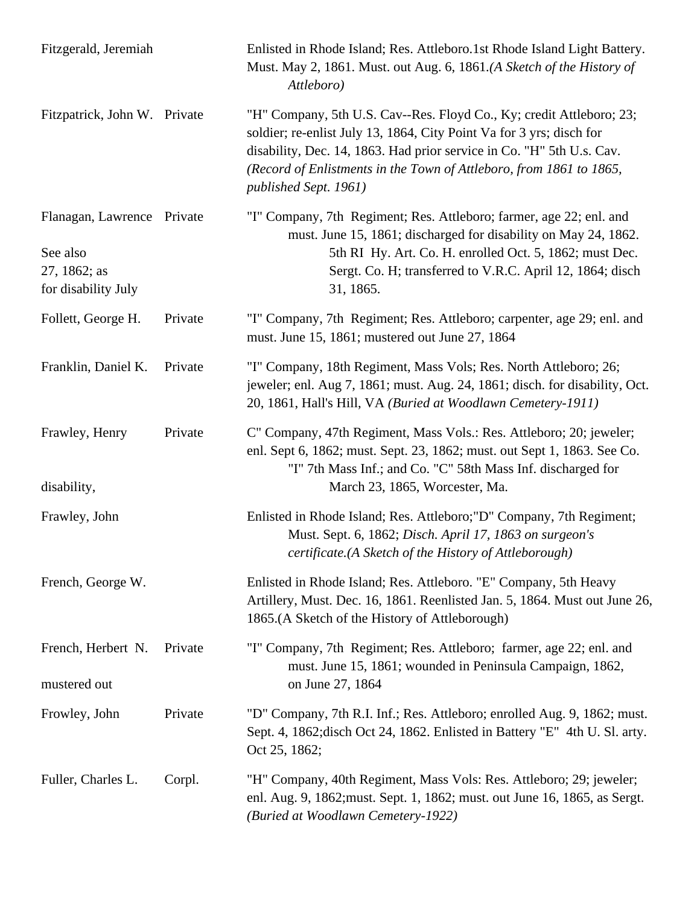| | | |
|---|---|---|
| Fitzgerald, Jeremiah | | Enlisted in Rhode Island; Res. Attleboro.1st Rhode Island Light Battery. Must. May 2, 1861. Must. out Aug. 6, 1861.*(A Sketch of the History of Attleboro)* |
| Fitzpatrick, John W. | Private | "H" Company, 5th U.S. Cav--Res. Floyd Co., Ky; credit Attleboro; 23; soldier; re-enlist July 13, 1864, City Point Va for 3 yrs; disch for disability, Dec. 14, 1863. Had prior service in Co. "H" 5th U.s. Cav. *(Record of Enlistments in the Town of Attleboro, from 1861 to 1865, published Sept. 1961)* |
| Flanagan, Lawrence | Private | "I" Company, 7th Regiment; Res. Attleboro; farmer, age 22; enl. and must. June 15, 1861; discharged for disability on May 24, 1862. See also 5th RI Hy. Art. Co. H. enrolled Oct. 5, 1862; must Dec. 27, 1862; as Sergt. Co. H; transferred to V.R.C. April 12, 1864; disch for disability July 31, 1865. |
| Follett, George H. | Private | "I" Company, 7th Regiment; Res. Attleboro; carpenter, age 29; enl. and must. June 15, 1861; mustered out June 27, 1864 |
| Franklin, Daniel K. | Private | "I" Company, 18th Regiment, Mass Vols; Res. North Attleboro; 26; jeweler; enl. Aug 7, 1861; must. Aug. 24, 1861; disch. for disability, Oct. 20, 1861, Hall's Hill, VA *(Buried at Woodlawn Cemetery-1911)* |
| Frawley, Henry | Private | C" Company, 47th Regiment, Mass Vols.: Res. Attleboro; 20; jeweler; enl. Sept 6, 1862; must. Sept. 23, 1862; must. out Sept 1, 1863. See Co. "I" 7th Mass Inf.; and Co. "C" 58th Mass Inf. discharged for disability, March 23, 1865, Worcester, Ma. |
| Frawley, John | | Enlisted in Rhode Island; Res. Attleboro;"D" Company, 7th Regiment; Must. Sept. 6, 1862; *Disch. April 17, 1863 on surgeon's certificate.(A Sketch of the History of Attleborough)* |
| French, George W. | | Enlisted in Rhode Island; Res. Attleboro. "E" Company, 5th Heavy Artillery, Must. Dec. 16, 1861. Reenlisted Jan. 5, 1864. Must out June 26, 1865.(A Sketch of the History of Attleborough) |
| French, Herbert N. | Private | "I" Company, 7th Regiment; Res. Attleboro; farmer, age 22; enl. and must. June 15, 1861; wounded in Peninsula Campaign, 1862, mustered out on June 27, 1864 |
| Frowley, John | Private | "D" Company, 7th R.I. Inf.; Res. Attleboro; enrolled Aug. 9, 1862; must. Sept. 4, 1862;disch Oct 24, 1862. Enlisted in Battery "E" 4th U. Sl. arty. Oct 25, 1862; |
| Fuller, Charles L. | Corpl. | "H" Company, 40th Regiment, Mass Vols: Res. Attleboro; 29; jeweler; enl. Aug. 9, 1862;must. Sept. 1, 1862; must. out June 16, 1865, as Sergt. *(Buried at Woodlawn Cemetery-1922)* |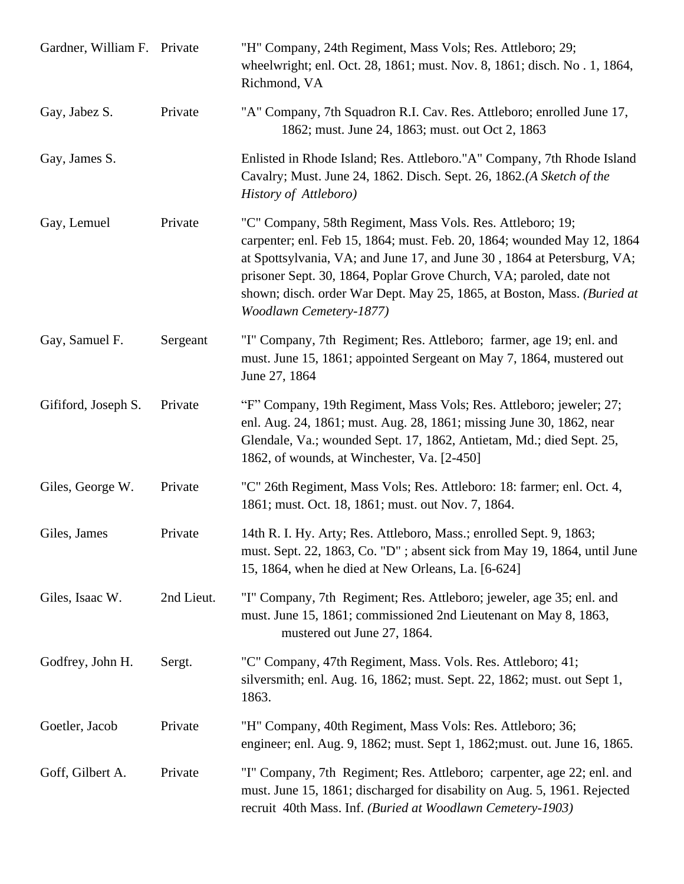| | | |
|---|---|---|
| Gardner, William F. | Private | "H" Company, 24th Regiment, Mass Vols; Res. Attleboro; 29; wheelwright; enl. Oct. 28, 1861; must. Nov. 8, 1861; disch. No . 1, 1864, Richmond, VA |
| Gay, Jabez S. | Private | "A" Company, 7th Squadron R.I. Cav. Res. Attleboro; enrolled June 17, 1862; must. June 24, 1863; must. out Oct 2, 1863 |
| Gay, James S. | | Enlisted in Rhode Island; Res. Attleboro."A" Company, 7th Rhode Island Cavalry; Must. June 24, 1862. Disch. Sept. 26, 1862.*(A Sketch of the History of Attleboro)* |
| Gay, Lemuel | Private | "C" Company, 58th Regiment, Mass Vols. Res. Attleboro; 19; carpenter; enl. Feb 15, 1864; must. Feb. 20, 1864; wounded May 12, 1864 at Spottsylvania, VA; and June 17, and June 30 , 1864 at Petersburg, VA; prisoner Sept. 30, 1864, Poplar Grove Church, VA; paroled, date not shown; disch. order War Dept. May 25, 1865, at Boston, Mass. *(Buried at Woodlawn Cemetery-1877)* |
| Gay, Samuel F. | Sergeant | "I" Company, 7th Regiment; Res. Attleboro; farmer, age 19; enl. and must. June 15, 1861; appointed Sergeant on May 7, 1864, mustered out June 27, 1864 |
| Gififord, Joseph S. | Private | "F" Company, 19th Regiment, Mass Vols; Res. Attleboro; jeweler; 27; enl. Aug. 24, 1861; must. Aug. 28, 1861; missing June 30, 1862, near Glendale, Va.; wounded Sept. 17, 1862, Antietam, Md.; died Sept. 25, 1862, of wounds, at Winchester, Va. [2-450] |
| Giles, George W. | Private | "C" 26th Regiment, Mass Vols; Res. Attleboro: 18: farmer; enl. Oct. 4, 1861; must. Oct. 18, 1861; must. out Nov. 7, 1864. |
| Giles, James | Private | 14th R. I. Hy. Arty; Res. Attleboro, Mass.; enrolled Sept. 9, 1863; must. Sept. 22, 1863, Co. "D" ; absent sick from May 19, 1864, until June 15, 1864, when he died at New Orleans, La. [6-624] |
| Giles, Isaac W. | 2nd Lieut. | "I" Company, 7th Regiment; Res. Attleboro; jeweler, age 35; enl. and must. June 15, 1861; commissioned 2nd Lieutenant on May 8, 1863, mustered out June 27, 1864. |
| Godfrey, John H. | Sergt. | "C" Company, 47th Regiment, Mass. Vols. Res. Attleboro; 41; silversmith; enl. Aug. 16, 1862; must. Sept. 22, 1862; must. out Sept 1, 1863. |
| Goetler, Jacob | Private | "H" Company, 40th Regiment, Mass Vols: Res. Attleboro; 36; engineer; enl. Aug. 9, 1862; must. Sept 1, 1862;must. out. June 16, 1865. |
| Goff, Gilbert A. | Private | "I" Company, 7th Regiment; Res. Attleboro; carpenter, age 22; enl. and must. June 15, 1861; discharged for disability on Aug. 5, 1961. Rejected recruit 40th Mass. Inf. *(Buried at Woodlawn Cemetery-1903)* |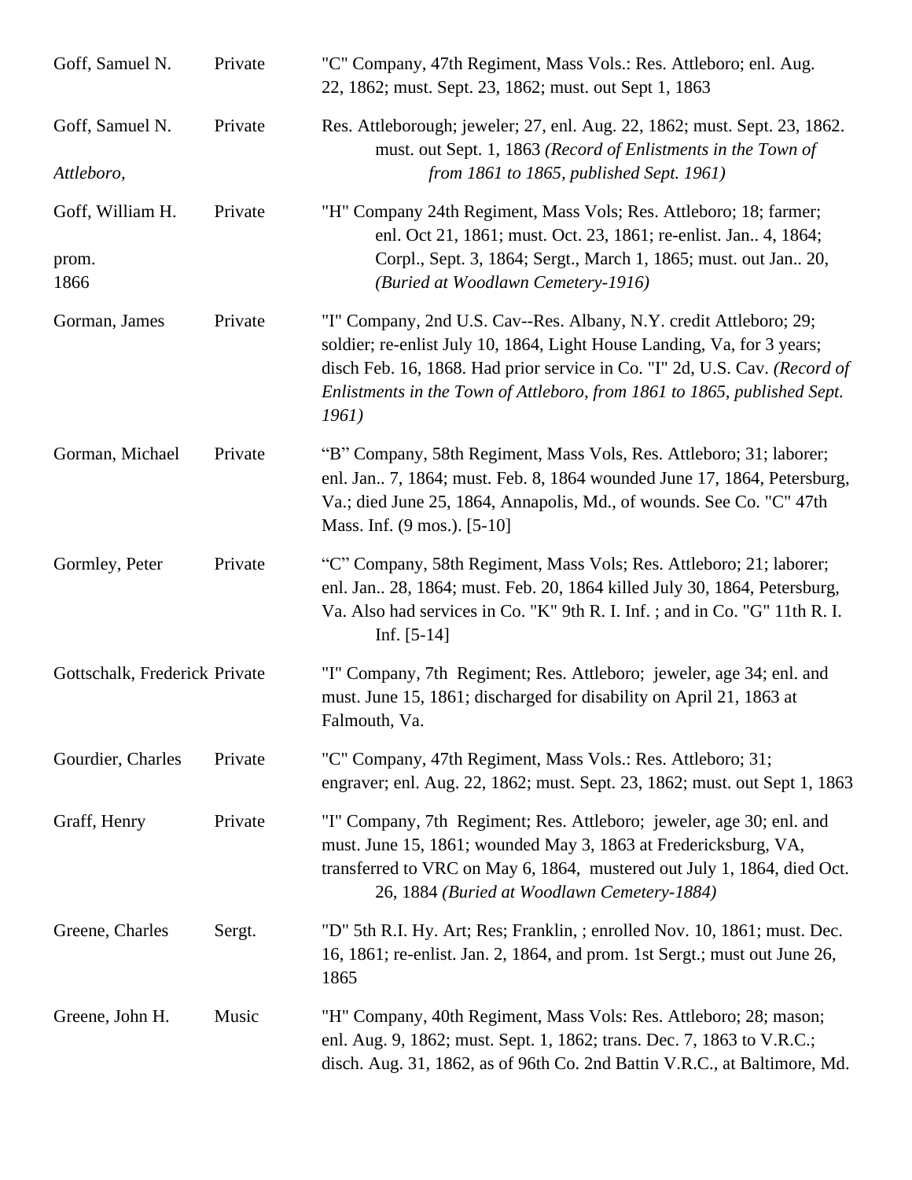| | | |
|---|---|---|
| Goff, Samuel N. | Private | "C" Company, 47th Regiment, Mass Vols.: Res. Attleboro; enl. Aug. 22, 1862; must. Sept. 23, 1862; must. out Sept 1, 1863 |
| Goff, Samuel N. | Private | Res. Attleborough; jeweler; 27, enl. Aug. 22, 1862; must. Sept. 23, 1862. must. out Sept. 1, 1863 *(Record of Enlistments in the Town of Attleboro, from 1861 to 1865, published Sept. 1961)* |
| Goff, William H. | Private | "H" Company 24th Regiment, Mass Vols; Res. Attleboro; 18; farmer; enl. Oct 21, 1861; must. Oct. 23, 1861; re-enlist. Jan.. 4, 1864; prom. Corpl., Sept. 3, 1864; Sergt., March 1, 1865; must. out Jan.. 20, 1866 *(Buried at Woodlawn Cemetery-1916)* |
| Gorman, James | Private | "I" Company, 2nd U.S. Cav--Res. Albany, N.Y. credit Attleboro; 29; soldier; re-enlist July 10, 1864, Light House Landing, Va, for 3 years; disch Feb. 16, 1868. Had prior service in Co. "I" 2d, U.S. Cav. *(Record of Enlistments in the Town of Attleboro, from 1861 to 1865, published Sept. 1961)* |
| Gorman, Michael | Private | "B" Company, 58th Regiment, Mass Vols, Res. Attleboro; 31; laborer; enl. Jan.. 7, 1864; must. Feb. 8, 1864 wounded June 17, 1864, Petersburg, Va.; died June 25, 1864, Annapolis, Md., of wounds. See Co. "C" 47th Mass. Inf. (9 mos.). [5-10] |
| Gormley, Peter | Private | "C" Company, 58th Regiment, Mass Vols; Res. Attleboro; 21; laborer; enl. Jan.. 28, 1864; must. Feb. 20, 1864 killed July 30, 1864, Petersburg, Va. Also had services in Co. "K" 9th R. I. Inf. ; and in Co. "G" 11th R. I. Inf. [5-14] |
| Gottschalk, Frederick | Private | "I" Company, 7th Regiment; Res. Attleboro; jeweler, age 34; enl. and must. June 15, 1861; discharged for disability on April 21, 1863 at Falmouth, Va. |
| Gourdier, Charles | Private | "C" Company, 47th Regiment, Mass Vols.: Res. Attleboro; 31; engraver; enl. Aug. 22, 1862; must. Sept. 23, 1862; must. out Sept 1, 1863 |
| Graff, Henry | Private | "I" Company, 7th Regiment; Res. Attleboro; jeweler, age 30; enl. and must. June 15, 1861; wounded May 3, 1863 at Fredericksburg, VA, transferred to VRC on May 6, 1864, mustered out July 1, 1864, died Oct. 26, 1884 *(Buried at Woodlawn Cemetery-1884)* |
| Greene, Charles | Sergt. | "D" 5th R.I. Hy. Art; Res; Franklin, ; enrolled Nov. 10, 1861; must. Dec. 16, 1861; re-enlist. Jan. 2, 1864, and prom. 1st Sergt.; must out June 26, 1865 |
| Greene, John H. | Music | "H" Company, 40th Regiment, Mass Vols: Res. Attleboro; 28; mason; enl. Aug. 9, 1862; must. Sept. 1, 1862; trans. Dec. 7, 1863 to V.R.C.; disch. Aug. 31, 1862, as of 96th Co. 2nd Battin V.R.C., at Baltimore, Md. |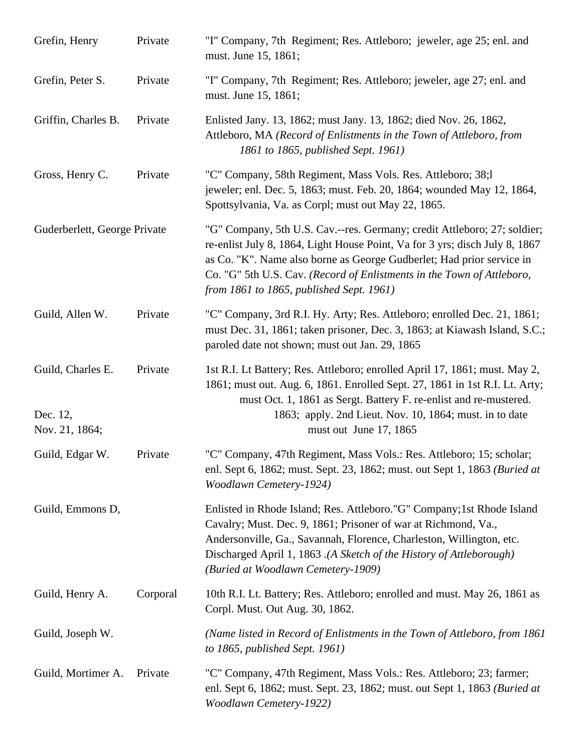| | | |
|---|---|---|
| Grefin, Henry | Private | "I" Company, 7th Regiment; Res. Attleboro; jeweler, age 25; enl. and must. June 15, 1861; |
| Grefin, Peter S. | Private | "I" Company, 7th Regiment; Res. Attleboro; jeweler, age 27; enl. and must. June 15, 1861; |
| Griffin, Charles B. | Private | Enlisted Jany. 13, 1862; must Jany. 13, 1862; died Nov. 26, 1862, Attleboro, MA *(Record of Enlistments in the Town of Attleboro, from 1861 to 1865, published Sept. 1961)* |
| Gross, Henry C. | Private | "C" Company, 58th Regiment, Mass Vols. Res. Attleboro; 38;l jeweler; enl. Dec. 5, 1863; must. Feb. 20, 1864; wounded May 12, 1864, Spottsylvania, Va. as Corpl; must out May 22, 1865. |
| Guderberlett, George | Private | "G" Company, 5th U.S. Cav.--res. Germany; credit Attleboro; 27; soldier; re-enlist July 8, 1864, Light House Point, Va for 3 yrs; disch July 8, 1867 as Co. "K". Name also borne as George Gudberlet; Had prior service in Co. "G" 5th U.S. Cav. *(Record of Enlistments in the Town of Attleboro, from 1861 to 1865, published Sept. 1961)* |
| Guild, Allen W. | Private | "C" Company, 3rd R.I. Hy. Arty; Res. Attleboro; enrolled Dec. 21, 1861; must Dec. 31, 1861; taken prisoner, Dec. 3, 1863; at Kiawash Island, S.C.; paroled date not shown; must out Jan. 29, 1865 |
| Guild, Charles E. | Private | 1st R.I. Lt Battery; Res. Attleboro; enrolled April 17, 1861; must. May 2, 1861; must out. Aug. 6, 1861. Enrolled Sept. 27, 1861 in 1st R.I. Lt. Arty; must Oct. 1, 1861 as Sergt. Battery F. re-enlist and re-mustered. Dec. 12, 1863; apply. 2nd Lieut. Nov. 10, 1864; must. in to date Nov. 21, 1864; must out June 17, 1865 |
| Guild, Edgar W. | Private | "C" Company, 47th Regiment, Mass Vols.: Res. Attleboro; 15; scholar; enl. Sept 6, 1862; must. Sept. 23, 1862; must. out Sept 1, 1863 *(Buried at Woodlawn Cemetery-1924)* |
| Guild, Emmons D, | | Enlisted in Rhode Island; Res. Attleboro."G" Company;1st Rhode Island Cavalry; Must. Dec. 9, 1861; Prisoner of war at Richmond, Va., Andersonville, Ga., Savannah, Florence, Charleston, Willington, etc. Discharged April 1, 1863 .*(A Sketch of the History of Attleborough) (Buried at Woodlawn Cemetery-1909)* |
| Guild, Henry A. | Corporal | 10th R.I. Lt. Battery; Res. Attleboro; enrolled and must. May 26, 1861 as Corpl. Must. Out Aug. 30, 1862. |
| Guild, Joseph W. | | *(Name listed in Record of Enlistments in the Town of Attleboro, from 1861 to 1865, published Sept. 1961)* |
| Guild, Mortimer A. | Private | "C" Company, 47th Regiment, Mass Vols.: Res. Attleboro; 23; farmer; enl. Sept 6, 1862; must. Sept. 23, 1862; must. out Sept 1, 1863 *(Buried at Woodlawn Cemetery-1922)* |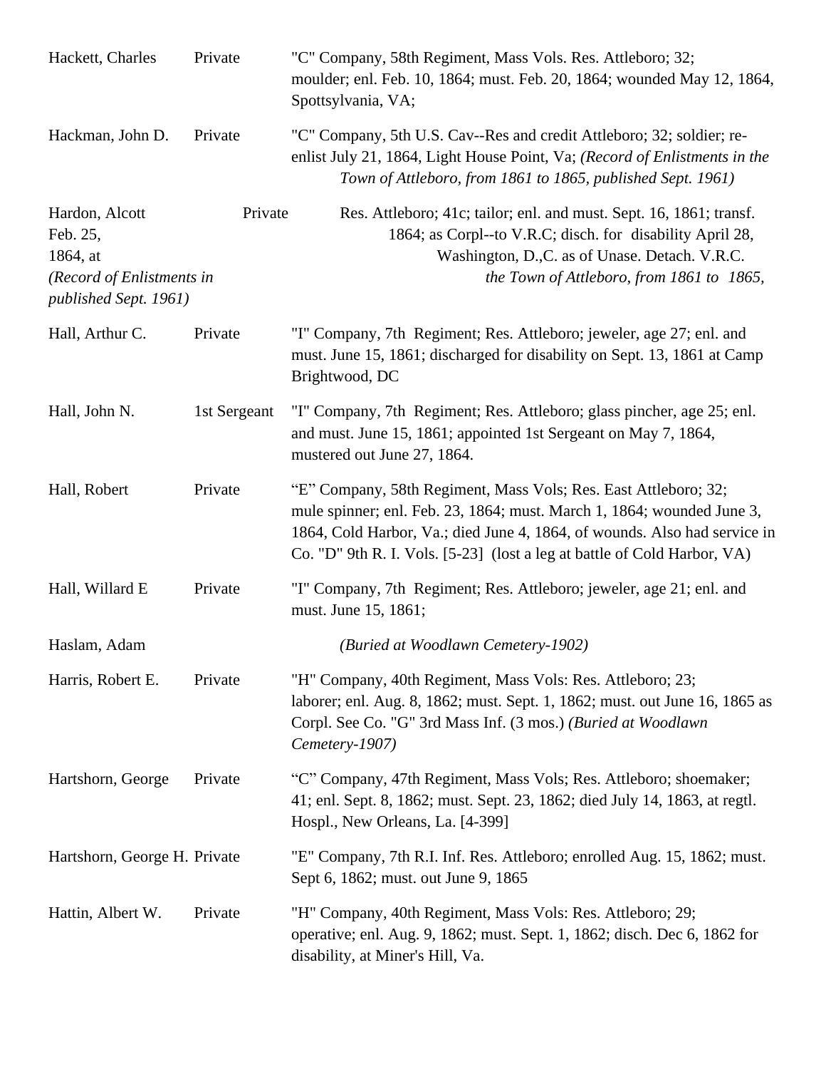| | | |
|---|---|---|
| Hackett, Charles | Private | "C" Company, 58th Regiment, Mass Vols. Res. Attleboro; 32; moulder; enl. Feb. 10, 1864; must. Feb. 20, 1864; wounded May 12, 1864, Spottsylvania, VA; |
| Hackman, John D. | Private | "C" Company, 5th U.S. Cav--Res and credit Attleboro; 32; soldier; re-enlist July 21, 1864, Light House Point, Va; *(Record of Enlistments in the Town of Attleboro, from 1861 to 1865, published Sept. 1961)* |
| Hardon, Alcott | Private | Res. Attleboro; 41c; tailor; enl. and must. Sept. 16, 1861; transf. Feb. 25, 1864; as Corpl--to V.R.C; disch. for disability April 28, 1864, at Washington, D.,C. as of Unase. Detach. V.R.C. *(Record of Enlistments in the Town of Attleboro, from 1861 to 1865, published Sept. 1961)* |
| Hall, Arthur C. | Private | "I" Company, 7th Regiment; Res. Attleboro; jeweler, age 27; enl. and must. June 15, 1861; discharged for disability on Sept. 13, 1861 at Camp Brightwood, DC |
| Hall, John N. | 1st Sergeant | "I" Company, 7th Regiment; Res. Attleboro; glass pincher, age 25; enl. and must. June 15, 1861; appointed 1st Sergeant on May 7, 1864, mustered out June 27, 1864. |
| Hall, Robert | Private | "E" Company, 58th Regiment, Mass Vols; Res. East Attleboro; 32; mule spinner; enl. Feb. 23, 1864; must. March 1, 1864; wounded June 3, 1864, Cold Harbor, Va.; died June 4, 1864, of wounds. Also had service in Co. "D" 9th R. I. Vols. [5-23] (lost a leg at battle of Cold Harbor, VA) |
| Hall, Willard E | Private | "I" Company, 7th Regiment; Res. Attleboro; jeweler, age 21; enl. and must. June 15, 1861; |
| Haslam, Adam | | *(Buried at Woodlawn Cemetery-1902)* |
| Harris, Robert E. | Private | "H" Company, 40th Regiment, Mass Vols: Res. Attleboro; 23; laborer; enl. Aug. 8, 1862; must. Sept. 1, 1862; must. out June 16, 1865 as Corpl. See Co. "G" 3rd Mass Inf. (3 mos.) *(Buried at Woodlawn Cemetery-1907)* |
| Hartshorn, George | Private | "C" Company, 47th Regiment, Mass Vols; Res. Attleboro; shoemaker; 41; enl. Sept. 8, 1862; must. Sept. 23, 1862; died July 14, 1863, at regtl. Hospl., New Orleans, La. [4-399] |
| Hartshorn, George H. | Private | "E" Company, 7th R.I. Inf. Res. Attleboro; enrolled Aug. 15, 1862; must. Sept 6, 1862; must. out June 9, 1865 |
| Hattin, Albert W. | Private | "H" Company, 40th Regiment, Mass Vols: Res. Attleboro; 29; operative; enl. Aug. 9, 1862; must. Sept. 1, 1862; disch. Dec 6, 1862 for disability, at Miner's Hill, Va. |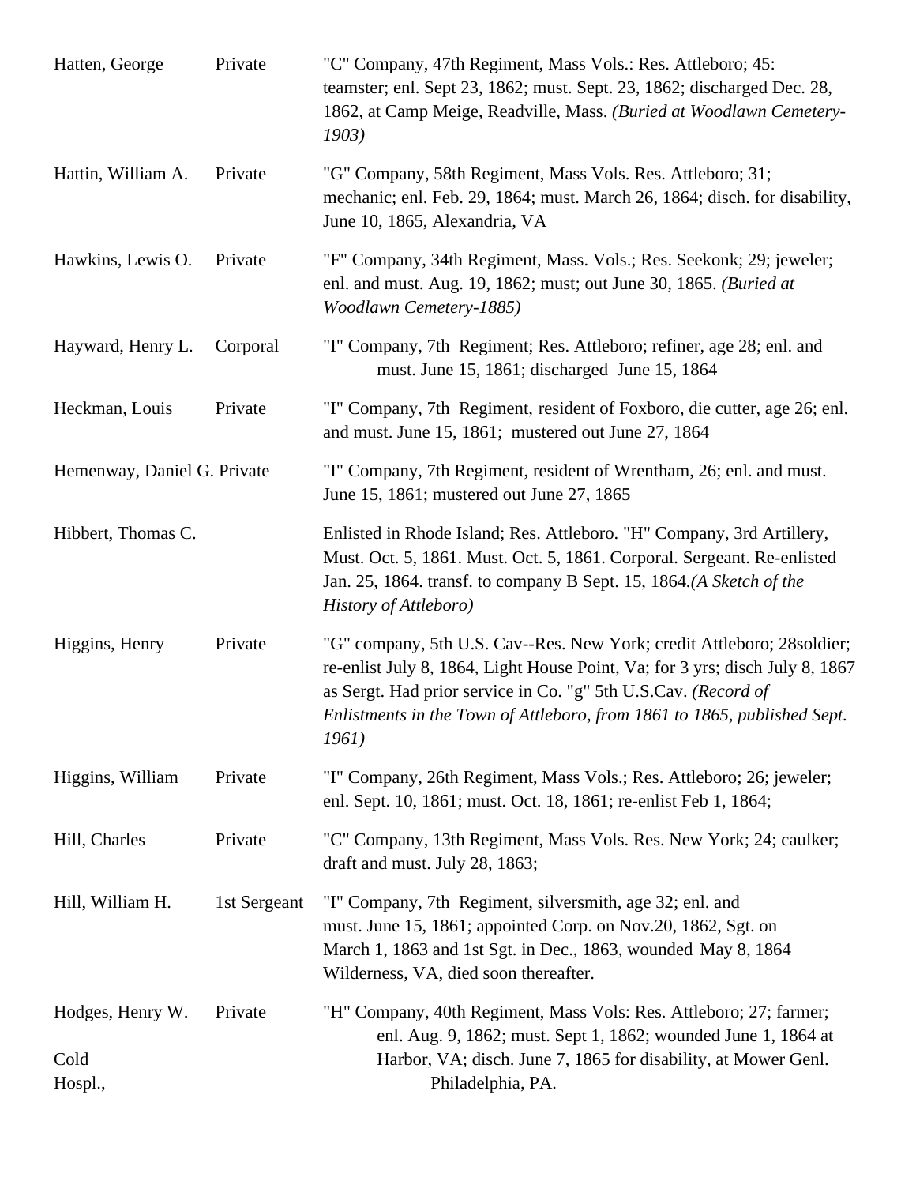| | | |
|---|---|---|
| Hatten, George | Private | "C" Company, 47th Regiment, Mass Vols.: Res. Attleboro; 45: teamster; enl. Sept 23, 1862; must. Sept. 23, 1862; discharged Dec. 28, 1862, at Camp Meige, Readville, Mass. *(Buried at Woodlawn Cemetery-1903)* |
| Hattin, William A. | Private | "G" Company, 58th Regiment, Mass Vols. Res. Attleboro; 31; mechanic; enl. Feb. 29, 1864; must. March 26, 1864; disch. for disability, June 10, 1865, Alexandria, VA |
| Hawkins, Lewis O. | Private | "F" Company, 34th Regiment, Mass. Vols.; Res. Seekonk; 29; jeweler; enl. and must. Aug. 19, 1862; must; out June 30, 1865. *(Buried at Woodlawn Cemetery-1885)* |
| Hayward, Henry L. | Corporal | "I" Company, 7th Regiment; Res. Attleboro; refiner, age 28; enl. and must. June 15, 1861; discharged June 15, 1864 |
| Heckman, Louis | Private | "I" Company, 7th Regiment, resident of Foxboro, die cutter, age 26; enl. and must. June 15, 1861; mustered out June 27, 1864 |
| Hemenway, Daniel G. | Private | "I" Company, 7th Regiment, resident of Wrentham, 26; enl. and must. June 15, 1861; mustered out June 27, 1865 |
| Hibbert, Thomas C. | | Enlisted in Rhode Island; Res. Attleboro. "H" Company, 3rd Artillery, Must. Oct. 5, 1861. Must. Oct. 5, 1861. Corporal. Sergeant. Re-enlisted Jan. 25, 1864. transf. to company B Sept. 15, 1864.*(A Sketch of the History of Attleboro)* |
| Higgins, Henry | Private | "G" company, 5th U.S. Cav--Res. New York; credit Attleboro; 28soldier; re-enlist July 8, 1864, Light House Point, Va; for 3 yrs; disch July 8, 1867 as Sergt. Had prior service in Co. "g" 5th U.S.Cav. *(Record of Enlistments in the Town of Attleboro, from 1861 to 1865, published Sept. 1961)* |
| Higgins, William | Private | "I" Company, 26th Regiment, Mass Vols.; Res. Attleboro; 26; jeweler; enl. Sept. 10, 1861; must. Oct. 18, 1861; re-enlist Feb 1, 1864; |
| Hill, Charles | Private | "C" Company, 13th Regiment, Mass Vols. Res. New York; 24; caulker; draft and must. July 28, 1863; |
| Hill, William H. | 1st Sergeant | "I" Company, 7th Regiment, silversmith, age 32; enl. and must. June 15, 1861; appointed Corp. on Nov.20, 1862, Sgt. on March 1, 1863 and 1st Sgt. in Dec., 1863, wounded May 8, 1864 Wilderness, VA, died soon thereafter. |
| Hodges, Henry W. | Private | "H" Company, 40th Regiment, Mass Vols: Res. Attleboro; 27; farmer; enl. Aug. 9, 1862; must. Sept 1, 1862; wounded June 1, 1864 at Cold Harbor, VA; disch. June 7, 1865 for disability, at Mower Genl. Hospl., Philadelphia, PA. |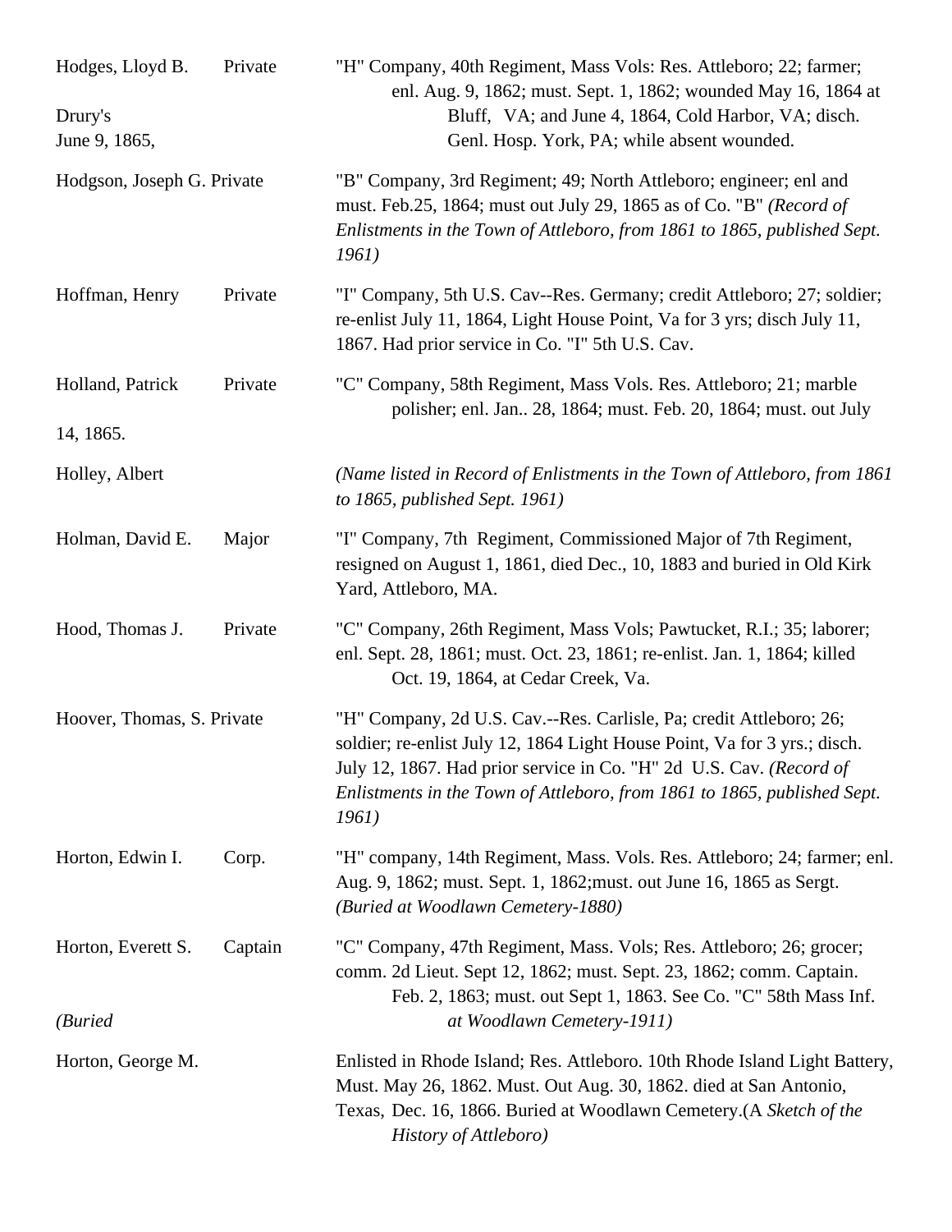Hodges, Lloyd B. Private — "H" Company, 40th Regiment, Mass Vols: Res. Attleboro; 22; farmer; enl. Aug. 9, 1862; must. Sept. 1, 1862; wounded May 16, 1864 at Drury's Bluff, VA; and June 4, 1864, Cold Harbor, VA; disch. June 9, 1865, Genl. Hosp. York, PA; while absent wounded.

Hodgson, Joseph G. Private — "B" Company, 3rd Regiment; 49; North Attleboro; engineer; enl and must. Feb.25, 1864; must out July 29, 1865 as of Co. "B" *(Record of Enlistments in the Town of Attleboro, from 1861 to 1865, published Sept. 1961)*

Hoffman, Henry Private — "I" Company, 5th U.S. Cav--Res. Germany; credit Attleboro; 27; soldier; re-enlist July 11, 1864, Light House Point, Va for 3 yrs; disch July 11, 1867. Had prior service in Co. "I" 5th U.S. Cav.

Holland, Patrick Private — "C" Company, 58th Regiment, Mass Vols. Res. Attleboro; 21; marble polisher; enl. Jan.. 28, 1864; must. Feb. 20, 1864; must. out July 14, 1865.

Holley, Albert — *(Name listed in Record of Enlistments in the Town of Attleboro, from 1861 to 1865, published Sept. 1961)*

Holman, David E. Major — "I" Company, 7th Regiment, Commissioned Major of 7th Regiment, resigned on August 1, 1861, died Dec., 10, 1883 and buried in Old Kirk Yard, Attleboro, MA.

Hood, Thomas J. Private — "C" Company, 26th Regiment, Mass Vols; Pawtucket, R.I.; 35; laborer; enl. Sept. 28, 1861; must. Oct. 23, 1861; re-enlist. Jan. 1, 1864; killed Oct. 19, 1864, at Cedar Creek, Va.

Hoover, Thomas, S. Private — "H" Company, 2d U.S. Cav.--Res. Carlisle, Pa; credit Attleboro; 26; soldier; re-enlist July 12, 1864 Light House Point, Va for 3 yrs.; disch. July 12, 1867. Had prior service in Co. "H" 2d U.S. Cav. *(Record of Enlistments in the Town of Attleboro, from 1861 to 1865, published Sept. 1961)*

Horton, Edwin I. Corp. — "H" company, 14th Regiment, Mass. Vols. Res. Attleboro; 24; farmer; enl. Aug. 9, 1862; must. Sept. 1, 1862;must. out June 16, 1865 as Sergt. *(Buried at Woodlawn Cemetery-1880)*

Horton, Everett S. Captain — "C" Company, 47th Regiment, Mass. Vols; Res. Attleboro; 26; grocer; comm. 2d Lieut. Sept 12, 1862; must. Sept. 23, 1862; comm. Captain. Feb. 2, 1863; must. out Sept 1, 1863. See Co. "C" 58th Mass Inf. *(Buried at Woodlawn Cemetery-1911)*

Horton, George M. — Enlisted in Rhode Island; Res. Attleboro. 10th Rhode Island Light Battery, Must. May 26, 1862. Must. Out Aug. 30, 1862. died at San Antonio, Texas, Dec. 16, 1866. Buried at Woodlawn Cemetery.(A *Sketch of the History of Attleboro)*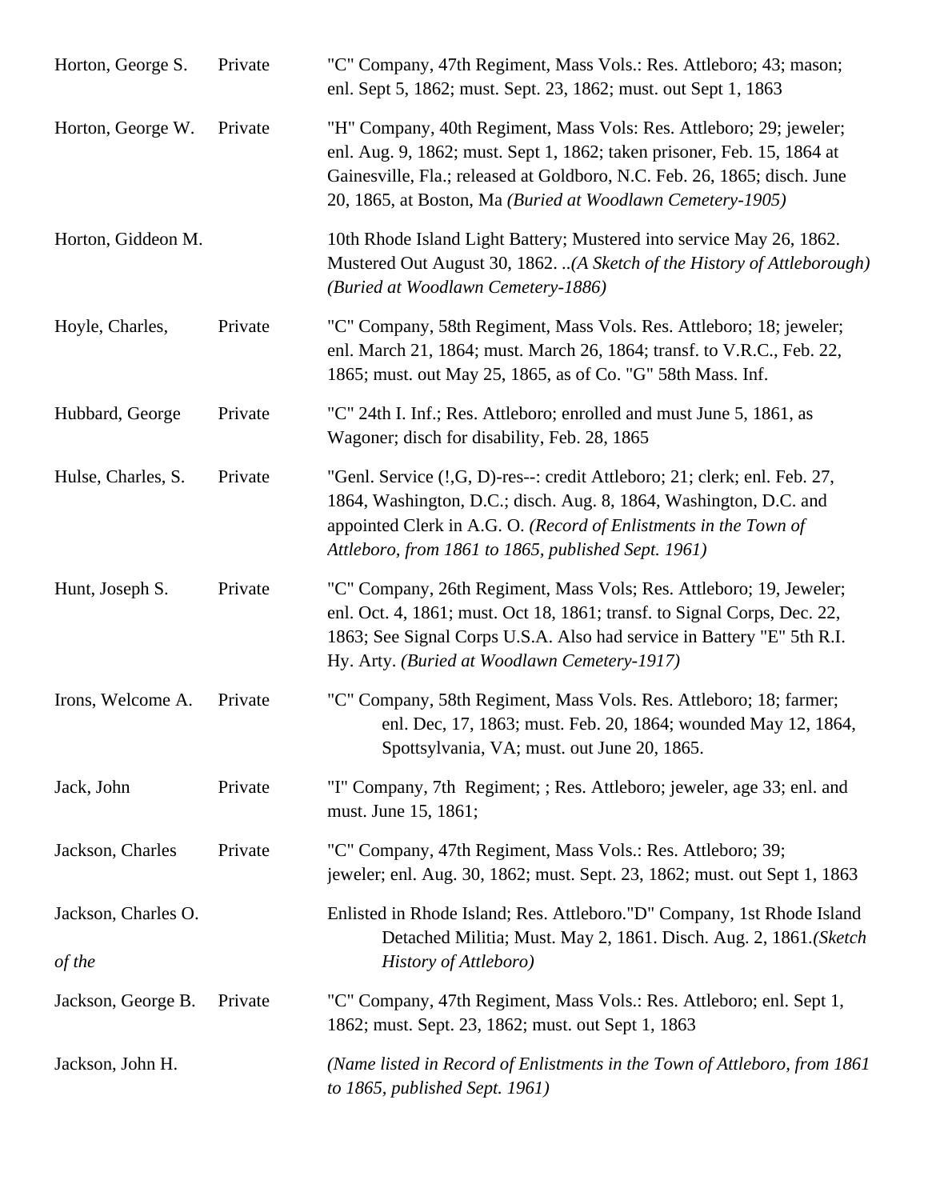| | | |
|---|---|---|
| Horton, George S. | Private | "C" Company, 47th Regiment, Mass Vols.: Res. Attleboro; 43; mason; enl. Sept 5, 1862; must. Sept. 23, 1862; must. out Sept 1, 1863 |
| Horton, George W. | Private | "H" Company, 40th Regiment, Mass Vols: Res. Attleboro; 29; jeweler; enl. Aug. 9, 1862; must. Sept 1, 1862; taken prisoner, Feb. 15, 1864 at Gainesville, Fla.; released at Goldboro, N.C. Feb. 26, 1865; disch. June 20, 1865, at Boston, Ma *(Buried at Woodlawn Cemetery-1905)* |
| Horton, Giddeon M. | | 10th Rhode Island Light Battery; Mustered into service May 26, 1862. Mustered Out August 30, 1862. ..*(A Sketch of the History of Attleborough) (Buried at Woodlawn Cemetery-1886)* |
| Hoyle, Charles, | Private | "C" Company, 58th Regiment, Mass Vols. Res. Attleboro; 18; jeweler; enl. March 21, 1864; must. March 26, 1864; transf. to V.R.C., Feb. 22, 1865; must. out May 25, 1865, as of Co. "G" 58th Mass. Inf. |
| Hubbard, George | Private | "C" 24th I. Inf.; Res. Attleboro; enrolled and must June 5, 1861, as Wagoner; disch for disability, Feb. 28, 1865 |
| Hulse, Charles, S. | Private | "Genl. Service (!,G, D)-res--: credit Attleboro; 21; clerk; enl. Feb. 27, 1864, Washington, D.C.; disch. Aug. 8, 1864, Washington, D.C. and appointed Clerk in A.G. O. *(Record of Enlistments in the Town of Attleboro, from 1861 to 1865, published Sept. 1961)* |
| Hunt, Joseph S. | Private | "C" Company, 26th Regiment, Mass Vols; Res. Attleboro; 19, Jeweler; enl. Oct. 4, 1861; must. Oct 18, 1861; transf. to Signal Corps, Dec. 22, 1863; See Signal Corps U.S.A. Also had service in Battery "E" 5th R.I. Hy. Arty. *(Buried at Woodlawn Cemetery-1917)* |
| Irons, Welcome A. | Private | "C" Company, 58th Regiment, Mass Vols. Res. Attleboro; 18; farmer; enl. Dec, 17, 1863; must. Feb. 20, 1864; wounded May 12, 1864, Spottsylvania, VA; must. out June 20, 1865. |
| Jack, John | Private | "I" Company, 7th Regiment; ; Res. Attleboro; jeweler, age 33; enl. and must. June 15, 1861; |
| Jackson, Charles | Private | "C" Company, 47th Regiment, Mass Vols.: Res. Attleboro; 39; jeweler; enl. Aug. 30, 1862; must. Sept. 23, 1862; must. out Sept 1, 1863 |
| Jackson, Charles O. *of the* | | Enlisted in Rhode Island; Res. Attleboro."D" Company, 1st Rhode Island Detached Militia; Must. May 2, 1861. Disch. Aug. 2, 1861.*(Sketch History of Attleboro)* |
| Jackson, George B. | Private | "C" Company, 47th Regiment, Mass Vols.: Res. Attleboro; enl. Sept 1, 1862; must. Sept. 23, 1862; must. out Sept 1, 1863 |
| Jackson, John H. | | *(Name listed in Record of Enlistments in the Town of Attleboro, from 1861 to 1865, published Sept. 1961)* |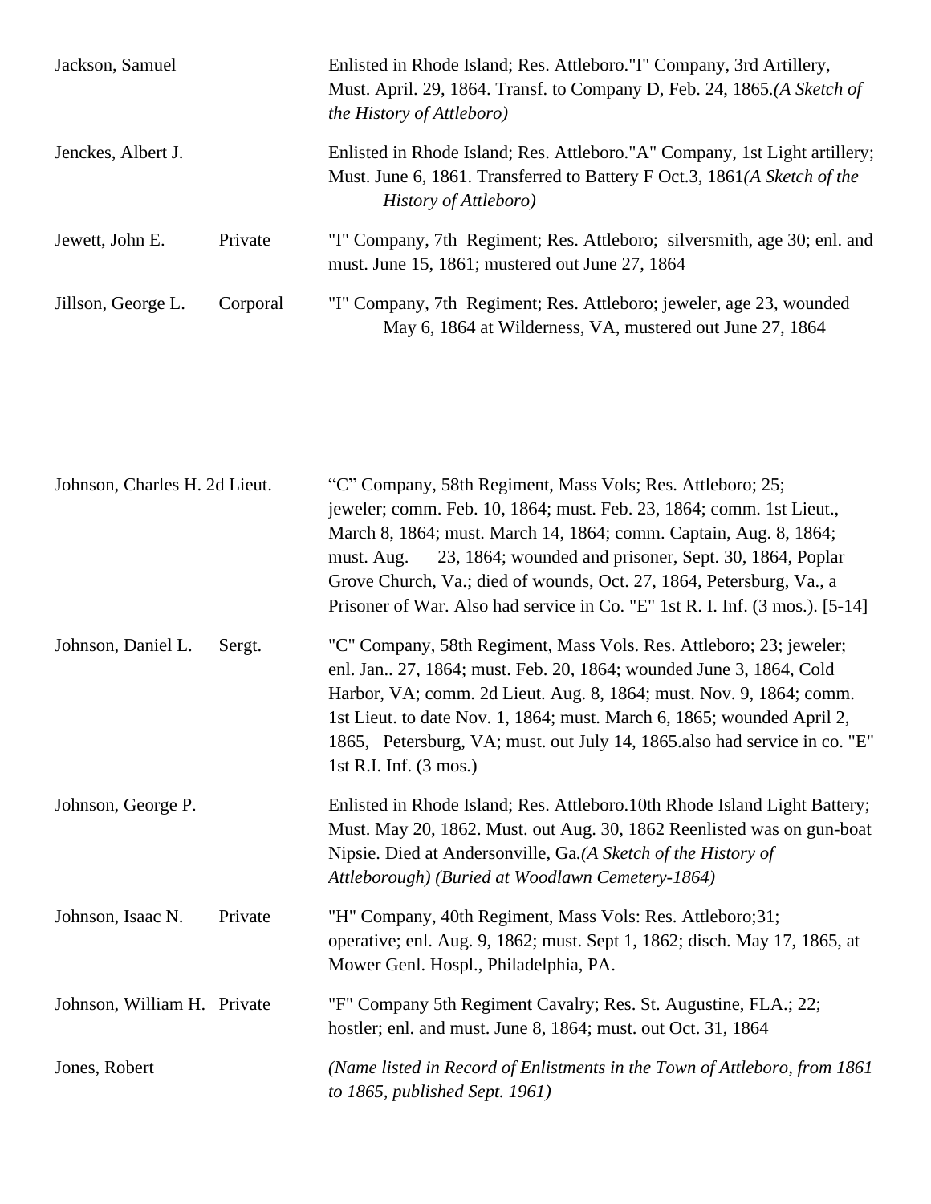| Name | Rank | Service |
|---|---|---|
| Jackson, Samuel | | Enlisted in Rhode Island; Res. Attleboro."I" Company, 3rd Artillery, Must. April. 29, 1864. Transf. to Company D, Feb. 24, 1865.*(A Sketch of the History of Attleboro)* |
| Jenckes, Albert J. | | Enlisted in Rhode Island; Res. Attleboro."A" Company, 1st Light artillery; Must. June 6, 1861. Transferred to Battery F Oct.3, 1861*(A Sketch of the History of Attleboro)* |
| Jewett, John E. | Private | "I" Company, 7th Regiment; Res. Attleboro; silversmith, age 30; enl. and must. June 15, 1861; mustered out June 27, 1864 |
| Jillson, George L. | Corporal | "I" Company, 7th Regiment; Res. Attleboro; jeweler, age 23, wounded May 6, 1864 at Wilderness, VA, mustered out June 27, 1864 |
| Johnson, Charles H. | 2d Lieut. | "C" Company, 58th Regiment, Mass Vols; Res. Attleboro; 25; jeweler; comm. Feb. 10, 1864; must. Feb. 23, 1864; comm. 1st Lieut., March 8, 1864; must. March 14, 1864; comm. Captain, Aug. 8, 1864; must. Aug. 23, 1864; wounded and prisoner, Sept. 30, 1864, Poplar Grove Church, Va.; died of wounds, Oct. 27, 1864, Petersburg, Va., a Prisoner of War. Also had service in Co. "E" 1st R. I. Inf. (3 mos.). [5-14] |
| Johnson, Daniel L. | Sergt. | "C" Company, 58th Regiment, Mass Vols. Res. Attleboro; 23; jeweler; enl. Jan.. 27, 1864; must. Feb. 20, 1864; wounded June 3, 1864, Cold Harbor, VA; comm. 2d Lieut. Aug. 8, 1864; must. Nov. 9, 1864; comm. 1st Lieut. to date Nov. 1, 1864; must. March 6, 1865; wounded April 2, 1865, Petersburg, VA; must. out July 14, 1865.also had service in co. "E" 1st R.I. Inf. (3 mos.) |
| Johnson, George P. | | Enlisted in Rhode Island; Res. Attleboro.10th Rhode Island Light Battery; Must. May 20, 1862. Must. out Aug. 30, 1862 Reenlisted was on gun-boat Nipsie. Died at Andersonville, Ga.*(A Sketch of the History of Attleborough) (Buried at Woodlawn Cemetery-1864)* |
| Johnson, Isaac N. | Private | "H" Company, 40th Regiment, Mass Vols: Res. Attleboro;31; operative; enl. Aug. 9, 1862; must. Sept 1, 1862; disch. May 17, 1865, at Mower Genl. Hospl., Philadelphia, PA. |
| Johnson, William H. | Private | "F" Company 5th Regiment Cavalry; Res. St. Augustine, FLA.; 22; hostler; enl. and must. June 8, 1864; must. out Oct. 31, 1864 |
| Jones, Robert | | *(Name listed in Record of Enlistments in the Town of Attleboro, from 1861 to 1865, published Sept. 1961)* |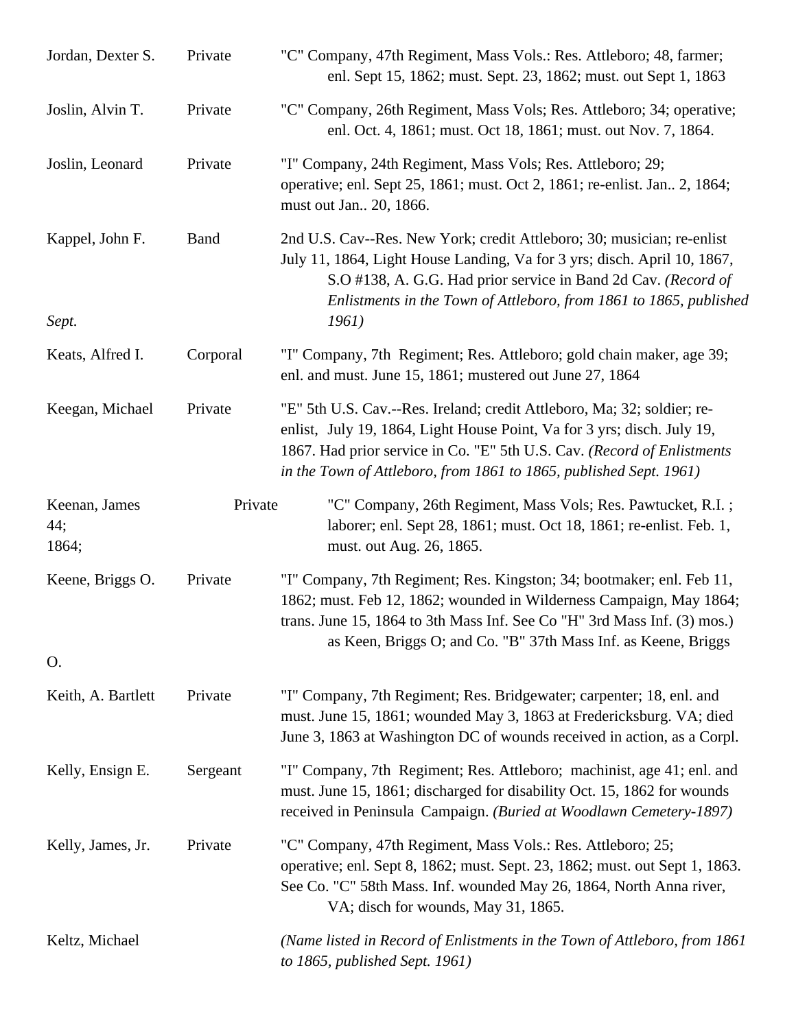| | | |
|---|---|---|
| Jordan, Dexter S. | Private | "C" Company, 47th Regiment, Mass Vols.: Res. Attleboro; 48, farmer; enl. Sept 15, 1862; must. Sept. 23, 1862; must. out Sept 1, 1863 |
| Joslin, Alvin T. | Private | "C" Company, 26th Regiment, Mass Vols; Res. Attleboro; 34; operative; enl. Oct. 4, 1861; must. Oct 18, 1861; must. out Nov. 7, 1864. |
| Joslin, Leonard | Private | "I" Company, 24th Regiment, Mass Vols; Res. Attleboro; 29; operative; enl. Sept 25, 1861; must. Oct 2, 1861; re-enlist. Jan.. 2, 1864; must out Jan.. 20, 1866. |
| Kappel, John F. | Band | 2nd U.S. Cav--Res. New York; credit Attleboro; 30; musician; re-enlist July 11, 1864, Light House Landing, Va for 3 yrs; disch. April 10, 1867, S.O #138, A. G.G. Had prior service in Band 2d Cav. *(Record of Enlistments in the Town of Attleboro, from 1861 to 1865, published Sept. 1961)* |
| Keats, Alfred I. | Corporal | "I" Company, 7th Regiment; Res. Attleboro; gold chain maker, age 39; enl. and must. June 15, 1861; mustered out June 27, 1864 |
| Keegan, Michael | Private | "E" 5th U.S. Cav.--Res. Ireland; credit Attleboro, Ma; 32; soldier; re-enlist, July 19, 1864, Light House Point, Va for 3 yrs; disch. July 19, 1867. Had prior service in Co. "E" 5th U.S. Cav. *(Record of Enlistments in the Town of Attleboro, from 1861 to 1865, published Sept. 1961)* |
| Keenan, James | Private | "C" Company, 26th Regiment, Mass Vols; Res. Pawtucket, R.I. ; 44; laborer; enl. Sept 28, 1861; must. Oct 18, 1861; re-enlist. Feb. 1, 1864; must. out Aug. 26, 1865. |
| Keene, Briggs O. | Private | "I" Company, 7th Regiment; Res. Kingston; 34; bootmaker; enl. Feb 11, 1862; must. Feb 12, 1862; wounded in Wilderness Campaign, May 1864; trans. June 15, 1864 to 3th Mass Inf. See Co "H" 3rd Mass Inf. (3) mos.) as Keen, Briggs O; and Co. "B" 37th Mass Inf. as Keene, Briggs O. |
| Keith, A. Bartlett | Private | "I" Company, 7th Regiment; Res. Bridgewater; carpenter; 18, enl. and must. June 15, 1861; wounded May 3, 1863 at Fredericksburg. VA; died June 3, 1863 at Washington DC of wounds received in action, as a Corpl. |
| Kelly, Ensign E. | Sergeant | "I" Company, 7th Regiment; Res. Attleboro; machinist, age 41; enl. and must. June 15, 1861; discharged for disability Oct. 15, 1862 for wounds received in Peninsula Campaign. *(Buried at Woodlawn Cemetery-1897)* |
| Kelly, James, Jr. | Private | "C" Company, 47th Regiment, Mass Vols.: Res. Attleboro; 25; operative; enl. Sept 8, 1862; must. Sept. 23, 1862; must. out Sept 1, 1863. See Co. "C" 58th Mass. Inf. wounded May 26, 1864, North Anna river, VA; disch for wounds, May 31, 1865. |
| Keltz, Michael | | *(Name listed in Record of Enlistments in the Town of Attleboro, from 1861 to 1865, published Sept. 1961)* |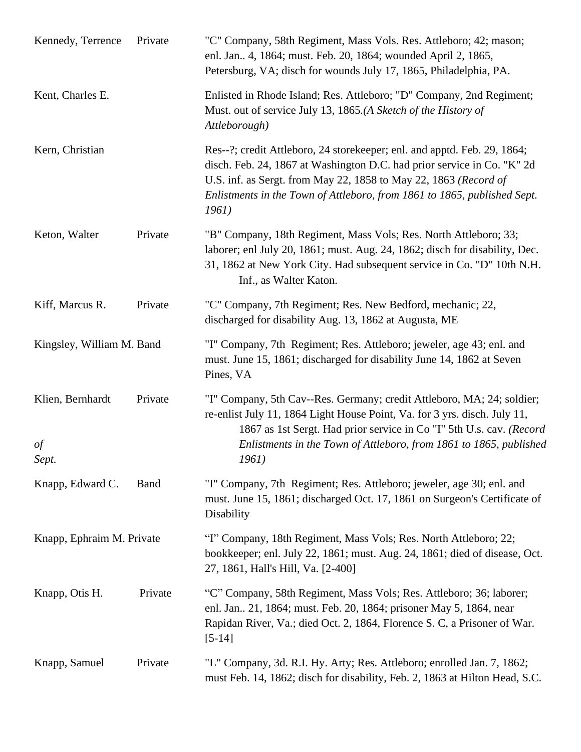| Name | Rank | Details |
|---|---|---|
| Kennedy, Terrence | Private | "C" Company, 58th Regiment, Mass Vols. Res. Attleboro; 42; mason; enl. Jan.. 4, 1864; must. Feb. 20, 1864; wounded April 2, 1865, Petersburg, VA; disch for wounds July 17, 1865, Philadelphia, PA. |
| Kent, Charles E. | | Enlisted in Rhode Island; Res. Attleboro; "D" Company, 2nd Regiment; Must. out of service July 13, 1865.*(A Sketch of the History of Attleborough)* |
| Kern, Christian | | Res--?; credit Attleboro, 24 storekeeper; enl. and apptd. Feb. 29, 1864; disch. Feb. 24, 1867 at Washington D.C. had prior service in Co. "K" 2d U.S. inf. as Sergt. from May 22, 1858 to May 22, 1863 *(Record of Enlistments in the Town of Attleboro, from 1861 to 1865, published Sept. 1961)* |
| Keton, Walter | Private | "B" Company, 18th Regiment, Mass Vols; Res. North Attleboro; 33; laborer; enl July 20, 1861; must. Aug. 24, 1862; disch for disability, Dec. 31, 1862 at New York City. Had subsequent service in Co. "D" 10th N.H. Inf., as Walter Katon. |
| Kiff, Marcus R. | Private | "C" Company, 7th Regiment; Res. New Bedford, mechanic; 22, discharged for disability Aug. 13, 1862 at Augusta, ME |
| Kingsley, William M. | Band | "I" Company, 7th Regiment; Res. Attleboro; jeweler, age 43; enl. and must. June 15, 1861; discharged for disability June 14, 1862 at Seven Pines, VA |
| Klien, Bernhardt | Private | "I" Company, 5th Cav--Res. Germany; credit Attleboro, MA; 24; soldier; re-enlist July 11, 1864 Light House Point, Va. for 3 yrs. disch. July 11, 1867 as 1st Sergt. Had prior service in Co "I" 5th U.s. cav. *(Record of Enlistments in the Town of Attleboro, from 1861 to 1865, published Sept. 1961)* |
| Knapp, Edward C. | Band | "I" Company, 7th Regiment; Res. Attleboro; jeweler, age 30; enl. and must. June 15, 1861; discharged Oct. 17, 1861 on Surgeon's Certificate of Disability |
| Knapp, Ephraim M. | Private | "I" Company, 18th Regiment, Mass Vols; Res. North Attleboro; 22; bookkeeper; enl. July 22, 1861; must. Aug. 24, 1861; died of disease, Oct. 27, 1861, Hall's Hill, Va. [2-400] |
| Knapp, Otis H. | Private | "C" Company, 58th Regiment, Mass Vols; Res. Attleboro; 36; laborer; enl. Jan.. 21, 1864; must. Feb. 20, 1864; prisoner May 5, 1864, near Rapidan River, Va.; died Oct. 2, 1864, Florence S. C, a Prisoner of War. [5-14] |
| Knapp, Samuel | Private | "L" Company, 3d. R.I. Hy. Arty; Res. Attleboro; enrolled Jan. 7, 1862; must Feb. 14, 1862; disch for disability, Feb. 2, 1863 at Hilton Head, S.C. |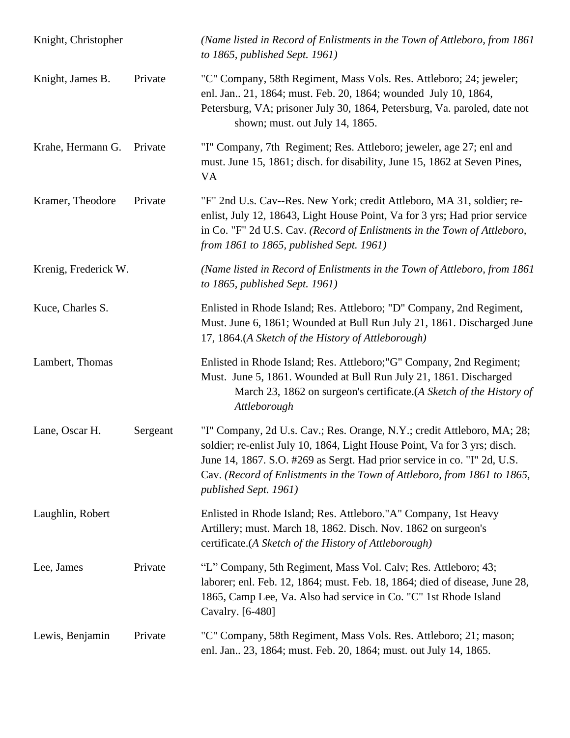| | | |
|---|---|---|
| Knight, Christopher | | *(Name listed in Record of Enlistments in the Town of Attleboro, from 1861 to 1865, published Sept. 1961)* |
| Knight, James B. | Private | "C" Company, 58th Regiment, Mass Vols. Res. Attleboro; 24; jeweler; enl. Jan.. 21, 1864; must. Feb. 20, 1864; wounded July 10, 1864, Petersburg, VA; prisoner July 30, 1864, Petersburg, Va. paroled, date not shown; must. out July 14, 1865. |
| Krahe, Hermann G. | Private | "I" Company, 7th Regiment; Res. Attleboro; jeweler, age 27; enl and must. June 15, 1861; disch. for disability, June 15, 1862 at Seven Pines, VA |
| Kramer, Theodore | Private | "F" 2nd U.s. Cav--Res. New York; credit Attleboro, MA 31, soldier; re-enlist, July 12, 18643, Light House Point, Va for 3 yrs; Had prior service in Co. "F" 2d U.S. Cav. *(Record of Enlistments in the Town of Attleboro, from 1861 to 1865, published Sept. 1961)* |
| Krenig, Frederick W. | | *(Name listed in Record of Enlistments in the Town of Attleboro, from 1861 to 1865, published Sept. 1961)* |
| Kuce, Charles S. | | Enlisted in Rhode Island; Res. Attleboro; "D" Company, 2nd Regiment, Must. June 6, 1861; Wounded at Bull Run July 21, 1861. Discharged June 17, 1864.*(A Sketch of the History of Attleborough)* |
| Lambert, Thomas | | Enlisted in Rhode Island; Res. Attleboro;"G" Company, 2nd Regiment; Must. June 5, 1861. Wounded at Bull Run July 21, 1861. Discharged March 23, 1862 on surgeon's certificate.*(A Sketch of the History of Attleborough* |
| Lane, Oscar H. | Sergeant | "I" Company, 2d U.s. Cav.; Res. Orange, N.Y.; credit Attleboro, MA; 28; soldier; re-enlist July 10, 1864, Light House Point, Va for 3 yrs; disch. June 14, 1867. S.O. #269 as Sergt. Had prior service in co. "I" 2d, U.S. Cav. *(Record of Enlistments in the Town of Attleboro, from 1861 to 1865, published Sept. 1961)* |
| Laughlin, Robert | | Enlisted in Rhode Island; Res. Attleboro."A" Company, 1st Heavy Artillery; must. March 18, 1862. Disch. Nov. 1862 on surgeon's certificate.*(A Sketch of the History of Attleborough)* |
| Lee, James | Private | "L" Company, 5th Regiment, Mass Vol. Calv; Res. Attleboro; 43; laborer; enl. Feb. 12, 1864; must. Feb. 18, 1864; died of disease, June 28, 1865, Camp Lee, Va. Also had service in Co. "C" 1st Rhode Island Cavalry. [6-480] |
| Lewis, Benjamin | Private | "C" Company, 58th Regiment, Mass Vols. Res. Attleboro; 21; mason; enl. Jan.. 23, 1864; must. Feb. 20, 1864; must. out July 14, 1865. |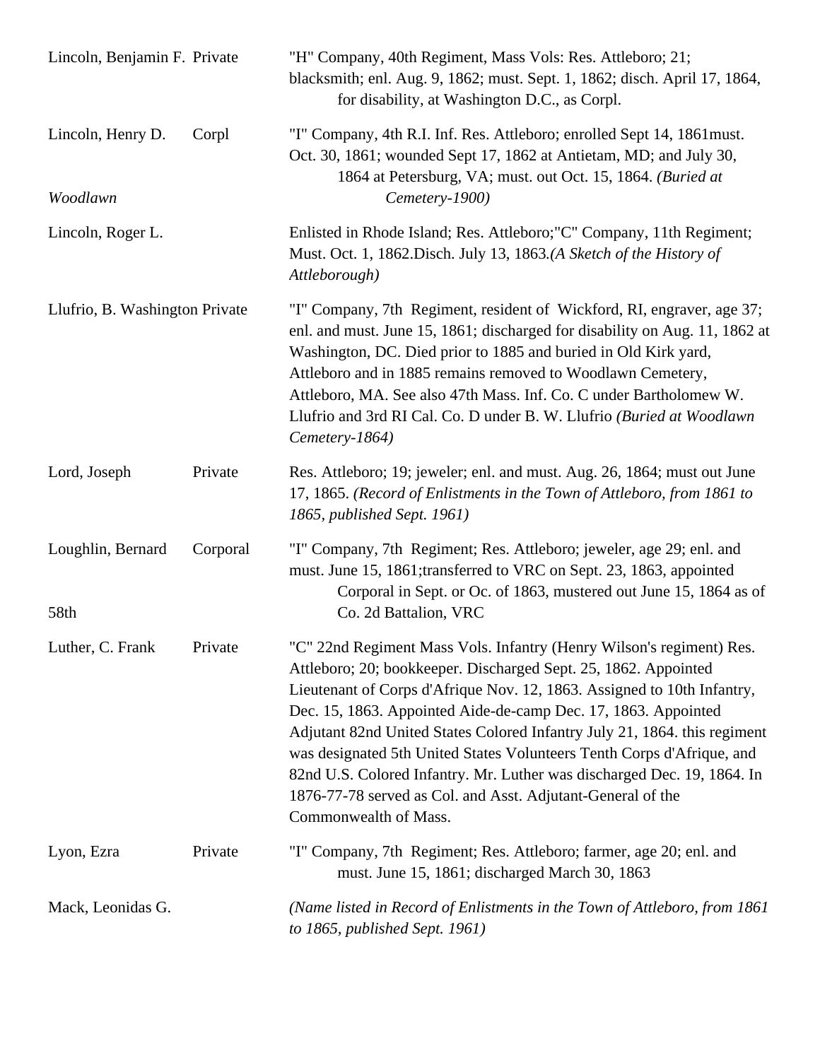| | | |
|---|---|---|
| Lincoln, Benjamin F. | Private | "H" Company, 40th Regiment, Mass Vols: Res. Attleboro; 21; blacksmith; enl. Aug. 9, 1862; must. Sept. 1, 1862; disch. April 17, 1864, for disability, at Washington D.C., as Corpl. |
| Lincoln, Henry D. | Corpl | "I" Company, 4th R.I. Inf. Res. Attleboro; enrolled Sept 14, 1861must. Oct. 30, 1861; wounded Sept 17, 1862 at Antietam, MD; and July 30, 1864 at Petersburg, VA; must. out Oct. 15, 1864. *(Buried at Woodlawn Cemetery-1900)* |
| Lincoln, Roger L. | | Enlisted in Rhode Island; Res. Attleboro;"C" Company, 11th Regiment; Must. Oct. 1, 1862.Disch. July 13, 1863.*(A Sketch of the History of Attleborough)* |
| Llufrio, B. Washington | Private | "I" Company, 7th Regiment, resident of Wickford, RI, engraver, age 37; enl. and must. June 15, 1861; discharged for disability on Aug. 11, 1862 at Washington, DC. Died prior to 1885 and buried in Old Kirk yard, Attleboro and in 1885 remains removed to Woodlawn Cemetery, Attleboro, MA. See also 47th Mass. Inf. Co. C under Bartholomew W. Llufrio and 3rd RI Cal. Co. D under B. W. Llufrio *(Buried at Woodlawn Cemetery-1864)* |
| Lord, Joseph | Private | Res. Attleboro; 19; jeweler; enl. and must. Aug. 26, 1864; must out June 17, 1865. *(Record of Enlistments in the Town of Attleboro, from 1861 to 1865, published Sept. 1961)* |
| Loughlin, Bernard | Corporal | "I" Company, 7th Regiment; Res. Attleboro; jeweler, age 29; enl. and must. June 15, 1861;transferred to VRC on Sept. 23, 1863, appointed Corporal in Sept. or Oc. of 1863, mustered out June 15, 1864 as of 58th Co. 2d Battalion, VRC |
| Luther, C. Frank | Private | "C" 22nd Regiment Mass Vols. Infantry (Henry Wilson's regiment) Res. Attleboro; 20; bookkeeper. Discharged Sept. 25, 1862. Appointed Lieutenant of Corps d'Afrique Nov. 12, 1863. Assigned to 10th Infantry, Dec. 15, 1863. Appointed Aide-de-camp Dec. 17, 1863. Appointed Adjutant 82nd United States Colored Infantry July 21, 1864. this regiment was designated 5th United States Volunteers Tenth Corps d'Afrique, and 82nd U.S. Colored Infantry. Mr. Luther was discharged Dec. 19, 1864. In 1876-77-78 served as Col. and Asst. Adjutant-General of the Commonwealth of Mass. |
| Lyon, Ezra | Private | "I" Company, 7th Regiment; Res. Attleboro; farmer, age 20; enl. and must. June 15, 1861; discharged March 30, 1863 |
| Mack, Leonidas G. | | *(Name listed in Record of Enlistments in the Town of Attleboro, from 1861 to 1865, published Sept. 1961)* |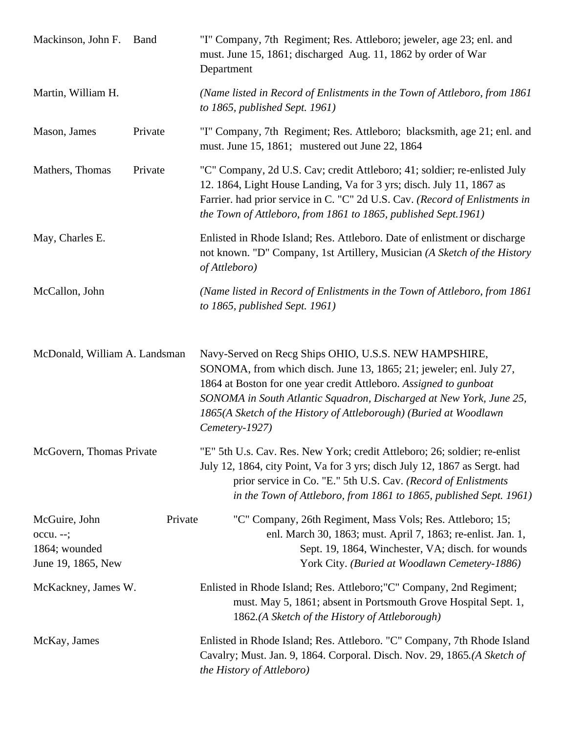| | | |
|---|---|---|
| Mackinson, John F. | Band | "I" Company, 7th Regiment; Res. Attleboro; jeweler, age 23; enl. and must. June 15, 1861; discharged Aug. 11, 1862 by order of War Department |
| Martin, William H. | | *(Name listed in Record of Enlistments in the Town of Attleboro, from 1861 to 1865, published Sept. 1961)* |
| Mason, James | Private | "I" Company, 7th Regiment; Res. Attleboro; blacksmith, age 21; enl. and must. June 15, 1861; mustered out June 22, 1864 |
| Mathers, Thomas | Private | "C" Company, 2d U.S. Cav; credit Attleboro; 41; soldier; re-enlisted July 12. 1864, Light House Landing, Va for 3 yrs; disch. July 11, 1867 as Farrier. had prior service in C. "C" 2d U.S. Cav. *(Record of Enlistments in the Town of Attleboro, from 1861 to 1865, published Sept.1961)* |
| May, Charles E. | | Enlisted in Rhode Island; Res. Attleboro. Date of enlistment or discharge not known. "D" Company, 1st Artillery, Musician *(A Sketch of the History of Attleboro)* |
| McCallon, John | | *(Name listed in Record of Enlistments in the Town of Attleboro, from 1861 to 1865, published Sept. 1961)* |
| McDonald, William A. | Landsman | Navy-Served on Recg Ships OHIO, U.S.S. NEW HAMPSHIRE, SONOMA, from which disch. June 13, 1865; 21; jeweler; enl. July 27, 1864 at Boston for one year credit Attleboro. *Assigned to gunboat SONOMA in South Atlantic Squadron, Discharged at New York, June 25, 1865(A Sketch of the History of Attleborough) (Buried at Woodlawn Cemetery-1927)* |
| McGovern, Thomas | Private | "E" 5th U.s. Cav. Res. New York; credit Attleboro; 26; soldier; re-enlist July 12, 1864, city Point, Va for 3 yrs; disch July 12, 1867 as Sergt. had prior service in Co. "E." 5th U.S. Cav. *(Record of Enlistments in the Town of Attleboro, from 1861 to 1865, published Sept. 1961)* |
| McGuire, John | Private | "C" Company, 26th Regiment, Mass Vols; Res. Attleboro; 15; occu. --; enl. March 30, 1863; must. April 7, 1863; re-enlist. Jan. 1, 1864; wounded Sept. 19, 1864, Winchester, VA; disch. for wounds June 19, 1865, New York City. *(Buried at Woodlawn Cemetery-1886)* |
| McKackney, James W. | | Enlisted in Rhode Island; Res. Attleboro;"C" Company, 2nd Regiment; must. May 5, 1861; absent in Portsmouth Grove Hospital Sept. 1, 1862.*(A Sketch of the History of Attleborough)* |
| McKay, James | | Enlisted in Rhode Island; Res. Attleboro. "C" Company, 7th Rhode Island Cavalry; Must. Jan. 9, 1864. Corporal. Disch. Nov. 29, 1865.*(A Sketch of the History of Attleboro)* |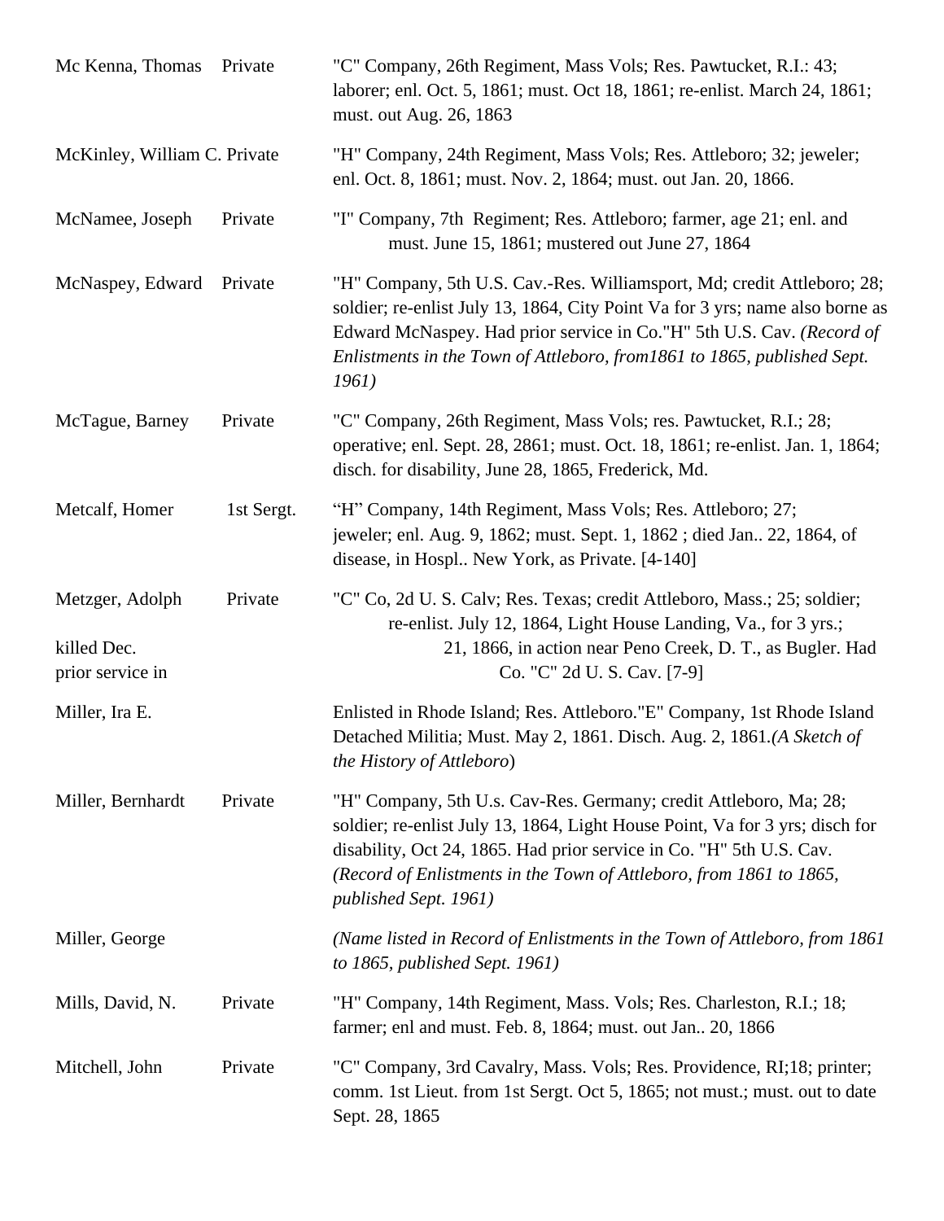| | | |
|---|---|---|
| Mc Kenna, Thomas | Private | "C" Company, 26th Regiment, Mass Vols; Res. Pawtucket, R.I.: 43; laborer; enl. Oct. 5, 1861; must. Oct 18, 1861; re-enlist. March 24, 1861; must. out Aug. 26, 1863 |
| McKinley, William C. | Private | "H" Company, 24th Regiment, Mass Vols; Res. Attleboro; 32; jeweler; enl. Oct. 8, 1861; must. Nov. 2, 1864; must. out Jan. 20, 1866. |
| McNamee, Joseph | Private | "I" Company, 7th Regiment; Res. Attleboro; farmer, age 21; enl. and must. June 15, 1861; mustered out June 27, 1864 |
| McNaspey, Edward | Private | "H" Company, 5th U.S. Cav.-Res. Williamsport, Md; credit Attleboro; 28; soldier; re-enlist July 13, 1864, City Point Va for 3 yrs; name also borne as Edward McNaspey. Had prior service in Co."H" 5th U.S. Cav. *(Record of Enlistments in the Town of Attleboro, from1861 to 1865, published Sept. 1961)* |
| McTague, Barney | Private | "C" Company, 26th Regiment, Mass Vols; res. Pawtucket, R.I.; 28; operative; enl. Sept. 28, 2861; must. Oct. 18, 1861; re-enlist. Jan. 1, 1864; disch. for disability, June 28, 1865, Frederick, Md. |
| Metcalf, Homer | 1st Sergt. | "H" Company, 14th Regiment, Mass Vols; Res. Attleboro; 27; jeweler; enl. Aug. 9, 1862; must. Sept. 1, 1862 ; died Jan.. 22, 1864, of disease, in Hospl.. New York, as Private. [4-140] |
| Metzger, Adolph | Private | "C" Co, 2d U. S. Calv; Res. Texas; credit Attleboro, Mass.; 25; soldier; re-enlist. July 12, 1864, Light House Landing, Va., for 3 yrs.; killed Dec. 21, 1866, in action near Peno Creek, D. T., as Bugler. Had prior service in Co. "C" 2d U. S. Cav. [7-9] |
| Miller, Ira E. | | Enlisted in Rhode Island; Res. Attleboro."E" Company, 1st Rhode Island Detached Militia; Must. May 2, 1861. Disch. Aug. 2, 1861.*(A Sketch of the History of Attleboro*) |
| Miller, Bernhardt | Private | "H" Company, 5th U.s. Cav-Res. Germany; credit Attleboro, Ma; 28; soldier; re-enlist July 13, 1864, Light House Point, Va for 3 yrs; disch for disability, Oct 24, 1865. Had prior service in Co. "H" 5th U.S. Cav. *(Record of Enlistments in the Town of Attleboro, from 1861 to 1865, published Sept. 1961)* |
| Miller, George | | *(Name listed in Record of Enlistments in the Town of Attleboro, from 1861 to 1865, published Sept. 1961)* |
| Mills, David, N. | Private | "H" Company, 14th Regiment, Mass. Vols; Res. Charleston, R.I.; 18; farmer; enl and must. Feb. 8, 1864; must. out Jan.. 20, 1866 |
| Mitchell, John | Private | "C" Company, 3rd Cavalry, Mass. Vols; Res. Providence, RI;18; printer; comm. 1st Lieut. from 1st Sergt. Oct 5, 1865; not must.; must. out to date Sept. 28, 1865 |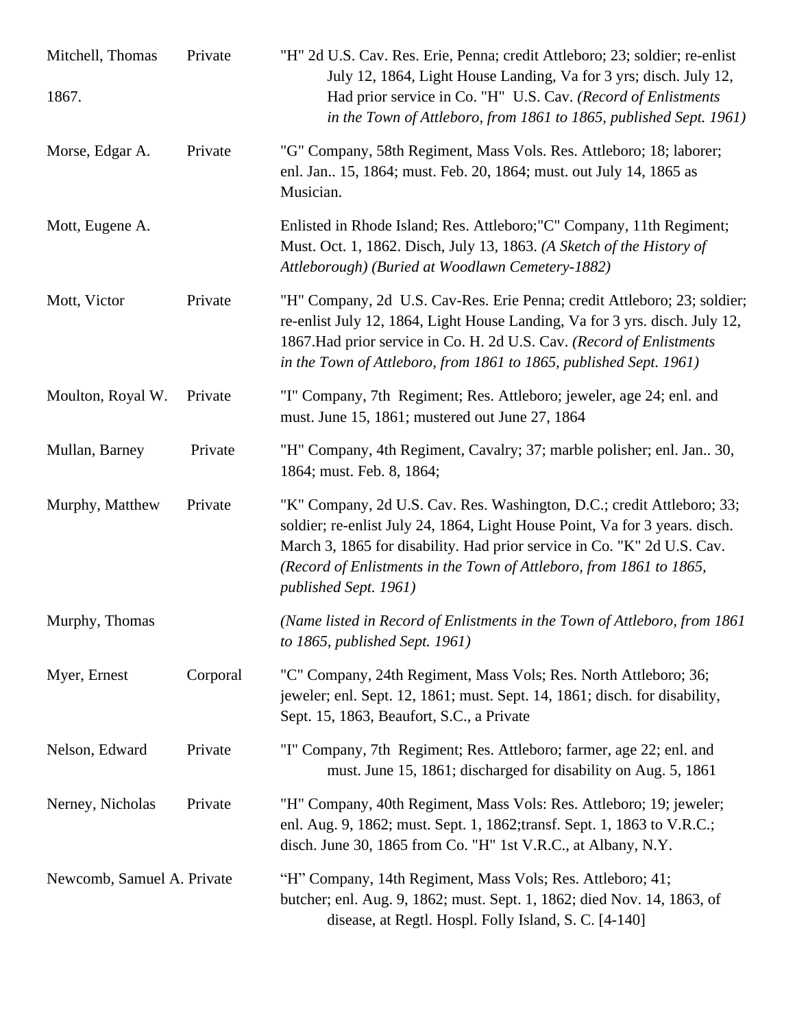| | | |
|---|---|---|
| Mitchell, Thomas | Private | "H" 2d U.S. Cav. Res. Erie, Penna; credit Attleboro; 23; soldier; re-enlist July 12, 1864, Light House Landing, Va for 3 yrs; disch. July 12, 1867. Had prior service in Co. "H" U.S. Cav. *(Record of Enlistments in the Town of Attleboro, from 1861 to 1865, published Sept. 1961)* |
| Morse, Edgar A. | Private | "G" Company, 58th Regiment, Mass Vols. Res. Attleboro; 18; laborer; enl. Jan.. 15, 1864; must. Feb. 20, 1864; must. out July 14, 1865 as Musician. |
| Mott, Eugene A. | | Enlisted in Rhode Island; Res. Attleboro;"C" Company, 11th Regiment; Must. Oct. 1, 1862. Disch, July 13, 1863. *(A Sketch of the History of Attleborough) (Buried at Woodlawn Cemetery-1882)* |
| Mott, Victor | Private | "H" Company, 2d U.S. Cav-Res. Erie Penna; credit Attleboro; 23; soldier; re-enlist July 12, 1864, Light House Landing, Va for 3 yrs. disch. July 12, 1867.Had prior service in Co. H. 2d U.S. Cav. *(Record of Enlistments in the Town of Attleboro, from 1861 to 1865, published Sept. 1961)* |
| Moulton, Royal W. | Private | "I" Company, 7th Regiment; Res. Attleboro; jeweler, age 24; enl. and must. June 15, 1861; mustered out June 27, 1864 |
| Mullan, Barney | Private | "H" Company, 4th Regiment, Cavalry; 37; marble polisher; enl. Jan.. 30, 1864; must. Feb. 8, 1864; |
| Murphy, Matthew | Private | "K" Company, 2d U.S. Cav. Res. Washington, D.C.; credit Attleboro; 33; soldier; re-enlist July 24, 1864, Light House Point, Va for 3 years. disch. March 3, 1865 for disability. Had prior service in Co. "K" 2d U.S. Cav. *(Record of Enlistments in the Town of Attleboro, from 1861 to 1865, published Sept. 1961)* |
| Murphy, Thomas | | *(Name listed in Record of Enlistments in the Town of Attleboro, from 1861 to 1865, published Sept. 1961)* |
| Myer, Ernest | Corporal | "C" Company, 24th Regiment, Mass Vols; Res. North Attleboro; 36; jeweler; enl. Sept. 12, 1861; must. Sept. 14, 1861; disch. for disability, Sept. 15, 1863, Beaufort, S.C., a Private |
| Nelson, Edward | Private | "I" Company, 7th Regiment; Res. Attleboro; farmer, age 22; enl. and must. June 15, 1861; discharged for disability on Aug. 5, 1861 |
| Nerney, Nicholas | Private | "H" Company, 40th Regiment, Mass Vols: Res. Attleboro; 19; jeweler; enl. Aug. 9, 1862; must. Sept. 1, 1862;transf. Sept. 1, 1863 to V.R.C.; disch. June 30, 1865 from Co. "H" 1st V.R.C., at Albany, N.Y. |
| Newcomb, Samuel A. | Private | "H" Company, 14th Regiment, Mass Vols; Res. Attleboro; 41; butcher; enl. Aug. 9, 1862; must. Sept. 1, 1862; died Nov. 14, 1863, of disease, at Regtl. Hospl. Folly Island, S. C. [4-140] |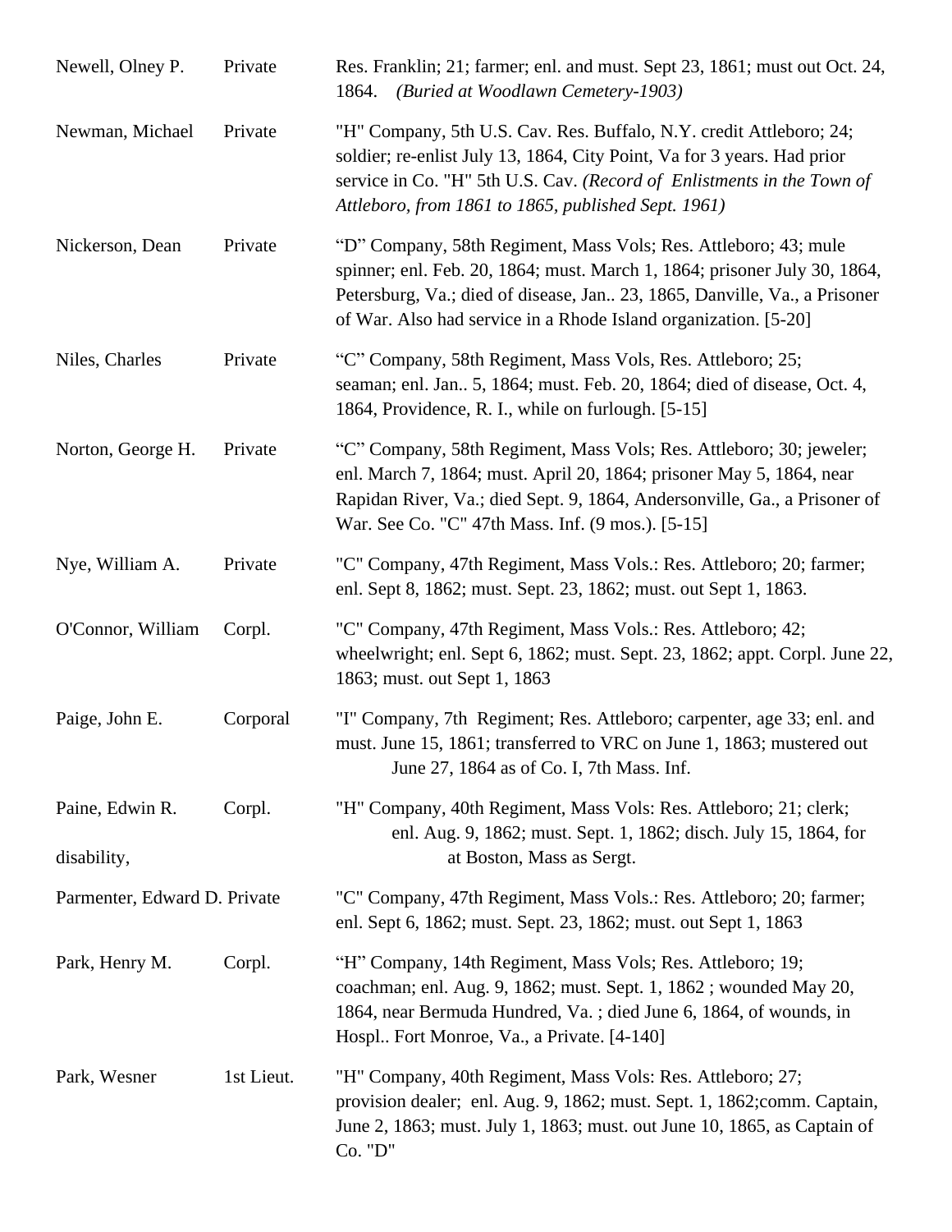| | | |
|---|---|---|
| Newell, Olney P. | Private | Res. Franklin; 21; farmer; enl. and must. Sept 23, 1861; must out Oct. 24, 1864. *(Buried at Woodlawn Cemetery-1903)* |
| Newman, Michael | Private | "H" Company, 5th U.S. Cav. Res. Buffalo, N.Y. credit Attleboro; 24; soldier; re-enlist July 13, 1864, City Point, Va for 3 years. Had prior service in Co. "H" 5th U.S. Cav. *(Record of Enlistments in the Town of Attleboro, from 1861 to 1865, published Sept. 1961)* |
| Nickerson, Dean | Private | "D" Company, 58th Regiment, Mass Vols; Res. Attleboro; 43; mule spinner; enl. Feb. 20, 1864; must. March 1, 1864; prisoner July 30, 1864, Petersburg, Va.; died of disease, Jan.. 23, 1865, Danville, Va., a Prisoner of War. Also had service in a Rhode Island organization. [5-20] |
| Niles, Charles | Private | "C" Company, 58th Regiment, Mass Vols, Res. Attleboro; 25; seaman; enl. Jan.. 5, 1864; must. Feb. 20, 1864; died of disease, Oct. 4, 1864, Providence, R. I., while on furlough. [5-15] |
| Norton, George H. | Private | "C" Company, 58th Regiment, Mass Vols; Res. Attleboro; 30; jeweler; enl. March 7, 1864; must. April 20, 1864; prisoner May 5, 1864, near Rapidan River, Va.; died Sept. 9, 1864, Andersonville, Ga., a Prisoner of War. See Co. "C" 47th Mass. Inf. (9 mos.). [5-15] |
| Nye, William A. | Private | "C" Company, 47th Regiment, Mass Vols.: Res. Attleboro; 20; farmer; enl. Sept 8, 1862; must. Sept. 23, 1862; must. out Sept 1, 1863. |
| O'Connor, William | Corpl. | "C" Company, 47th Regiment, Mass Vols.: Res. Attleboro; 42; wheelwright; enl. Sept 6, 1862; must. Sept. 23, 1862; appt. Corpl. June 22, 1863; must. out Sept 1, 1863 |
| Paige, John E. | Corporal | "I" Company, 7th Regiment; Res. Attleboro; carpenter, age 33; enl. and must. June 15, 1861; transferred to VRC on June 1, 1863; mustered out June 27, 1864 as of Co. I, 7th Mass. Inf. |
| Paine, Edwin R. | Corpl. | "H" Company, 40th Regiment, Mass Vols: Res. Attleboro; 21; clerk; enl. Aug. 9, 1862; must. Sept. 1, 1862; disch. July 15, 1864, for disability, at Boston, Mass as Sergt. |
| Parmenter, Edward D. | Private | "C" Company, 47th Regiment, Mass Vols.: Res. Attleboro; 20; farmer; enl. Sept 6, 1862; must. Sept. 23, 1862; must. out Sept 1, 1863 |
| Park, Henry M. | Corpl. | "H" Company, 14th Regiment, Mass Vols; Res. Attleboro; 19; coachman; enl. Aug. 9, 1862; must. Sept. 1, 1862 ; wounded May 20, 1864, near Bermuda Hundred, Va. ; died June 6, 1864, of wounds, in Hospl.. Fort Monroe, Va., a Private. [4-140] |
| Park, Wesner | 1st Lieut. | "H" Company, 40th Regiment, Mass Vols: Res. Attleboro; 27; provision dealer; enl. Aug. 9, 1862; must. Sept. 1, 1862;comm. Captain, June 2, 1863; must. July 1, 1863; must. out June 10, 1865, as Captain of Co. "D" |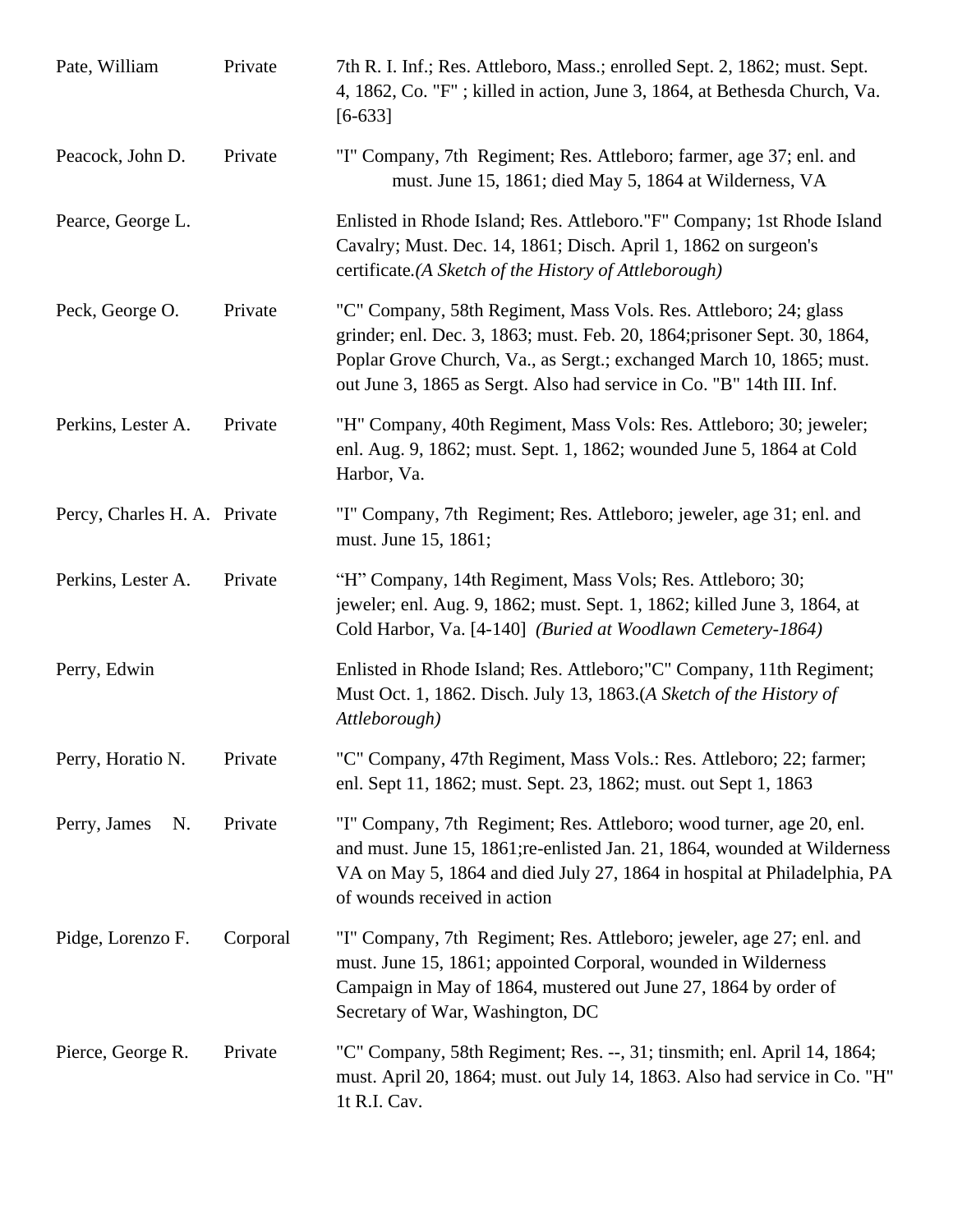| | | |
|---|---|---|
| Pate, William | Private | 7th R. I. Inf.; Res. Attleboro, Mass.; enrolled Sept. 2, 1862; must. Sept. 4, 1862, Co. "F" ; killed in action, June 3, 1864, at Bethesda Church, Va. [6-633] |
| Peacock, John D. | Private | "I" Company, 7th Regiment; Res. Attleboro; farmer, age 37; enl. and must. June 15, 1861; died May 5, 1864 at Wilderness, VA |
| Pearce, George L. | | Enlisted in Rhode Island; Res. Attleboro."F" Company; 1st Rhode Island Cavalry; Must. Dec. 14, 1861; Disch. April 1, 1862 on surgeon's certificate.*(A Sketch of the History of Attleborough)* |
| Peck, George O. | Private | "C" Company, 58th Regiment, Mass Vols. Res. Attleboro; 24; glass grinder; enl. Dec. 3, 1863; must. Feb. 20, 1864;prisoner Sept. 30, 1864, Poplar Grove Church, Va., as Sergt.; exchanged March 10, 1865; must. out June 3, 1865 as Sergt. Also had service in Co. "B" 14th III. Inf. |
| Perkins, Lester A. | Private | "H" Company, 40th Regiment, Mass Vols: Res. Attleboro; 30; jeweler; enl. Aug. 9, 1862; must. Sept. 1, 1862; wounded June 5, 1864 at Cold Harbor, Va. |
| Percy, Charles H. A. | Private | "I" Company, 7th Regiment; Res. Attleboro; jeweler, age 31; enl. and must. June 15, 1861; |
| Perkins, Lester A. | Private | "H" Company, 14th Regiment, Mass Vols; Res. Attleboro; 30; jeweler; enl. Aug. 9, 1862; must. Sept. 1, 1862; killed June 3, 1864, at Cold Harbor, Va. [4-140] *(Buried at Woodlawn Cemetery-1864)* |
| Perry, Edwin | | Enlisted in Rhode Island; Res. Attleboro;"C" Company, 11th Regiment; Must Oct. 1, 1862. Disch. July 13, 1863.(*A Sketch of the History of Attleborough)* |
| Perry, Horatio N. | Private | "C" Company, 47th Regiment, Mass Vols.: Res. Attleboro; 22; farmer; enl. Sept 11, 1862; must. Sept. 23, 1862; must. out Sept 1, 1863 |
| Perry, James N. | Private | "I" Company, 7th Regiment; Res. Attleboro; wood turner, age 20, enl. and must. June 15, 1861;re-enlisted Jan. 21, 1864, wounded at Wilderness VA on May 5, 1864 and died July 27, 1864 in hospital at Philadelphia, PA of wounds received in action |
| Pidge, Lorenzo F. | Corporal | "I" Company, 7th Regiment; Res. Attleboro; jeweler, age 27; enl. and must. June 15, 1861; appointed Corporal, wounded in Wilderness Campaign in May of 1864, mustered out June 27, 1864 by order of Secretary of War, Washington, DC |
| Pierce, George R. | Private | "C" Company, 58th Regiment; Res. --, 31; tinsmith; enl. April 14, 1864; must. April 20, 1864; must. out July 14, 1863. Also had service in Co. "H" 1t R.I. Cav. |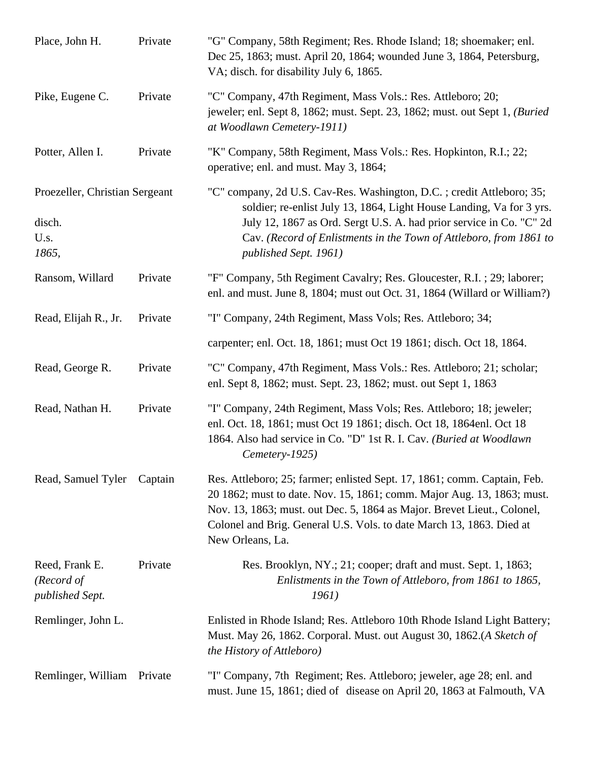| | | |
|---|---|---|
| Place, John H. | Private | "G" Company, 58th Regiment; Res. Rhode Island; 18; shoemaker; enl. Dec 25, 1863; must. April 20, 1864; wounded June 3, 1864, Petersburg, VA; disch. for disability July 6, 1865. |
| Pike, Eugene C. | Private | "C" Company, 47th Regiment, Mass Vols.: Res. Attleboro; 20; jeweler; enl. Sept 8, 1862; must. Sept. 23, 1862; must. out Sept 1, *(Buried at Woodlawn Cemetery-1911)* |
| Potter, Allen I. | Private | "K" Company, 58th Regiment, Mass Vols.: Res. Hopkinton, R.I.; 22; operative; enl. and must. May 3, 1864; |
| Proezeller, Christian | Sergeant | "C" company, 2d U.S. Cav-Res. Washington, D.C. ; credit Attleboro; 35; soldier; re-enlist July 13, 1864, Light House Landing, Va for 3 yrs. disch. July 12, 1867 as Ord. Sergt U.S. A. had prior service in Co. "C" 2d U.s. Cav. *(Record of Enlistments in the Town of Attleboro, from 1861 to 1865, published Sept. 1961)* |
| Ransom, Willard | Private | "F" Company, 5th Regiment Cavalry; Res. Gloucester, R.I. ; 29; laborer; enl. and must. June 8, 1804; must out Oct. 31, 1864 (Willard or William?) |
| Read, Elijah R., Jr. | Private | "I" Company, 24th Regiment, Mass Vols; Res. Attleboro; 34; carpenter; enl. Oct. 18, 1861; must Oct 19 1861; disch. Oct 18, 1864. |
| Read, George R. | Private | "C" Company, 47th Regiment, Mass Vols.: Res. Attleboro; 21; scholar; enl. Sept 8, 1862; must. Sept. 23, 1862; must. out Sept 1, 1863 |
| Read, Nathan H. | Private | "I" Company, 24th Regiment, Mass Vols; Res. Attleboro; 18; jeweler; enl. Oct. 18, 1861; must Oct 19 1861; disch. Oct 18, 1864enl. Oct 18 1864. Also had service in Co. "D" 1st R. I. Cav. *(Buried at Woodlawn Cemetery-1925)* |
| Read, Samuel Tyler | Captain | Res. Attleboro; 25; farmer; enlisted Sept. 17, 1861; comm. Captain, Feb. 20 1862; must to date. Nov. 15, 1861; comm. Major Aug. 13, 1863; must. Nov. 13, 1863; must. out Dec. 5, 1864 as Major. Brevet Lieut., Colonel, Colonel and Brig. General U.S. Vols. to date March 13, 1863. Died at New Orleans, La. |
| Reed, Frank E. | Private | Res. Brooklyn, NY.; 21; cooper; draft and must. Sept. 1, 1863; *(Record of Enlistments in the Town of Attleboro, from 1861 to 1865, published Sept. 1961)* |
| Remlinger, John L. | | Enlisted in Rhode Island; Res. Attleboro 10th Rhode Island Light Battery; Must. May 26, 1862. Corporal. Must. out August 30, 1862.(*A Sketch of the History of Attleboro)* |
| Remlinger, William | Private | "I" Company, 7th Regiment; Res. Attleboro; jeweler, age 28; enl. and must. June 15, 1861; died of disease on April 20, 1863 at Falmouth, VA |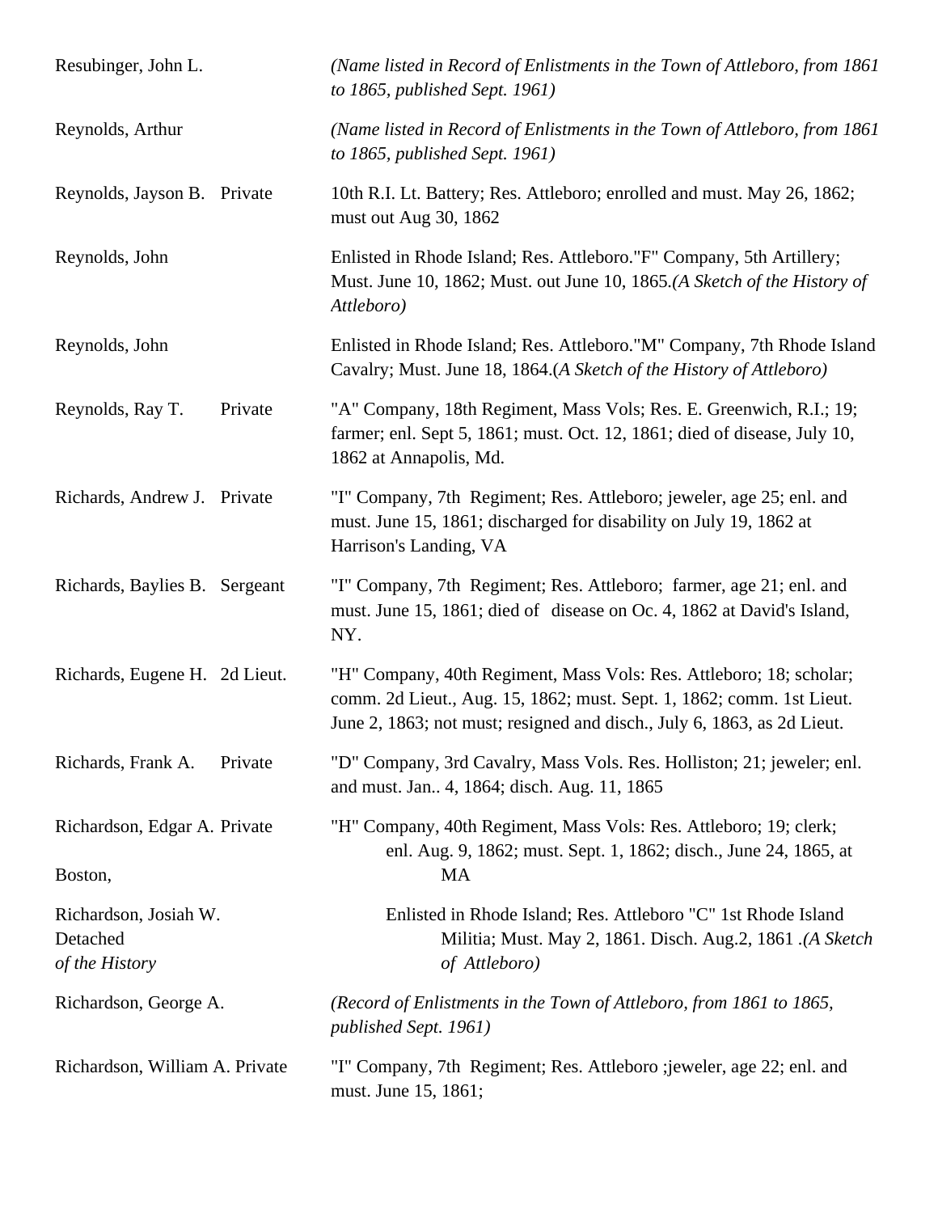| | | |
|---|---|---|
| Resubinger, John L. | | *(Name listed in Record of Enlistments in the Town of Attleboro, from 1861 to 1865, published Sept. 1961)* |
| Reynolds, Arthur | | *(Name listed in Record of Enlistments in the Town of Attleboro, from 1861 to 1865, published Sept. 1961)* |
| Reynolds, Jayson B. | Private | 10th R.I. Lt. Battery; Res. Attleboro; enrolled and must. May 26, 1862; must out Aug 30, 1862 |
| Reynolds, John | | Enlisted in Rhode Island; Res. Attleboro."F" Company, 5th Artillery; Must. June 10, 1862; Must. out June 10, 1865.*(A Sketch of the History of Attleboro)* |
| Reynolds, John | | Enlisted in Rhode Island; Res. Attleboro."M" Company, 7th Rhode Island Cavalry; Must. June 18, 1864.*(A Sketch of the History of Attleboro)* |
| Reynolds, Ray T. | Private | "A" Company, 18th Regiment, Mass Vols; Res. E. Greenwich, R.I.; 19; farmer; enl. Sept 5, 1861; must. Oct. 12, 1861; died of disease, July 10, 1862 at Annapolis, Md. |
| Richards, Andrew J. | Private | "I" Company, 7th Regiment; Res. Attleboro; jeweler, age 25; enl. and must. June 15, 1861; discharged for disability on July 19, 1862 at Harrison's Landing, VA |
| Richards, Baylies B. | Sergeant | "I" Company, 7th Regiment; Res. Attleboro; farmer, age 21; enl. and must. June 15, 1861; died of disease on Oc. 4, 1862 at David's Island, NY. |
| Richards, Eugene H. | 2d Lieut. | "H" Company, 40th Regiment, Mass Vols: Res. Attleboro; 18; scholar; comm. 2d Lieut., Aug. 15, 1862; must. Sept. 1, 1862; comm. 1st Lieut. June 2, 1863; not must; resigned and disch., July 6, 1863, as 2d Lieut. |
| Richards, Frank A. | Private | "D" Company, 3rd Cavalry, Mass Vols. Res. Holliston; 21; jeweler; enl. and must. Jan.. 4, 1864; disch. Aug. 11, 1865 |
| Richardson, Edgar A. | Private | "H" Company, 40th Regiment, Mass Vols: Res. Attleboro; 19; clerk; enl. Aug. 9, 1862; must. Sept. 1, 1862; disch., June 24, 1865, at Boston, MA |
| Richardson, Josiah W. | Detached | Enlisted in Rhode Island; Res. Attleboro "C" 1st Rhode Island Militia; Must. May 2, 1861. Disch. Aug.2, 1861 .*(A Sketch of the History of Attleboro)* |
| Richardson, George A. | | *(Record of Enlistments in the Town of Attleboro, from 1861 to 1865, published Sept. 1961)* |
| Richardson, William A. | Private | "I" Company, 7th Regiment; Res. Attleboro ;jeweler, age 22; enl. and must. June 15, 1861; |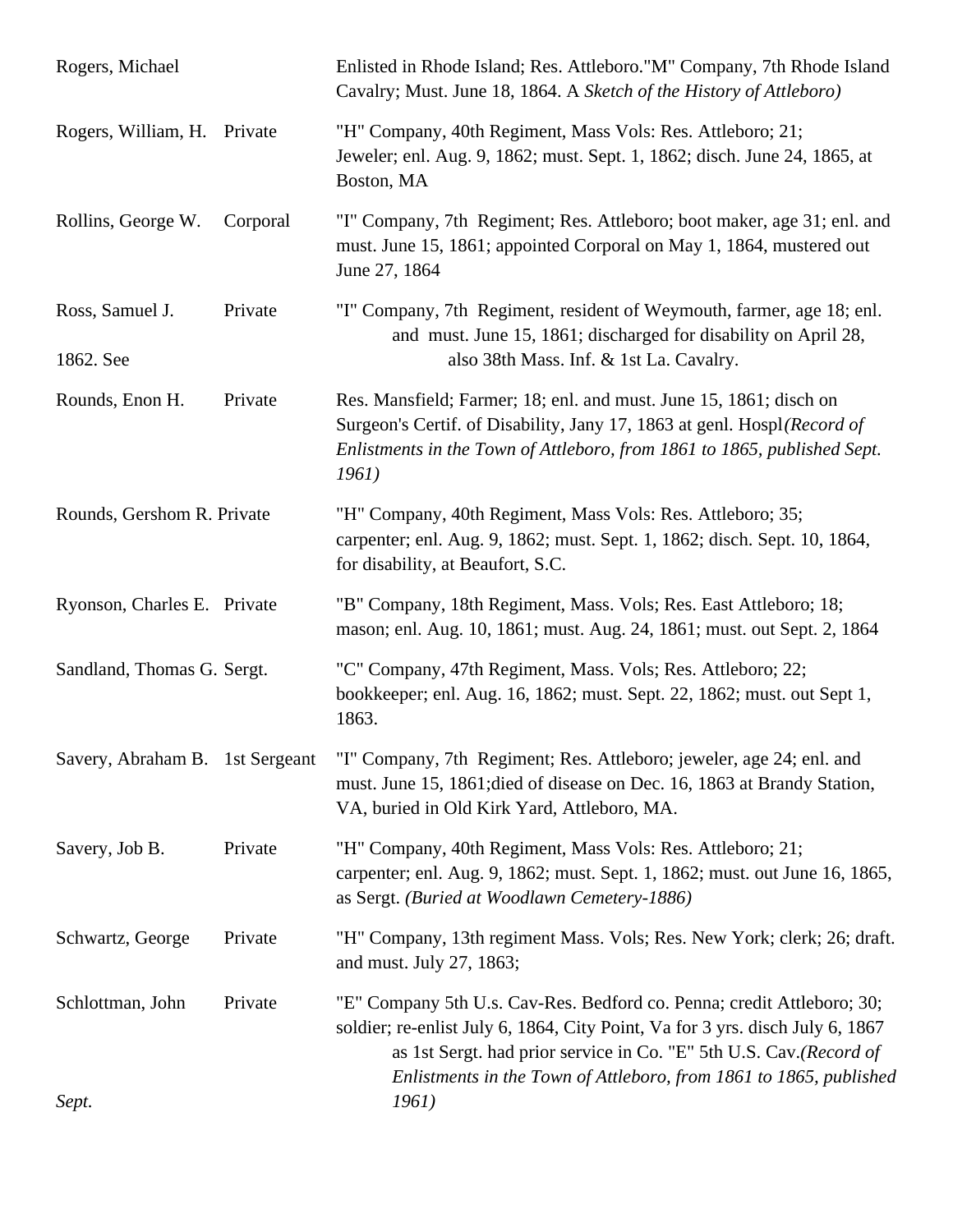| | | |
|---|---|---|
| Rogers, Michael | | Enlisted in Rhode Island; Res. Attleboro."M" Company, 7th Rhode Island Cavalry; Must. June 18, 1864. A *Sketch of the History of Attleboro)* |
| Rogers, William, H. | Private | "H" Company, 40th Regiment, Mass Vols: Res. Attleboro; 21; Jeweler; enl. Aug. 9, 1862; must. Sept. 1, 1862; disch. June 24, 1865, at Boston, MA |
| Rollins, George W. | Corporal | "I" Company, 7th Regiment; Res. Attleboro; boot maker, age 31; enl. and must. June 15, 1861; appointed Corporal on May 1, 1864, mustered out June 27, 1864 |
| Ross, Samuel J. | Private | "I" Company, 7th Regiment, resident of Weymouth, farmer, age 18; enl. and must. June 15, 1861; discharged for disability on April 28, 1862. See also 38th Mass. Inf. & 1st La. Cavalry. |
| Rounds, Enon H. | Private | Res. Mansfield; Farmer; 18; enl. and must. June 15, 1861; disch on Surgeon's Certif. of Disability, Jany 17, 1863 at genl. Hospl*(Record of Enlistments in the Town of Attleboro, from 1861 to 1865, published Sept. 1961)* |
| Rounds, Gershom R. | Private | "H" Company, 40th Regiment, Mass Vols: Res. Attleboro; 35; carpenter; enl. Aug. 9, 1862; must. Sept. 1, 1862; disch. Sept. 10, 1864, for disability, at Beaufort, S.C. |
| Ryonson, Charles E. | Private | "B" Company, 18th Regiment, Mass. Vols; Res. East Attleboro; 18; mason; enl. Aug. 10, 1861; must. Aug. 24, 1861; must. out Sept. 2, 1864 |
| Sandland, Thomas G. | Sergt. | "C" Company, 47th Regiment, Mass. Vols; Res. Attleboro; 22; bookkeeper; enl. Aug. 16, 1862; must. Sept. 22, 1862; must. out Sept 1, 1863. |
| Savery, Abraham B. | 1st Sergeant | "I" Company, 7th Regiment; Res. Attleboro; jeweler, age 24; enl. and must. June 15, 1861;died of disease on Dec. 16, 1863 at Brandy Station, VA, buried in Old Kirk Yard, Attleboro, MA. |
| Savery, Job B. | Private | "H" Company, 40th Regiment, Mass Vols: Res. Attleboro; 21; carpenter; enl. Aug. 9, 1862; must. Sept. 1, 1862; must. out June 16, 1865, as Sergt. *(Buried at Woodlawn Cemetery-1886)* |
| Schwartz, George | Private | "H" Company, 13th regiment Mass. Vols; Res. New York; clerk; 26; draft. and must. July 27, 1863; |
| Schlottman, John | Private | "E" Company 5th U.s. Cav-Res. Bedford co. Penna; credit Attleboro; 30; soldier; re-enlist July 6, 1864, City Point, Va for 3 yrs. disch July 6, 1867 as 1st Sergt. had prior service in Co. "E" 5th U.S. Cav.*(Record of Enlistments in the Town of Attleboro, from 1861 to 1865, published Sept. 1961)* |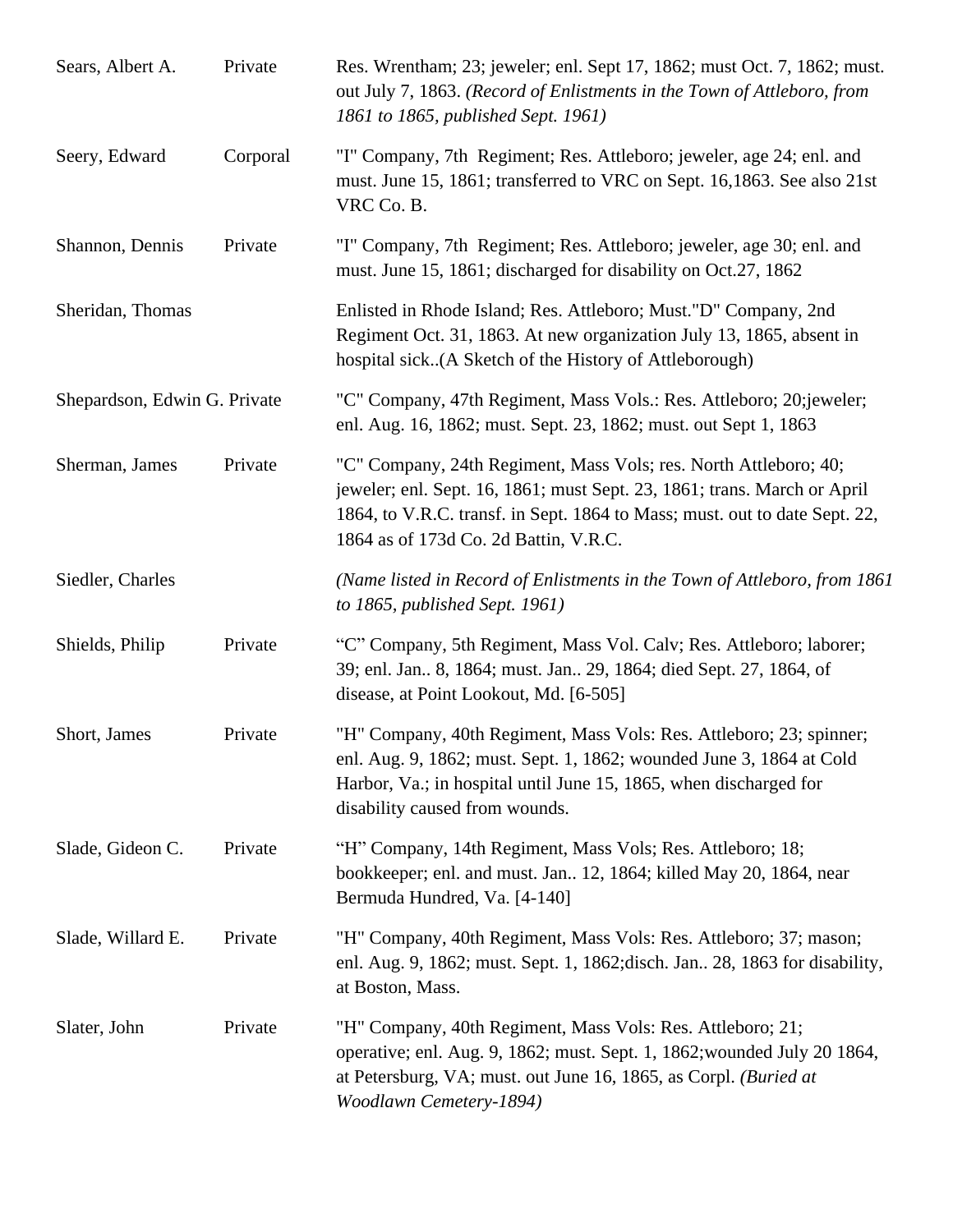| | | |
|---|---|---|
| Sears, Albert A. | Private | Res. Wrentham; 23; jeweler; enl. Sept 17, 1862; must Oct. 7, 1862; must. out July 7, 1863. *(Record of Enlistments in the Town of Attleboro, from 1861 to 1865, published Sept. 1961)* |
| Seery, Edward | Corporal | "I" Company, 7th Regiment; Res. Attleboro; jeweler, age 24; enl. and must. June 15, 1861; transferred to VRC on Sept. 16,1863. See also 21st VRC Co. B. |
| Shannon, Dennis | Private | "I" Company, 7th Regiment; Res. Attleboro; jeweler, age 30; enl. and must. June 15, 1861; discharged for disability on Oct.27, 1862 |
| Sheridan, Thomas | | Enlisted in Rhode Island; Res. Attleboro; Must."D" Company, 2nd Regiment Oct. 31, 1863. At new organization July 13, 1865, absent in hospital sick..(A Sketch of the History of Attleborough) |
| Shepardson, Edwin G. | Private | "C" Company, 47th Regiment, Mass Vols.: Res. Attleboro; 20;jeweler; enl. Aug. 16, 1862; must. Sept. 23, 1862; must. out Sept 1, 1863 |
| Sherman, James | Private | "C" Company, 24th Regiment, Mass Vols; res. North Attleboro; 40; jeweler; enl. Sept. 16, 1861; must Sept. 23, 1861; trans. March or April 1864, to V.R.C. transf. in Sept. 1864 to Mass; must. out to date Sept. 22, 1864 as of 173d Co. 2d Battin, V.R.C. |
| Siedler, Charles | | *(Name listed in Record of Enlistments in the Town of Attleboro, from 1861 to 1865, published Sept. 1961)* |
| Shields, Philip | Private | "C" Company, 5th Regiment, Mass Vol. Calv; Res. Attleboro; laborer; 39; enl. Jan.. 8, 1864; must. Jan.. 29, 1864; died Sept. 27, 1864, of disease, at Point Lookout, Md. [6-505] |
| Short, James | Private | "H" Company, 40th Regiment, Mass Vols: Res. Attleboro; 23; spinner; enl. Aug. 9, 1862; must. Sept. 1, 1862; wounded June 3, 1864 at Cold Harbor, Va.; in hospital until June 15, 1865, when discharged for disability caused from wounds. |
| Slade, Gideon C. | Private | "H" Company, 14th Regiment, Mass Vols; Res. Attleboro; 18; bookkeeper; enl. and must. Jan.. 12, 1864; killed May 20, 1864, near Bermuda Hundred, Va. [4-140] |
| Slade, Willard E. | Private | "H" Company, 40th Regiment, Mass Vols: Res. Attleboro; 37; mason; enl. Aug. 9, 1862; must. Sept. 1, 1862;disch. Jan.. 28, 1863 for disability, at Boston, Mass. |
| Slater, John | Private | "H" Company, 40th Regiment, Mass Vols: Res. Attleboro; 21; operative; enl. Aug. 9, 1862; must. Sept. 1, 1862;wounded July 20 1864, at Petersburg, VA; must. out June 16, 1865, as Corpl. *(Buried at Woodlawn Cemetery-1894)* |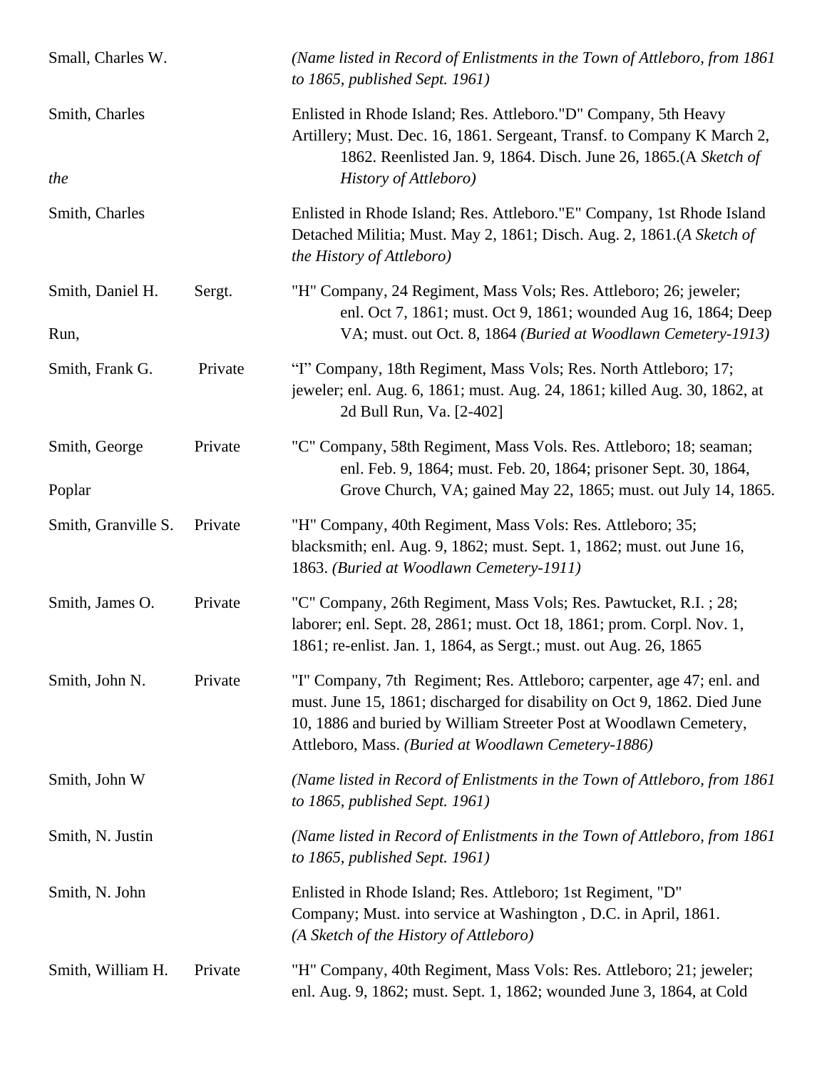| | | |
|---|---|---|
| Small, Charles W. | | *(Name listed in Record of Enlistments in the Town of Attleboro, from 1861 to 1865, published Sept. 1961)* |
| Smith, Charles | | Enlisted in Rhode Island; Res. Attleboro."D" Company, 5th Heavy Artillery; Must. Dec. 16, 1861. Sergeant, Transf. to Company K March 2, 1862. Reenlisted Jan. 9, 1864. Disch. June 26, 1865.(A *Sketch of the History of Attleboro)* |
| Smith, Charles | | Enlisted in Rhode Island; Res. Attleboro."E" Company, 1st Rhode Island Detached Militia; Must. May 2, 1861; Disch. Aug. 2, 1861.(*A Sketch of the History of Attleboro)* |
| Smith, Daniel H. | Sergt. | "H" Company, 24 Regiment, Mass Vols; Res. Attleboro; 26; jeweler; enl. Oct 7, 1861; must. Oct 9, 1861; wounded Aug 16, 1864; Deep Run, VA; must. out Oct. 8, 1864 *(Buried at Woodlawn Cemetery-1913)* |
| Smith, Frank G. | Private | "I" Company, 18th Regiment, Mass Vols; Res. North Attleboro; 17; jeweler; enl. Aug. 6, 1861; must. Aug. 24, 1861; killed Aug. 30, 1862, at 2d Bull Run, Va. [2-402] |
| Smith, George | Private | "C" Company, 58th Regiment, Mass Vols. Res. Attleboro; 18; seaman; enl. Feb. 9, 1864; must. Feb. 20, 1864; prisoner Sept. 30, 1864, Poplar Grove Church, VA; gained May 22, 1865; must. out July 14, 1865. |
| Smith, Granville S. | Private | "H" Company, 40th Regiment, Mass Vols: Res. Attleboro; 35; blacksmith; enl. Aug. 9, 1862; must. Sept. 1, 1862; must. out June 16, 1863. *(Buried at Woodlawn Cemetery-1911)* |
| Smith, James O. | Private | "C" Company, 26th Regiment, Mass Vols; Res. Pawtucket, R.I. ; 28; laborer; enl. Sept. 28, 2861; must. Oct 18, 1861; prom. Corpl. Nov. 1, 1861; re-enlist. Jan. 1, 1864, as Sergt.; must. out Aug. 26, 1865 |
| Smith, John N. | Private | "I" Company, 7th Regiment; Res. Attleboro; carpenter, age 47; enl. and must. June 15, 1861; discharged for disability on Oct 9, 1862. Died June 10, 1886 and buried by William Streeter Post at Woodlawn Cemetery, Attleboro, Mass. *(Buried at Woodlawn Cemetery-1886)* |
| Smith, John W | | *(Name listed in Record of Enlistments in the Town of Attleboro, from 1861 to 1865, published Sept. 1961)* |
| Smith, N. Justin | | *(Name listed in Record of Enlistments in the Town of Attleboro, from 1861 to 1865, published Sept. 1961)* |
| Smith, N. John | | Enlisted in Rhode Island; Res. Attleboro; 1st Regiment, "D" Company; Must. into service at Washington , D.C. in April, 1861. *(A Sketch of the History of Attleboro)* |
| Smith, William H. | Private | "H" Company, 40th Regiment, Mass Vols: Res. Attleboro; 21; jeweler; enl. Aug. 9, 1862; must. Sept. 1, 1862; wounded June 3, 1864, at Cold |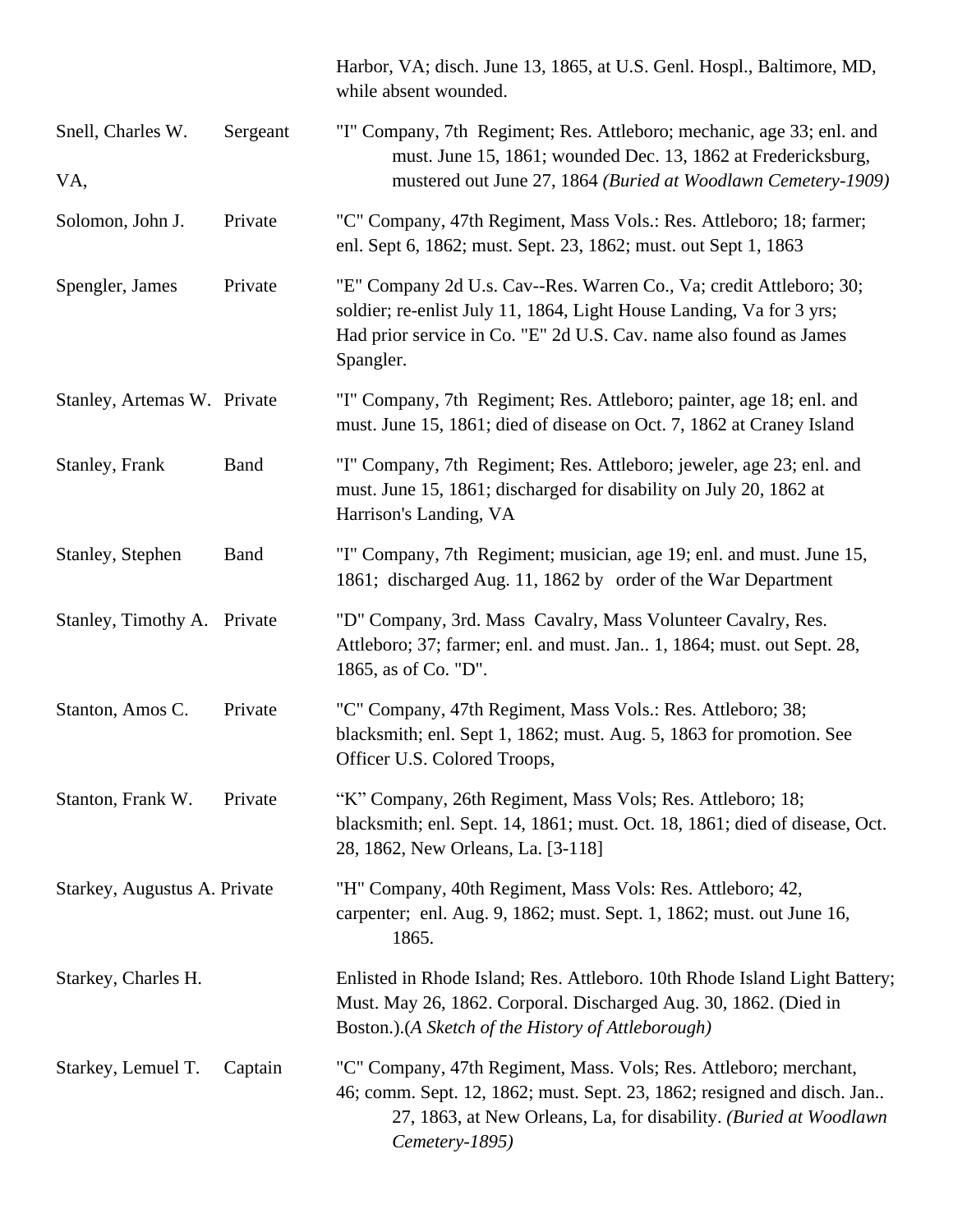|  |  | Harbor, VA; disch. June 13, 1865, at U.S. Genl. Hospl., Baltimore, MD, while absent wounded. |
|---|---|---|
| Snell, Charles W. VA, | Sergeant | "I" Company, 7th Regiment; Res. Attleboro; mechanic, age 33; enl. and must. June 15, 1861; wounded Dec. 13, 1862 at Fredericksburg, mustered out June 27, 1864 *(Buried at Woodlawn Cemetery-1909)* |
| Solomon, John J. | Private | "C" Company, 47th Regiment, Mass Vols.: Res. Attleboro; 18; farmer; enl. Sept 6, 1862; must. Sept. 23, 1862; must. out Sept 1, 1863 |
| Spengler, James | Private | "E" Company 2d U.s. Cav--Res. Warren Co., Va; credit Attleboro; 30; soldier; re-enlist July 11, 1864, Light House Landing, Va for 3 yrs; Had prior service in Co. "E" 2d U.S. Cav. name also found as James Spangler. |
| Stanley, Artemas W. | Private | "I" Company, 7th Regiment; Res. Attleboro; painter, age 18; enl. and must. June 15, 1861; died of disease on Oct. 7, 1862 at Craney Island |
| Stanley, Frank | Band | "I" Company, 7th Regiment; Res. Attleboro; jeweler, age 23; enl. and must. June 15, 1861; discharged for disability on July 20, 1862 at Harrison's Landing, VA |
| Stanley, Stephen | Band | "I" Company, 7th Regiment; musician, age 19; enl. and must. June 15, 1861; discharged Aug. 11, 1862 by order of the War Department |
| Stanley, Timothy A. | Private | "D" Company, 3rd. Mass Cavalry, Mass Volunteer Cavalry, Res. Attleboro; 37; farmer; enl. and must. Jan.. 1, 1864; must. out Sept. 28, 1865, as of Co. "D". |
| Stanton, Amos C. | Private | "C" Company, 47th Regiment, Mass Vols.: Res. Attleboro; 38; blacksmith; enl. Sept 1, 1862; must. Aug. 5, 1863 for promotion. See Officer U.S. Colored Troops, |
| Stanton, Frank W. | Private | "K" Company, 26th Regiment, Mass Vols; Res. Attleboro; 18; blacksmith; enl. Sept. 14, 1861; must. Oct. 18, 1861; died of disease, Oct. 28, 1862, New Orleans, La. [3-118] |
| Starkey, Augustus A. | Private | "H" Company, 40th Regiment, Mass Vols: Res. Attleboro; 42, carpenter; enl. Aug. 9, 1862; must. Sept. 1, 1862; must. out June 16, 1865. |
| Starkey, Charles H. |  | Enlisted in Rhode Island; Res. Attleboro. 10th Rhode Island Light Battery; Must. May 26, 1862. Corporal. Discharged Aug. 30, 1862. (Died in Boston.).*(A Sketch of the History of Attleborough)* |
| Starkey, Lemuel T. | Captain | "C" Company, 47th Regiment, Mass. Vols; Res. Attleboro; merchant, 46; comm. Sept. 12, 1862; must. Sept. 23, 1862; resigned and disch. Jan.. 27, 1863, at New Orleans, La, for disability. *(Buried at Woodlawn Cemetery-1895)* |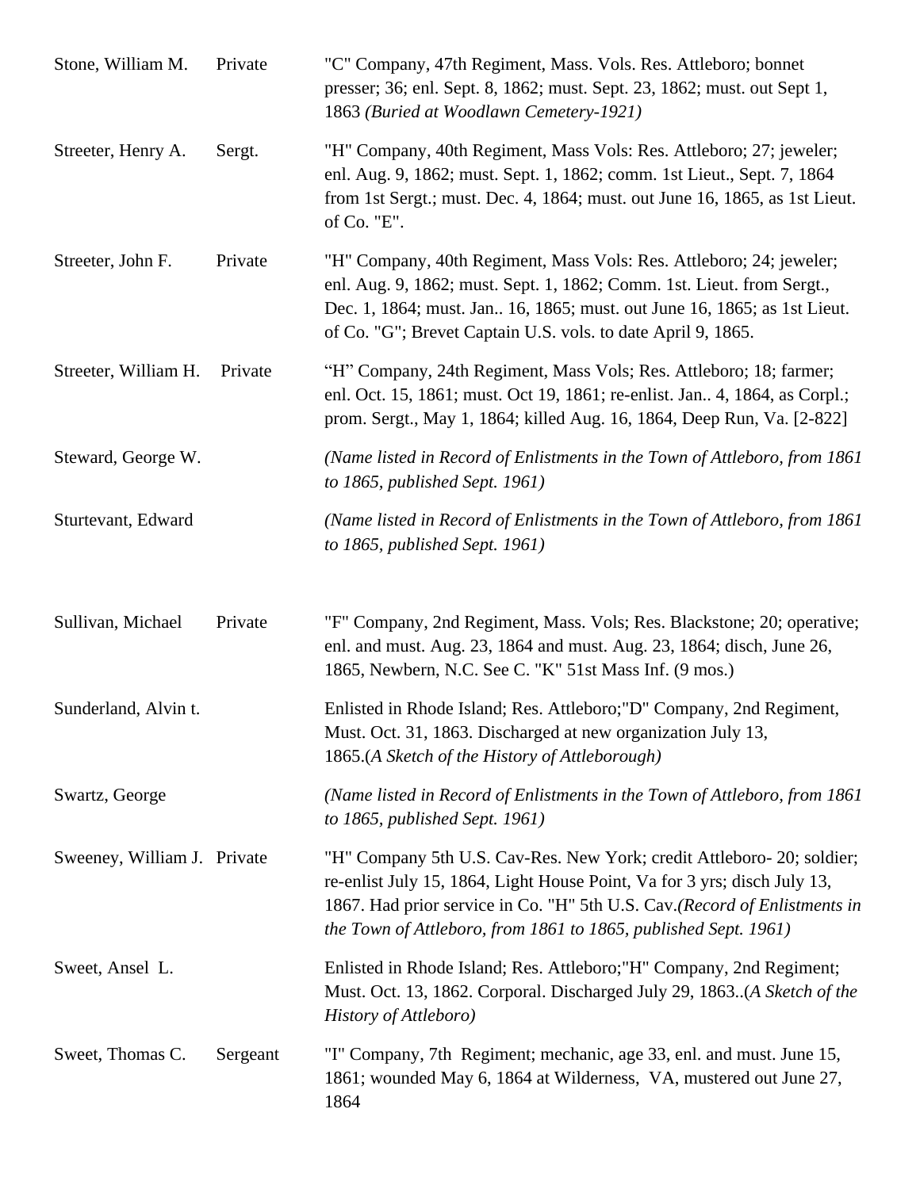| | | |
|---|---|---|
| Stone, William M. | Private | "C" Company, 47th Regiment, Mass. Vols. Res. Attleboro; bonnet presser; 36; enl. Sept. 8, 1862; must. Sept. 23, 1862; must. out Sept 1, 1863 *(Buried at Woodlawn Cemetery-1921)* |
| Streeter, Henry A. | Sergt. | "H" Company, 40th Regiment, Mass Vols: Res. Attleboro; 27; jeweler; enl. Aug. 9, 1862; must. Sept. 1, 1862; comm. 1st Lieut., Sept. 7, 1864 from 1st Sergt.; must. Dec. 4, 1864; must. out June 16, 1865, as 1st Lieut. of Co. "E". |
| Streeter, John F. | Private | "H" Company, 40th Regiment, Mass Vols: Res. Attleboro; 24; jeweler; enl. Aug. 9, 1862; must. Sept. 1, 1862; Comm. 1st. Lieut. from Sergt., Dec. 1, 1864; must. Jan.. 16, 1865; must. out June 16, 1865; as 1st Lieut. of Co. "G"; Brevet Captain U.S. vols. to date April 9, 1865. |
| Streeter, William H. | Private | "H" Company, 24th Regiment, Mass Vols; Res. Attleboro; 18; farmer; enl. Oct. 15, 1861; must. Oct 19, 1861; re-enlist. Jan.. 4, 1864, as Corpl.; prom. Sergt., May 1, 1864; killed Aug. 16, 1864, Deep Run, Va. [2-822] |
| Steward, George W. | | *(Name listed in Record of Enlistments in the Town of Attleboro, from 1861 to 1865, published Sept. 1961)* |
| Sturtevant, Edward | | *(Name listed in Record of Enlistments in the Town of Attleboro, from 1861 to 1865, published Sept. 1961)* |
| Sullivan, Michael | Private | "F" Company, 2nd Regiment, Mass. Vols; Res. Blackstone; 20; operative; enl. and must. Aug. 23, 1864 and must. Aug. 23, 1864; disch, June 26, 1865, Newbern, N.C. See C. "K" 51st Mass Inf. (9 mos.) |
| Sunderland, Alvin t. | | Enlisted in Rhode Island; Res. Attleboro;"D" Company, 2nd Regiment, Must. Oct. 31, 1863. Discharged at new organization July 13, 1865.*(A Sketch of the History of Attleborough)* |
| Swartz, George | | *(Name listed in Record of Enlistments in the Town of Attleboro, from 1861 to 1865, published Sept. 1961)* |
| Sweeney, William J. | Private | "H" Company 5th U.S. Cav-Res. New York; credit Attleboro- 20; soldier; re-enlist July 15, 1864, Light House Point, Va for 3 yrs; disch July 13, 1867. Had prior service in Co. "H" 5th U.S. Cav.*(Record of Enlistments in the Town of Attleboro, from 1861 to 1865, published Sept. 1961)* |
| Sweet, Ansel L. | | Enlisted in Rhode Island; Res. Attleboro;"H" Company, 2nd Regiment; Must. Oct. 13, 1862. Corporal. Discharged July 29, 1863..*(A Sketch of the History of Attleboro)* |
| Sweet, Thomas C. | Sergeant | "I" Company, 7th Regiment; mechanic, age 33, enl. and must. June 15, 1861; wounded May 6, 1864 at Wilderness, VA, mustered out June 27, 1864 |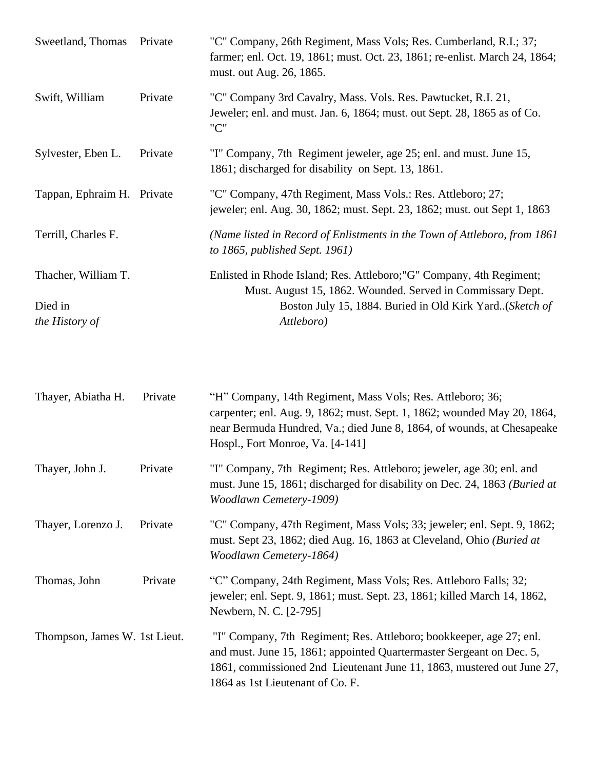| | | |
|---|---|---|
| Sweetland, Thomas | Private | "C" Company, 26th Regiment, Mass Vols; Res. Cumberland, R.I.; 37; farmer; enl. Oct. 19, 1861; must. Oct. 23, 1861; re-enlist. March 24, 1864; must. out Aug. 26, 1865. |
| Swift, William | Private | "C" Company 3rd Cavalry, Mass. Vols. Res. Pawtucket, R.I. 21, Jeweler; enl. and must. Jan. 6, 1864; must. out Sept. 28, 1865 as of Co. "C" |
| Sylvester, Eben L. | Private | "I" Company, 7th Regiment jeweler, age 25; enl. and must. June 15, 1861; discharged for disability on Sept. 13, 1861. |
| Tappan, Ephraim H. | Private | "C" Company, 47th Regiment, Mass Vols.: Res. Attleboro; 27; jeweler; enl. Aug. 30, 1862; must. Sept. 23, 1862; must. out Sept 1, 1863 |
| Terrill, Charles F. | | *(Name listed in Record of Enlistments in the Town of Attleboro, from 1861 to 1865, published Sept. 1961)* |
| Thacher, William T. | | Enlisted in Rhode Island; Res. Attleboro;"G" Company, 4th Regiment; Must. August 15, 1862. Wounded. Served in Commissary Dept. Died in Boston July 15, 1884. Buried in Old Kirk Yard..(*Sketch of the History of Attleboro)* |
| Thayer, Abiatha H. | Private | "H" Company, 14th Regiment, Mass Vols; Res. Attleboro; 36; carpenter; enl. Aug. 9, 1862; must. Sept. 1, 1862; wounded May 20, 1864, near Bermuda Hundred, Va.; died June 8, 1864, of wounds, at Chesapeake Hospl., Fort Monroe, Va. [4-141] |
| Thayer, John J. | Private | "I" Company, 7th Regiment; Res. Attleboro; jeweler, age 30; enl. and must. June 15, 1861; discharged for disability on Dec. 24, 1863 *(Buried at Woodlawn Cemetery-1909)* |
| Thayer, Lorenzo J. | Private | "C" Company, 47th Regiment, Mass Vols; 33; jeweler; enl. Sept. 9, 1862; must. Sept 23, 1862; died Aug. 16, 1863 at Cleveland, Ohio *(Buried at Woodlawn Cemetery-1864)* |
| Thomas, John | Private | "C" Company, 24th Regiment, Mass Vols; Res. Attleboro Falls; 32; jeweler; enl. Sept. 9, 1861; must. Sept. 23, 1861; killed March 14, 1862, Newbern, N. C. [2-795] |
| Thompson, James W. | 1st Lieut. | "I" Company, 7th Regiment; Res. Attleboro; bookkeeper, age 27; enl. and must. June 15, 1861; appointed Quartermaster Sergeant on Dec. 5, 1861, commissioned 2nd Lieutenant June 11, 1863, mustered out June 27, 1864 as 1st Lieutenant of Co. F. |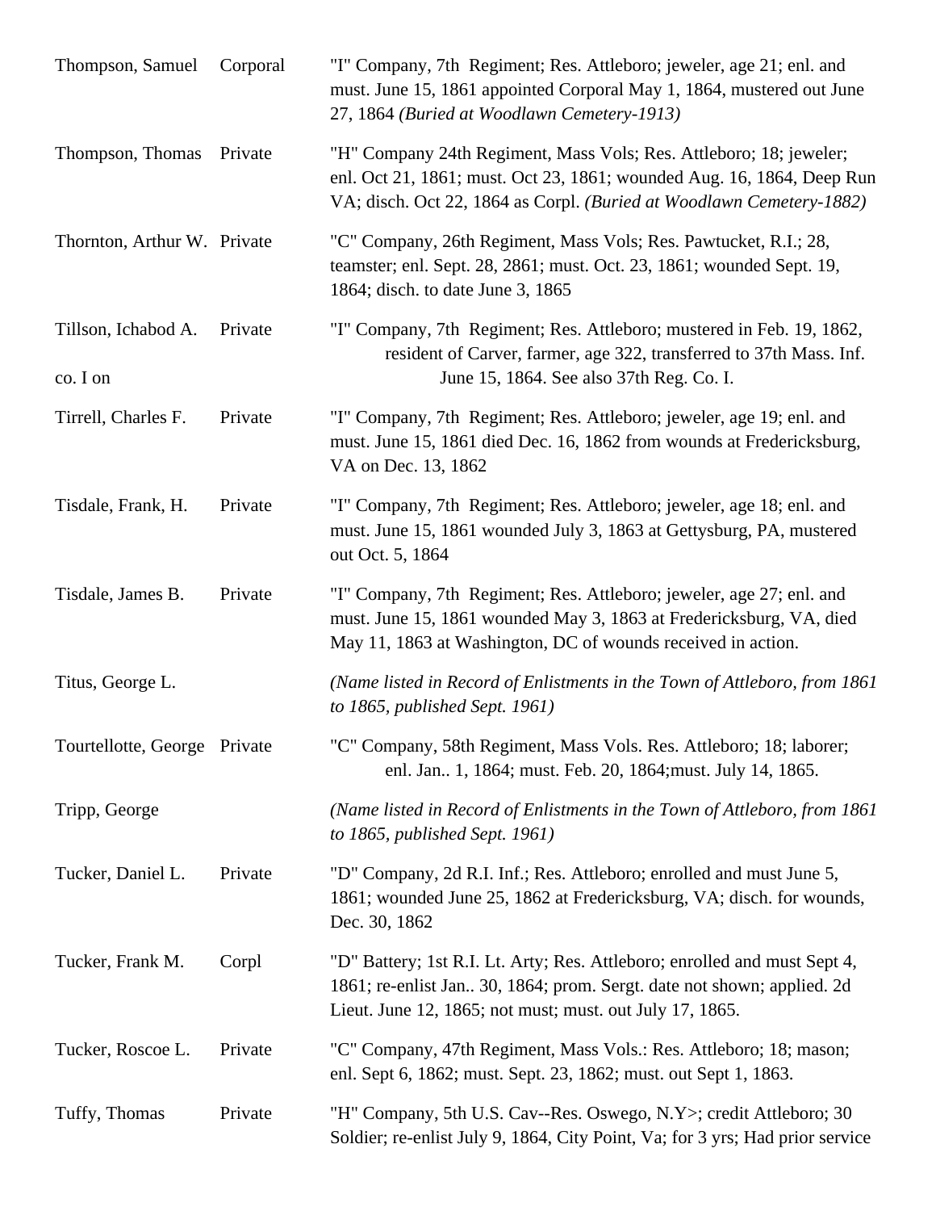| | | |
|---|---|---|
| Thompson, Samuel | Corporal | "I" Company, 7th Regiment; Res. Attleboro; jeweler, age 21; enl. and must. June 15, 1861 appointed Corporal May 1, 1864, mustered out June 27, 1864 *(Buried at Woodlawn Cemetery-1913)* |
| Thompson, Thomas | Private | "H" Company 24th Regiment, Mass Vols; Res. Attleboro; 18; jeweler; enl. Oct 21, 1861; must. Oct 23, 1861; wounded Aug. 16, 1864, Deep Run VA; disch. Oct 22, 1864 as Corpl. *(Buried at Woodlawn Cemetery-1882)* |
| Thornton, Arthur W. | Private | "C" Company, 26th Regiment, Mass Vols; Res. Pawtucket, R.I.; 28, teamster; enl. Sept. 28, 2861; must. Oct. 23, 1861; wounded Sept. 19, 1864; disch. to date June 3, 1865 |
| Tillson, Ichabod A. co. I on | Private | "I" Company, 7th Regiment; Res. Attleboro; mustered in Feb. 19, 1862, resident of Carver, farmer, age 322, transferred to 37th Mass. Inf. June 15, 1864. See also 37th Reg. Co. I. |
| Tirrell, Charles F. | Private | "I" Company, 7th Regiment; Res. Attleboro; jeweler, age 19; enl. and must. June 15, 1861 died Dec. 16, 1862 from wounds at Fredericksburg, VA on Dec. 13, 1862 |
| Tisdale, Frank, H. | Private | "I" Company, 7th Regiment; Res. Attleboro; jeweler, age 18; enl. and must. June 15, 1861 wounded July 3, 1863 at Gettysburg, PA, mustered out Oct. 5, 1864 |
| Tisdale, James B. | Private | "I" Company, 7th Regiment; Res. Attleboro; jeweler, age 27; enl. and must. June 15, 1861 wounded May 3, 1863 at Fredericksburg, VA, died May 11, 1863 at Washington, DC of wounds received in action. |
| Titus, George L. | | *(Name listed in Record of Enlistments in the Town of Attleboro, from 1861 to 1865, published Sept. 1961)* |
| Tourtellotte, George | Private | "C" Company, 58th Regiment, Mass Vols. Res. Attleboro; 18; laborer; enl. Jan.. 1, 1864; must. Feb. 20, 1864;must. July 14, 1865. |
| Tripp, George | | *(Name listed in Record of Enlistments in the Town of Attleboro, from 1861 to 1865, published Sept. 1961)* |
| Tucker, Daniel L. | Private | "D" Company, 2d R.I. Inf.; Res. Attleboro; enrolled and must June 5, 1861; wounded June 25, 1862 at Fredericksburg, VA; disch. for wounds, Dec. 30, 1862 |
| Tucker, Frank M. | Corpl | "D" Battery; 1st R.I. Lt. Arty; Res. Attleboro; enrolled and must Sept 4, 1861; re-enlist Jan.. 30, 1864; prom. Sergt. date not shown; applied. 2d Lieut. June 12, 1865; not must; must. out July 17, 1865. |
| Tucker, Roscoe L. | Private | "C" Company, 47th Regiment, Mass Vols.: Res. Attleboro; 18; mason; enl. Sept 6, 1862; must. Sept. 23, 1862; must. out Sept 1, 1863. |
| Tuffy, Thomas | Private | "H" Company, 5th U.S. Cav--Res. Oswego, N.Y>; credit Attleboro; 30 Soldier; re-enlist July 9, 1864, City Point, Va; for 3 yrs; Had prior service |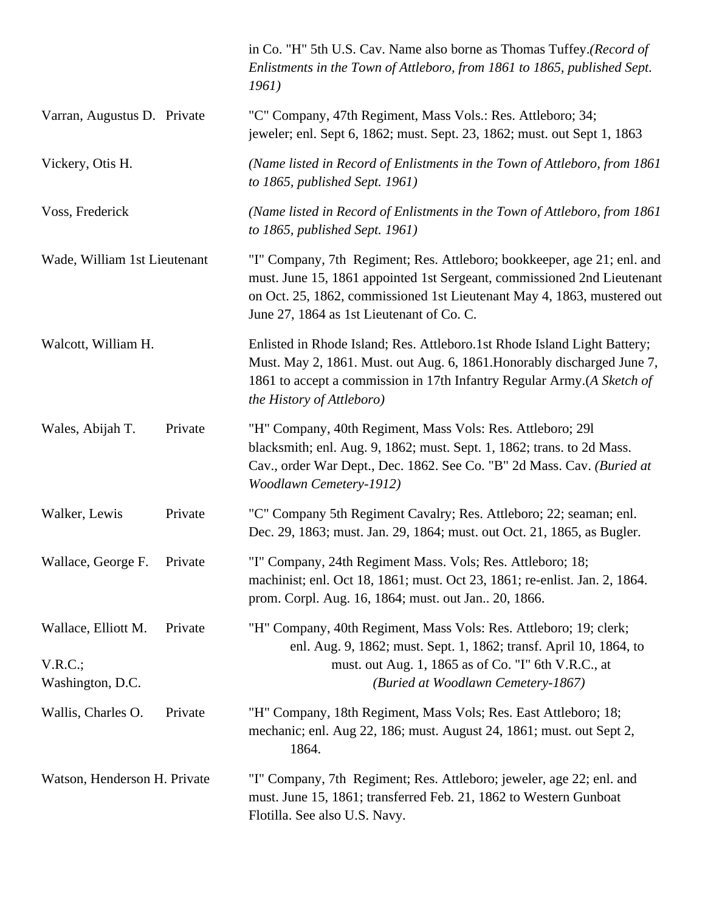| | | |
|---|---|---|
| | | in Co. "H" 5th U.S. Cav. Name also borne as Thomas Tuffey.*(Record of Enlistments in the Town of Attleboro, from 1861 to 1865, published Sept. 1961)* |
| Varran, Augustus D. | Private | "C" Company, 47th Regiment, Mass Vols.: Res. Attleboro; 34; jeweler; enl. Sept 6, 1862; must. Sept. 23, 1862; must. out Sept 1, 1863 |
| Vickery, Otis H. | | *(Name listed in Record of Enlistments in the Town of Attleboro, from 1861 to 1865, published Sept. 1961)* |
| Voss, Frederick | | *(Name listed in Record of Enlistments in the Town of Attleboro, from 1861 to 1865, published Sept. 1961)* |
| Wade, William | 1st Lieutenant | "I" Company, 7th Regiment; Res. Attleboro; bookkeeper, age 21; enl. and must. June 15, 1861 appointed 1st Sergeant, commissioned 2nd Lieutenant on Oct. 25, 1862, commissioned 1st Lieutenant May 4, 1863, mustered out June 27, 1864 as 1st Lieutenant of Co. C. |
| Walcott, William H. | | Enlisted in Rhode Island; Res. Attleboro.1st Rhode Island Light Battery; Must. May 2, 1861. Must. out Aug. 6, 1861.Honorably discharged June 7, 1861 to accept a commission in 17th Infantry Regular Army.*(A Sketch of the History of Attleboro)* |
| Wales, Abijah T. | Private | "H" Company, 40th Regiment, Mass Vols: Res. Attleboro; 29l blacksmith; enl. Aug. 9, 1862; must. Sept. 1, 1862; trans. to 2d Mass. Cav., order War Dept., Dec. 1862. See Co. "B" 2d Mass. Cav. *(Buried at Woodlawn Cemetery-1912)* |
| Walker, Lewis | Private | "C" Company 5th Regiment Cavalry; Res. Attleboro; 22; seaman; enl. Dec. 29, 1863; must. Jan. 29, 1864; must. out Oct. 21, 1865, as Bugler. |
| Wallace, George F. | Private | "I" Company, 24th Regiment Mass. Vols; Res. Attleboro; 18; machinist; enl. Oct 18, 1861; must. Oct 23, 1861; re-enlist. Jan. 2, 1864. prom. Corpl. Aug. 16, 1864; must. out Jan.. 20, 1866. |
| Wallace, Elliott M. | Private | "H" Company, 40th Regiment, Mass Vols: Res. Attleboro; 19; clerk; enl. Aug. 9, 1862; must. Sept. 1, 1862; transf. April 10, 1864, to V.R.C.; must. out Aug. 1, 1865 as of Co. "I" 6th V.R.C., at Washington, D.C. *(Buried at Woodlawn Cemetery-1867)* |
| Wallis, Charles O. | Private | "H" Company, 18th Regiment, Mass Vols; Res. East Attleboro; 18; mechanic; enl. Aug 22, 186; must. August 24, 1861; must. out Sept 2, 1864. |
| Watson, Henderson H. | Private | "I" Company, 7th Regiment; Res. Attleboro; jeweler, age 22; enl. and must. June 15, 1861; transferred Feb. 21, 1862 to Western Gunboat Flotilla. See also U.S. Navy. |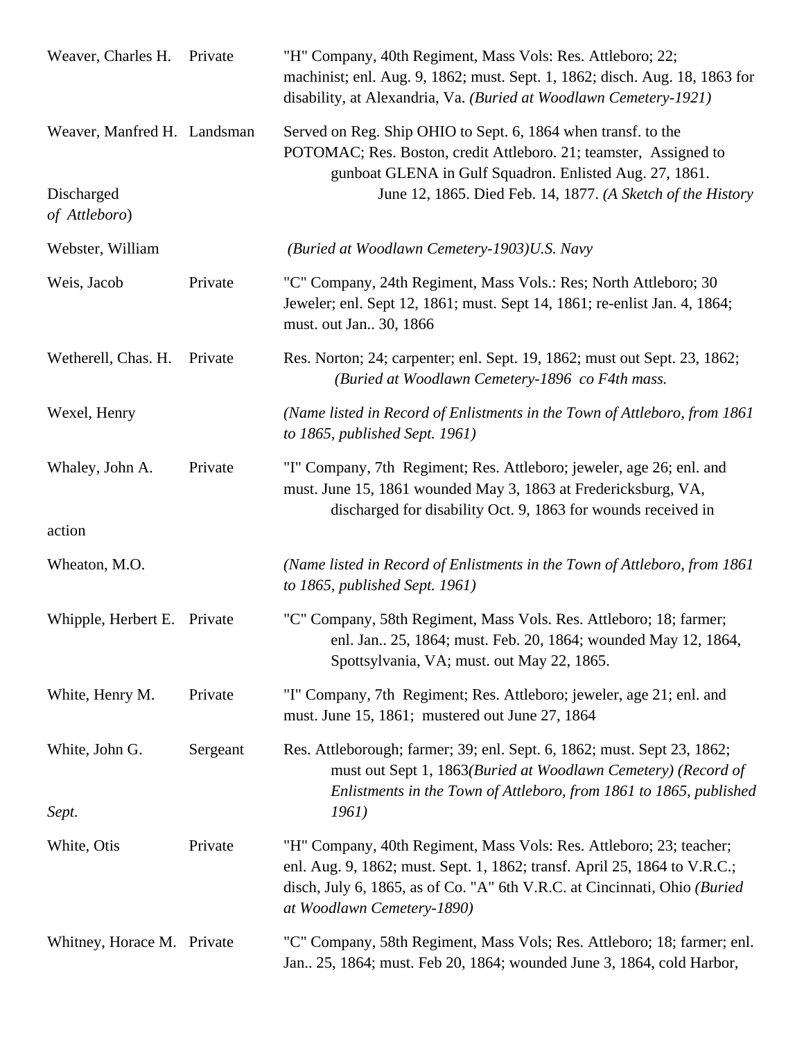| | | |
|---|---|---|
| Weaver, Charles H. | Private | "H" Company, 40th Regiment, Mass Vols: Res. Attleboro; 22; machinist; enl. Aug. 9, 1862; must. Sept. 1, 1862; disch. Aug. 18, 1863 for disability, at Alexandria, Va. *(Buried at Woodlawn Cemetery-1921)* |
| Weaver, Manfred H. | Landsman | Served on Reg. Ship OHIO to Sept. 6, 1864 when transf. to the POTOMAC; Res. Boston, credit Attleboro. 21; teamster, Assigned to gunboat GLENA in Gulf Squadron. Enlisted Aug. 27, 1861. Discharged June 12, 1865. Died Feb. 14, 1877. *(A Sketch of the History of Attleboro)* |
| Webster, William | | *(Buried at Woodlawn Cemetery-1903)U.S. Navy* |
| Weis, Jacob | Private | "C" Company, 24th Regiment, Mass Vols.: Res; North Attleboro; 30 Jeweler; enl. Sept 12, 1861; must. Sept 14, 1861; re-enlist Jan. 4, 1864; must. out Jan.. 30, 1866 |
| Wetherell, Chas. H. | Private | Res. Norton; 24; carpenter; enl. Sept. 19, 1862; must out Sept. 23, 1862; *(Buried at Woodlawn Cemetery-1896 co F4th mass.* |
| Wexel, Henry | | *(Name listed in Record of Enlistments in the Town of Attleboro, from 1861 to 1865, published Sept. 1961)* |
| Whaley, John A. | Private | "I" Company, 7th Regiment; Res. Attleboro; jeweler, age 26; enl. and must. June 15, 1861 wounded May 3, 1863 at Fredericksburg, VA, discharged for disability Oct. 9, 1863 for wounds received in action |
| Wheaton, M.O. | | *(Name listed in Record of Enlistments in the Town of Attleboro, from 1861 to 1865, published Sept. 1961)* |
| Whipple, Herbert E. | Private | "C" Company, 58th Regiment, Mass Vols. Res. Attleboro; 18; farmer; enl. Jan.. 25, 1864; must. Feb. 20, 1864; wounded May 12, 1864, Spottsylvania, VA; must. out May 22, 1865. |
| White, Henry M. | Private | "I" Company, 7th Regiment; Res. Attleboro; jeweler, age 21; enl. and must. June 15, 1861; mustered out June 27, 1864 |
| White, John G. | Sergeant | Res. Attleborough; farmer; 39; enl. Sept. 6, 1862; must. Sept 23, 1862; must out Sept 1, 1863*(Buried at Woodlawn Cemetery) (Record of Enlistments in the Town of Attleboro, from 1861 to 1865, published Sept. 1961)* |
| White, Otis | Private | "H" Company, 40th Regiment, Mass Vols: Res. Attleboro; 23; teacher; enl. Aug. 9, 1862; must. Sept. 1, 1862; transf. April 25, 1864 to V.R.C.; disch, July 6, 1865, as of Co. "A" 6th V.R.C. at Cincinnati, Ohio *(Buried at Woodlawn Cemetery-1890)* |
| Whitney, Horace M. | Private | "C" Company, 58th Regiment, Mass Vols; Res. Attleboro; 18; farmer; enl. Jan.. 25, 1864; must. Feb 20, 1864; wounded June 3, 1864, cold Harbor, |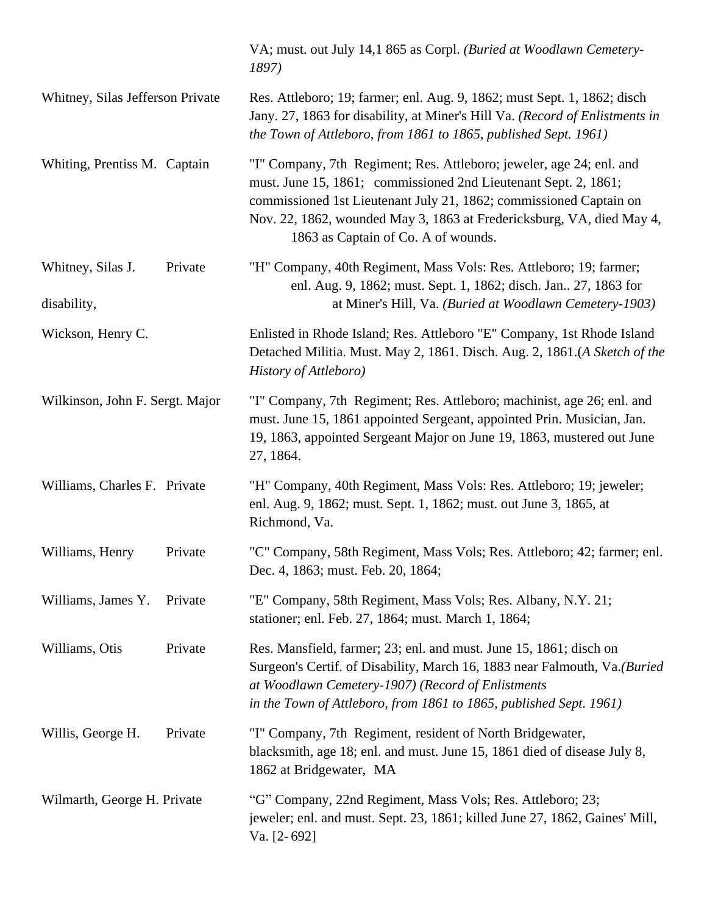| | |
|---|---|
| | VA; must. out July 14,1 865 as Corpl. *(Buried at Woodlawn Cemetery-1897)* |
| Whitney, Silas Jefferson Private | Res. Attleboro; 19; farmer; enl. Aug. 9, 1862; must Sept. 1, 1862; disch Jany. 27, 1863 for disability, at Miner's Hill Va. *(Record of Enlistments in the Town of Attleboro, from 1861 to 1865, published Sept. 1961)* |
| Whiting, Prentiss M. Captain | "I" Company, 7th Regiment; Res. Attleboro; jeweler, age 24; enl. and must. June 15, 1861; commissioned 2nd Lieutenant Sept. 2, 1861; commissioned 1st Lieutenant July 21, 1862; commissioned Captain on Nov. 22, 1862, wounded May 3, 1863 at Fredericksburg, VA, died May 4, 1863 as Captain of Co. A of wounds. |
| Whitney, Silas J. Private disability, | "H" Company, 40th Regiment, Mass Vols: Res. Attleboro; 19; farmer; enl. Aug. 9, 1862; must. Sept. 1, 1862; disch. Jan.. 27, 1863 for at Miner's Hill, Va. *(Buried at Woodlawn Cemetery-1903)* |
| Wickson, Henry C. | Enlisted in Rhode Island; Res. Attleboro "E" Company, 1st Rhode Island Detached Militia. Must. May 2, 1861. Disch. Aug. 2, 1861.(*A Sketch of the History of Attleboro)* |
| Wilkinson, John F. Sergt. Major | "I" Company, 7th Regiment; Res. Attleboro; machinist, age 26; enl. and must. June 15, 1861 appointed Sergeant, appointed Prin. Musician, Jan. 19, 1863, appointed Sergeant Major on June 19, 1863, mustered out June 27, 1864. |
| Williams, Charles F. Private | "H" Company, 40th Regiment, Mass Vols: Res. Attleboro; 19; jeweler; enl. Aug. 9, 1862; must. Sept. 1, 1862; must. out June 3, 1865, at Richmond, Va. |
| Williams, Henry Private | "C" Company, 58th Regiment, Mass Vols; Res. Attleboro; 42; farmer; enl. Dec. 4, 1863; must. Feb. 20, 1864; |
| Williams, James Y. Private | "E" Company, 58th Regiment, Mass Vols; Res. Albany, N.Y. 21; stationer; enl. Feb. 27, 1864; must. March 1, 1864; |
| Williams, Otis Private | Res. Mansfield, farmer; 23; enl. and must. June 15, 1861; disch on Surgeon's Certif. of Disability, March 16, 1883 near Falmouth, Va.*(Buried at Woodlawn Cemetery-1907) (Record of Enlistments in the Town of Attleboro, from 1861 to 1865, published Sept. 1961)* |
| Willis, George H. Private | "I" Company, 7th Regiment, resident of North Bridgewater, blacksmith, age 18; enl. and must. June 15, 1861 died of disease July 8, 1862 at Bridgewater, MA |
| Wilmarth, George H. Private | "G" Company, 22nd Regiment, Mass Vols; Res. Attleboro; 23; jeweler; enl. and must. Sept. 23, 1861; killed June 27, 1862, Gaines' Mill, Va. [2- 692] |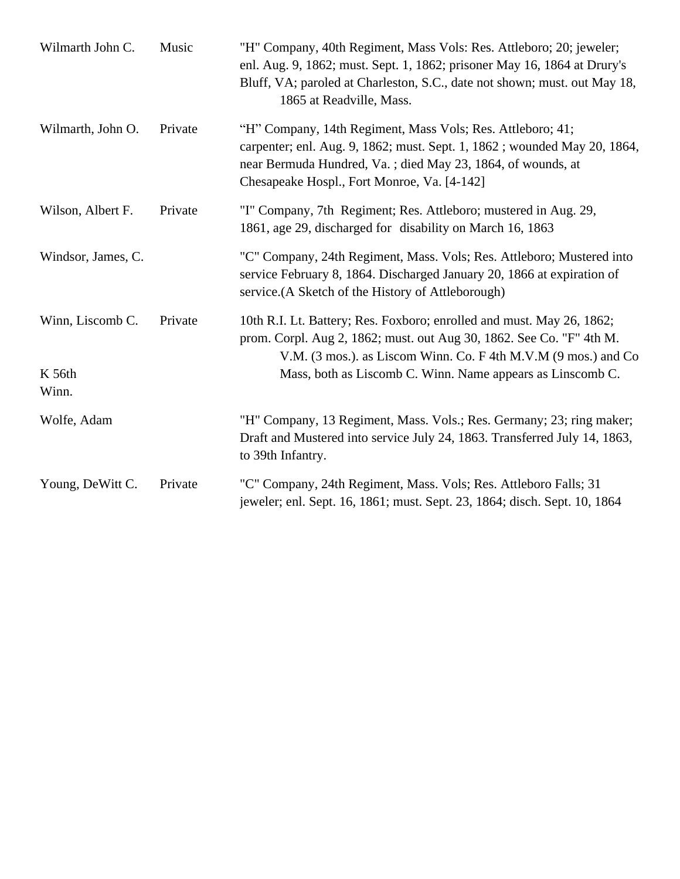| | | |
|---|---|---|
| Wilmarth John C. | Music | "H" Company, 40th Regiment, Mass Vols: Res. Attleboro; 20; jeweler; enl. Aug. 9, 1862; must. Sept. 1, 1862; prisoner May 16, 1864 at Drury's Bluff, VA; paroled at Charleston, S.C., date not shown; must. out May 18, 1865 at Readville, Mass. |
| Wilmarth, John O. | Private | "H" Company, 14th Regiment, Mass Vols; Res. Attleboro; 41; carpenter; enl. Aug. 9, 1862; must. Sept. 1, 1862 ; wounded May 20, 1864, near Bermuda Hundred, Va. ; died May 23, 1864, of wounds, at Chesapeake Hospl., Fort Monroe, Va. [4-142] |
| Wilson, Albert F. | Private | "I" Company, 7th Regiment; Res. Attleboro; mustered in Aug. 29, 1861, age 29, discharged for disability on March 16, 1863 |
| Windsor, James, C. | | "C" Company, 24th Regiment, Mass. Vols; Res. Attleboro; Mustered into service February 8, 1864. Discharged January 20, 1866 at expiration of service.(A Sketch of the History of Attleborough) |
| Winn, Liscomb C. | Private | 10th R.I. Lt. Battery; Res. Foxboro; enrolled and must. May 26, 1862; prom. Corpl. Aug 2, 1862; must. out Aug 30, 1862. See Co. "F" 4th M. V.M. (3 mos.). as Liscom Winn. Co. F 4th M.V.M (9 mos.) and Co K 56th Mass, both as Liscomb C. Winn. Name appears as Linscomb C. Winn. |
| Wolfe, Adam | | "H" Company, 13 Regiment, Mass. Vols.; Res. Germany; 23; ring maker; Draft and Mustered into service July 24, 1863. Transferred July 14, 1863, to 39th Infantry. |
| Young, DeWitt C. | Private | "C" Company, 24th Regiment, Mass. Vols; Res. Attleboro Falls; 31 jeweler; enl. Sept. 16, 1861; must. Sept. 23, 1864; disch. Sept. 10, 1864 |